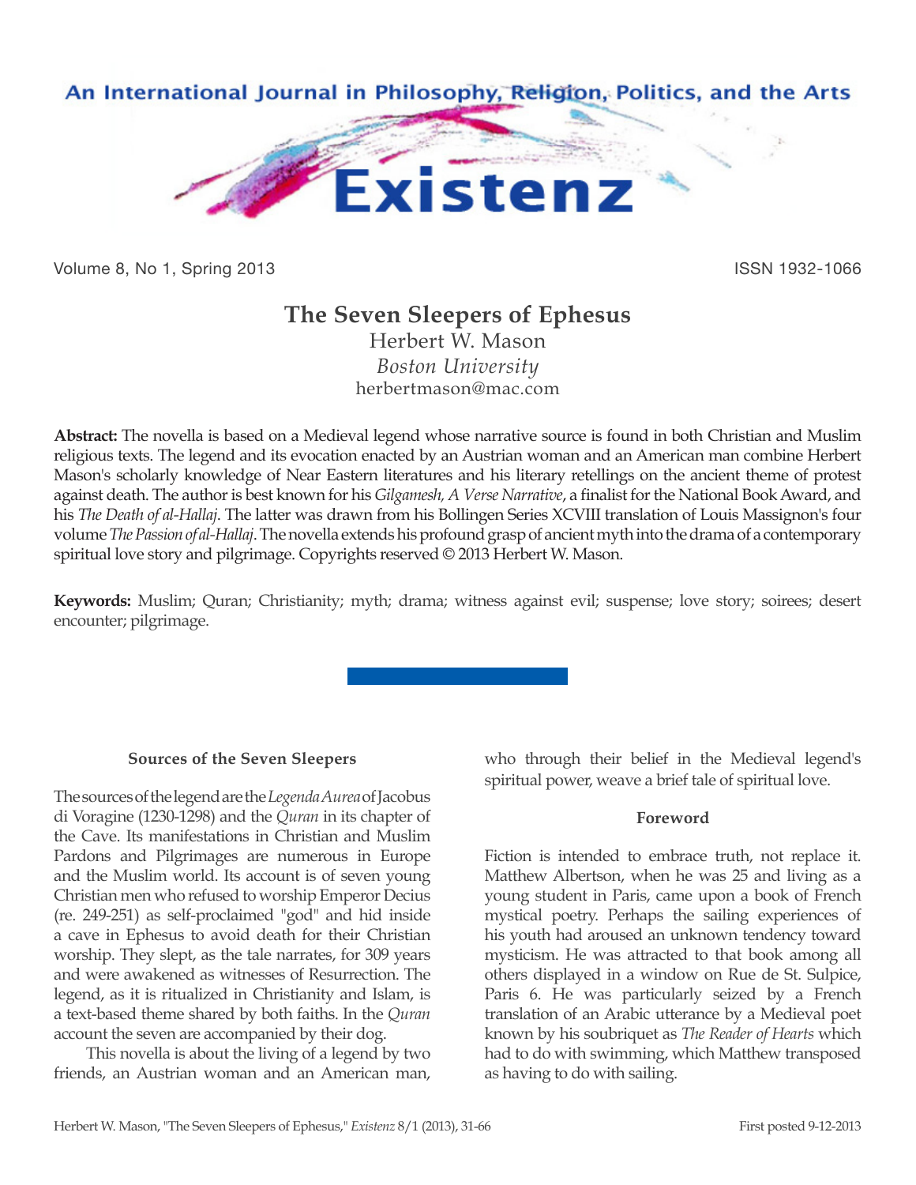An International Journal in Philosophy, Religion, Politics, and the Arts

# Existenz

Volume 8, No 1, Spring 2013 ISSN 1932-1066

## The Seven Sleepers of Ephesus

Herbert W. Mason
*Boston University*
herbertmason@mac.com

**Abstract:** The novella is based on a Medieval legend whose narrative source is found in both Christian and Muslim religious texts. The legend and its evocation enacted by an Austrian woman and an American man combine Herbert Mason's scholarly knowledge of Near Eastern literatures and his literary retellings on the ancient theme of protest against death. The author is best known for his *Gilgamesh, A Verse Narrative*, a finalist for the National Book Award, and his *The Death of al-Hallaj*. The latter was drawn from his Bollingen Series XCVIII translation of Louis Massignon's four volume *The Passion of al-Hallaj*. The novella extends his profound grasp of ancient myth into the drama of a contemporary spiritual love story and pilgrimage. Copyrights reserved © 2013 Herbert W. Mason.

**Keywords:** Muslim; Quran; Christianity; myth; drama; witness against evil; suspense; love story; soirees; desert encounter; pilgrimage.

### Sources of the Seven Sleepers

The sources of the legend are the *Legenda Aurea* of Jacobus di Voragine (1230-1298) and the *Quran* in its chapter of the Cave. Its manifestations in Christian and Muslim Pardons and Pilgrimages are numerous in Europe and the Muslim world. Its account is of seven young Christian men who refused to worship Emperor Decius (re. 249-251) as self-proclaimed "god" and hid inside a cave in Ephesus to avoid death for their Christian worship. They slept, as the tale narrates, for 309 years and were awakened as witnesses of Resurrection. The legend, as it is ritualized in Christianity and Islam, is a text-based theme shared by both faiths. In the *Quran* account the seven are accompanied by their dog.

This novella is about the living of a legend by two friends, an Austrian woman and an American man, who through their belief in the Medieval legend's spiritual power, weave a brief tale of spiritual love.

### Foreword

Fiction is intended to embrace truth, not replace it. Matthew Albertson, when he was 25 and living as a young student in Paris, came upon a book of French mystical poetry. Perhaps the sailing experiences of his youth had aroused an unknown tendency toward mysticism. He was attracted to that book among all others displayed in a window on Rue de St. Sulpice, Paris 6. He was particularly seized by a French translation of an Arabic utterance by a Medieval poet known by his soubriquet as *The Reader of Hearts* which had to do with swimming, which Matthew transposed as having to do with sailing.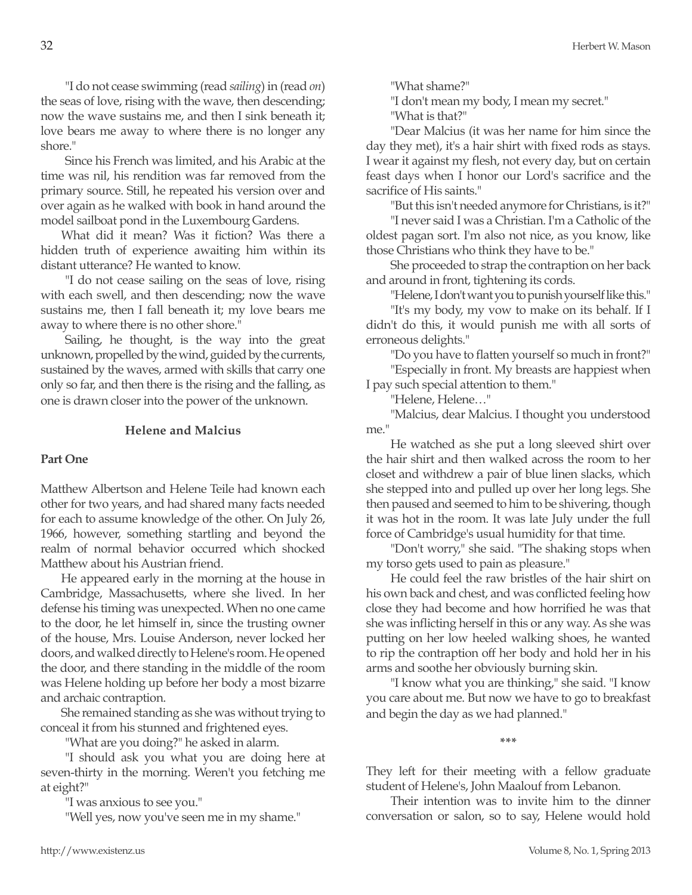"I do not cease swimming (read *sailing*) in (read *on*) the seas of love, rising with the wave, then descending; now the wave sustains me, and then I sink beneath it; love bears me away to where there is no longer any shore."

Since his French was limited, and his Arabic at the time was nil, his rendition was far removed from the primary source. Still, he repeated his version over and over again as he walked with book in hand around the model sailboat pond in the Luxembourg Gardens.

What did it mean? Was it fiction? Was there a hidden truth of experience awaiting him within its distant utterance? He wanted to know.

"I do not cease sailing on the seas of love, rising with each swell, and then descending; now the wave sustains me, then I fall beneath it; my love bears me away to where there is no other shore."

Sailing, he thought, is the way into the great unknown, propelled by the wind, guided by the currents, sustained by the waves, armed with skills that carry one only so far, and then there is the rising and the falling, as one is drawn closer into the power of the unknown.

### Helene and Malcius

**Part One**

Matthew Albertson and Helene Teile had known each other for two years, and had shared many facts needed for each to assume knowledge of the other. On July 26, 1966, however, something startling and beyond the realm of normal behavior occurred which shocked Matthew about his Austrian friend.

He appeared early in the morning at the house in Cambridge, Massachusetts, where she lived. In her defense his timing was unexpected. When no one came to the door, he let himself in, since the trusting owner of the house, Mrs. Louise Anderson, never locked her doors, and walked directly to Helene's room. He opened the door, and there standing in the middle of the room was Helene holding up before her body a most bizarre and archaic contraption.

She remained standing as she was without trying to conceal it from his stunned and frightened eyes.

"What are you doing?" he asked in alarm.

"I should ask you what you are doing here at seven-thirty in the morning. Weren't you fetching me at eight?"

"I was anxious to see you."

"Well yes, now you've seen me in my shame."

"What shame?"

"I don't mean my body, I mean my secret."

"What is that?"

"Dear Malcius (it was her name for him since the day they met), it's a hair shirt with fixed rods as stays. I wear it against my flesh, not every day, but on certain feast days when I honor our Lord's sacrifice and the sacrifice of His saints."

"But this isn't needed anymore for Christians, is it?"

"I never said I was a Christian. I'm a Catholic of the oldest pagan sort. I'm also not nice, as you know, like those Christians who think they have to be."

She proceeded to strap the contraption on her back and around in front, tightening its cords.

"Helene, I don't want you to punish yourself like this."

"It's my body, my vow to make on its behalf. If I didn't do this, it would punish me with all sorts of erroneous delights."

"Do you have to flatten yourself so much in front?"

"Especially in front. My breasts are happiest when I pay such special attention to them."

"Helene, Helene…"

"Malcius, dear Malcius. I thought you understood me."

He watched as she put a long sleeved shirt over the hair shirt and then walked across the room to her closet and withdrew a pair of blue linen slacks, which she stepped into and pulled up over her long legs. She then paused and seemed to him to be shivering, though it was hot in the room. It was late July under the full force of Cambridge's usual humidity for that time.

"Don't worry," she said. "The shaking stops when my torso gets used to pain as pleasure."

He could feel the raw bristles of the hair shirt on his own back and chest, and was conflicted feeling how close they had become and how horrified he was that she was inflicting herself in this or any way. As she was putting on her low heeled walking shoes, he wanted to rip the contraption off her body and hold her in his arms and soothe her obviously burning skin.

"I know what you are thinking," she said. "I know you care about me. But now we have to go to breakfast and begin the day as we had planned."

***

They left for their meeting with a fellow graduate student of Helene's, John Maalouf from Lebanon.

Their intention was to invite him to the dinner conversation or salon, so to say, Helene would hold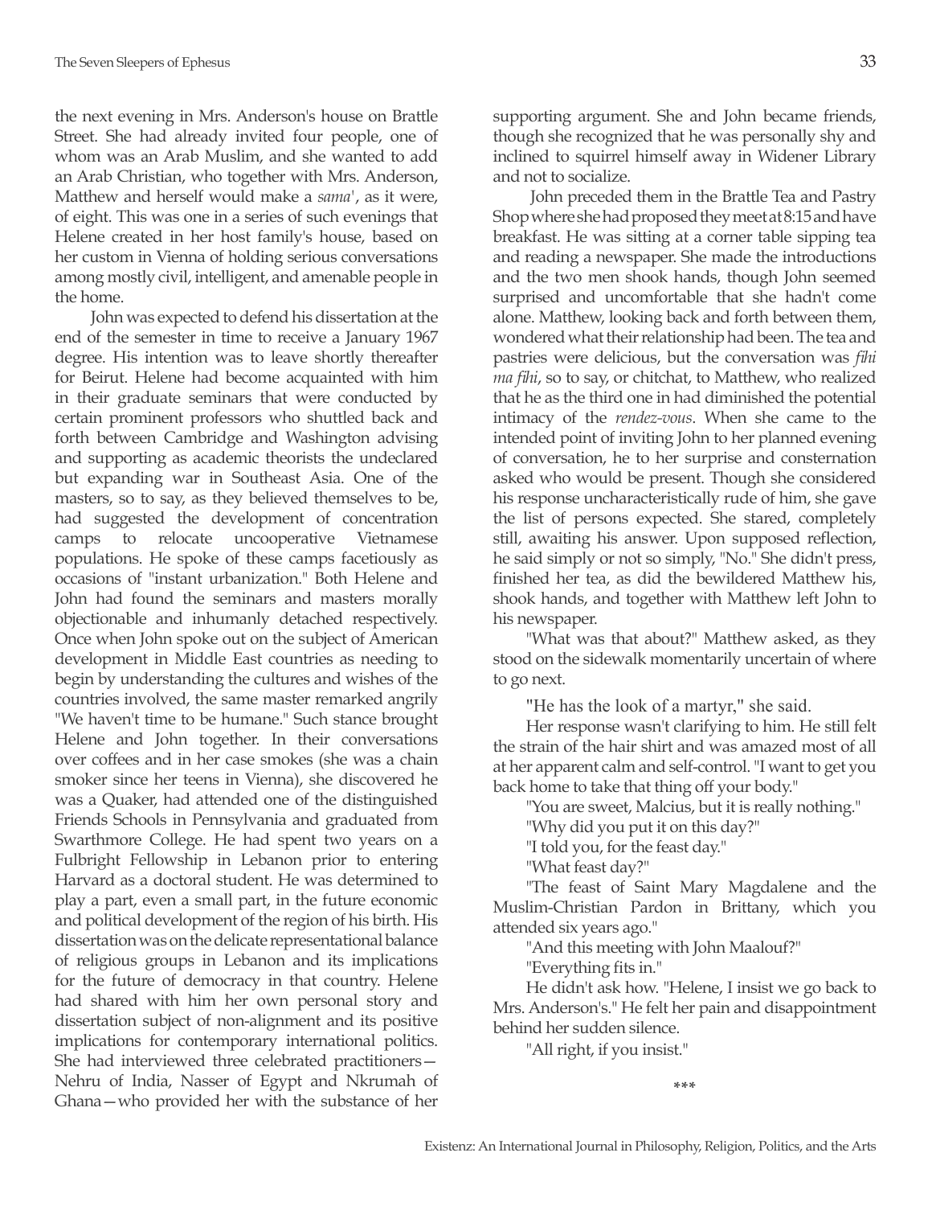the next evening in Mrs. Anderson's house on Brattle Street. She had already invited four people, one of whom was an Arab Muslim, and she wanted to add an Arab Christian, who together with Mrs. Anderson, Matthew and herself would make a *sama'*, as it were, of eight. This was one in a series of such evenings that Helene created in her host family's house, based on her custom in Vienna of holding serious conversations among mostly civil, intelligent, and amenable people in the home.

John was expected to defend his dissertation at the end of the semester in time to receive a January 1967 degree. His intention was to leave shortly thereafter for Beirut. Helene had become acquainted with him in their graduate seminars that were conducted by certain prominent professors who shuttled back and forth between Cambridge and Washington advising and supporting as academic theorists the undeclared but expanding war in Southeast Asia. One of the masters, so to say, as they believed themselves to be, had suggested the development of concentration camps to relocate uncooperative Vietnamese populations. He spoke of these camps facetiously as occasions of "instant urbanization." Both Helene and John had found the seminars and masters morally objectionable and inhumanly detached respectively. Once when John spoke out on the subject of American development in Middle East countries as needing to begin by understanding the cultures and wishes of the countries involved, the same master remarked angrily "We haven't time to be humane." Such stance brought Helene and John together. In their conversations over coffees and in her case smokes (she was a chain smoker since her teens in Vienna), she discovered he was a Quaker, had attended one of the distinguished Friends Schools in Pennsylvania and graduated from Swarthmore College. He had spent two years on a Fulbright Fellowship in Lebanon prior to entering Harvard as a doctoral student. He was determined to play a part, even a small part, in the future economic and political development of the region of his birth. His dissertation was on the delicate representational balance of religious groups in Lebanon and its implications for the future of democracy in that country. Helene had shared with him her own personal story and dissertation subject of non-alignment and its positive implications for contemporary international politics. She had interviewed three celebrated practitioners—Nehru of India, Nasser of Egypt and Nkrumah of Ghana—who provided her with the substance of her supporting argument. She and John became friends, though she recognized that he was personally shy and inclined to squirrel himself away in Widener Library and not to socialize.

John preceded them in the Brattle Tea and Pastry Shop where she had proposed they meet at 8:15 and have breakfast. He was sitting at a corner table sipping tea and reading a newspaper. She made the introductions and the two men shook hands, though John seemed surprised and uncomfortable that she hadn't come alone. Matthew, looking back and forth between them, wondered what their relationship had been. The tea and pastries were delicious, but the conversation was *fihi ma fihi*, so to say, or chitchat, to Matthew, who realized that he as the third one in had diminished the potential intimacy of the *rendez-vous*. When she came to the intended point of inviting John to her planned evening of conversation, he to her surprise and consternation asked who would be present. Though she considered his response uncharacteristically rude of him, she gave the list of persons expected. She stared, completely still, awaiting his answer. Upon supposed reflection, he said simply or not so simply, "No." She didn't press, finished her tea, as did the bewildered Matthew his, shook hands, and together with Matthew left John to his newspaper.

"What was that about?" Matthew asked, as they stood on the sidewalk momentarily uncertain of where to go next.

"He has the look of a martyr," she said.

Her response wasn't clarifying to him. He still felt the strain of the hair shirt and was amazed most of all at her apparent calm and self-control. "I want to get you back home to take that thing off your body."

"You are sweet, Malcius, but it is really nothing."

"Why did you put it on this day?"

"I told you, for the feast day."

"What feast day?"

"The feast of Saint Mary Magdalene and the Muslim-Christian Pardon in Brittany, which you attended six years ago."

"And this meeting with John Maalouf?"

"Everything fits in."

He didn't ask how. "Helene, I insist we go back to Mrs. Anderson's." He felt her pain and disappointment behind her sudden silence.

"All right, if you insist."

\*\*\*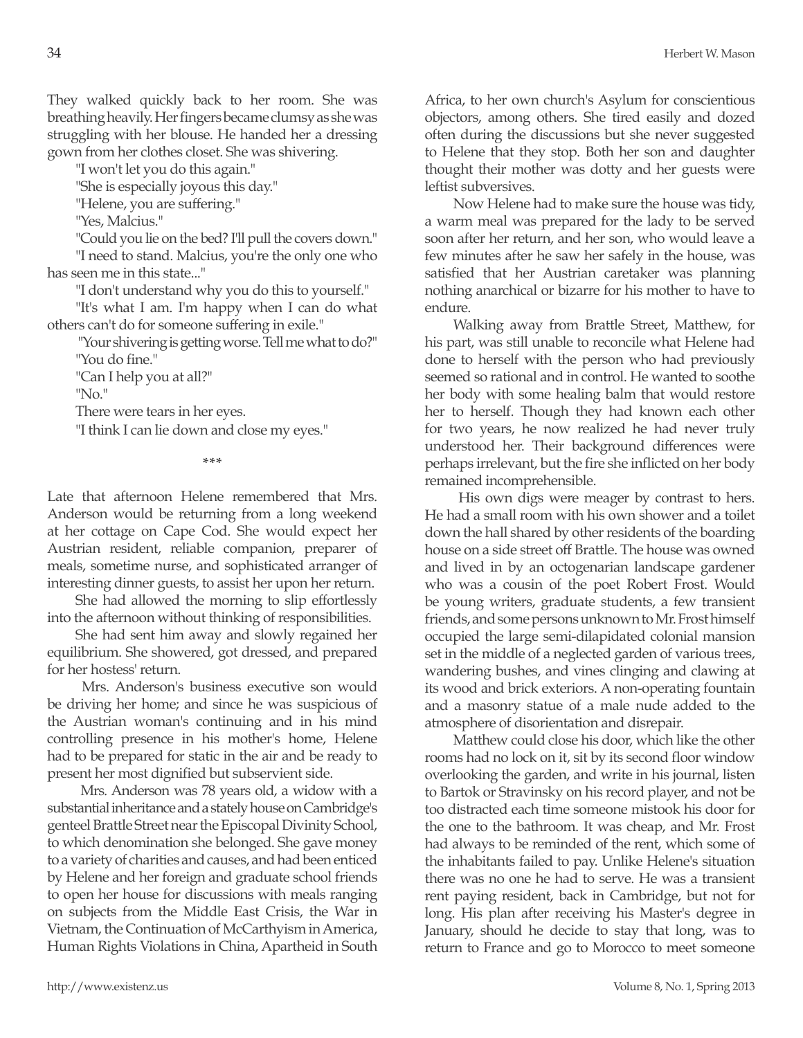They walked quickly back to her room. She was breathing heavily. Her fingers became clumsy as she was struggling with her blouse. He handed her a dressing gown from her clothes closet. She was shivering.

"I won't let you do this again."

"She is especially joyous this day."

"Helene, you are suffering."

"Yes, Malcius."

"Could you lie on the bed? I'll pull the covers down."

"I need to stand. Malcius, you're the only one who has seen me in this state..."

"I don't understand why you do this to yourself."

"It's what I am. I'm happy when I can do what others can't do for someone suffering in exile."

"Your shivering is getting worse. Tell me what to do?"

"You do fine."

"Can I help you at all?"

"No."

There were tears in her eyes.

"I think I can lie down and close my eyes."

\*\*\*

Late that afternoon Helene remembered that Mrs. Anderson would be returning from a long weekend at her cottage on Cape Cod. She would expect her Austrian resident, reliable companion, preparer of meals, sometime nurse, and sophisticated arranger of interesting dinner guests, to assist her upon her return.

She had allowed the morning to slip effortlessly into the afternoon without thinking of responsibilities.

She had sent him away and slowly regained her equilibrium. She showered, got dressed, and prepared for her hostess' return.

Mrs. Anderson's business executive son would be driving her home; and since he was suspicious of the Austrian woman's continuing and in his mind controlling presence in his mother's home, Helene had to be prepared for static in the air and be ready to present her most dignified but subservient side.

Mrs. Anderson was 78 years old, a widow with a substantial inheritance and a stately house on Cambridge's genteel Brattle Street near the Episcopal Divinity School, to which denomination she belonged. She gave money to a variety of charities and causes, and had been enticed by Helene and her foreign and graduate school friends to open her house for discussions with meals ranging on subjects from the Middle East Crisis, the War in Vietnam, the Continuation of McCarthyism in America, Human Rights Violations in China, Apartheid in South Africa, to her own church's Asylum for conscientious objectors, among others. She tired easily and dozed often during the discussions but she never suggested to Helene that they stop. Both her son and daughter thought their mother was dotty and her guests were leftist subversives.

Now Helene had to make sure the house was tidy, a warm meal was prepared for the lady to be served soon after her return, and her son, who would leave a few minutes after he saw her safely in the house, was satisfied that her Austrian caretaker was planning nothing anarchical or bizarre for his mother to have to endure.

Walking away from Brattle Street, Matthew, for his part, was still unable to reconcile what Helene had done to herself with the person who had previously seemed so rational and in control. He wanted to soothe her body with some healing balm that would restore her to herself. Though they had known each other for two years, he now realized he had never truly understood her. Their background differences were perhaps irrelevant, but the fire she inflicted on her body remained incomprehensible.

His own digs were meager by contrast to hers. He had a small room with his own shower and a toilet down the hall shared by other residents of the boarding house on a side street off Brattle. The house was owned and lived in by an octogenarian landscape gardener who was a cousin of the poet Robert Frost. Would be young writers, graduate students, a few transient friends, and some persons unknown to Mr. Frost himself occupied the large semi-dilapidated colonial mansion set in the middle of a neglected garden of various trees, wandering bushes, and vines clinging and clawing at its wood and brick exteriors. A non-operating fountain and a masonry statue of a male nude added to the atmosphere of disorientation and disrepair.

Matthew could close his door, which like the other rooms had no lock on it, sit by its second floor window overlooking the garden, and write in his journal, listen to Bartok or Stravinsky on his record player, and not be too distracted each time someone mistook his door for the one to the bathroom. It was cheap, and Mr. Frost had always to be reminded of the rent, which some of the inhabitants failed to pay. Unlike Helene's situation there was no one he had to serve. He was a transient rent paying resident, back in Cambridge, but not for long. His plan after receiving his Master's degree in January, should he decide to stay that long, was to return to France and go to Morocco to meet someone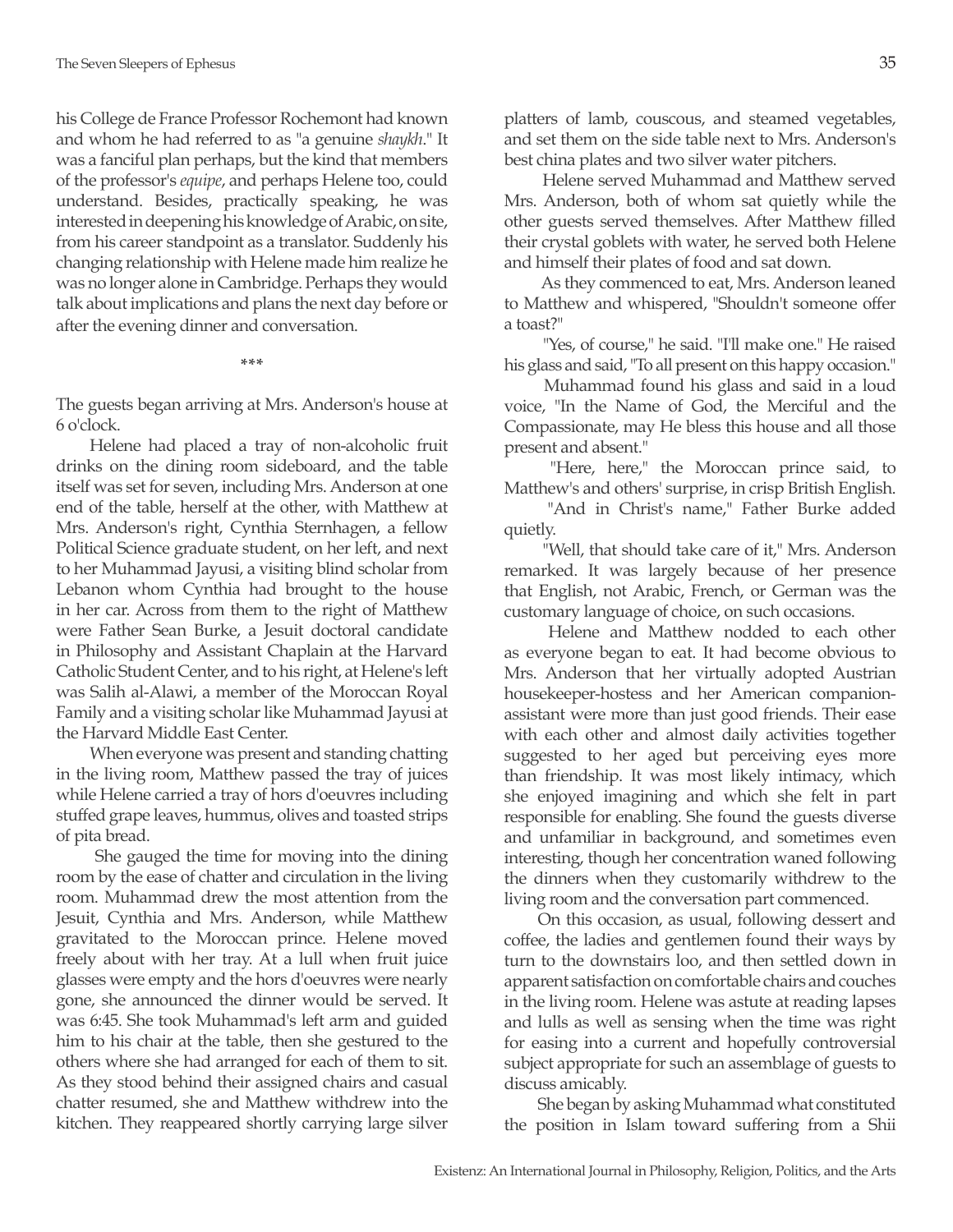his College de France Professor Rochemont had known and whom he had referred to as "a genuine *shaykh*." It was a fanciful plan perhaps, but the kind that members of the professor's *equipe*, and perhaps Helene too, could understand. Besides, practically speaking, he was interested in deepening his knowledge of Arabic, on site, from his career standpoint as a translator. Suddenly his changing relationship with Helene made him realize he was no longer alone in Cambridge. Perhaps they would talk about implications and plans the next day before or after the evening dinner and conversation.

\*\*\*

The guests began arriving at Mrs. Anderson's house at 6 o'clock.

Helene had placed a tray of non-alcoholic fruit drinks on the dining room sideboard, and the table itself was set for seven, including Mrs. Anderson at one end of the table, herself at the other, with Matthew at Mrs. Anderson's right, Cynthia Sternhagen, a fellow Political Science graduate student, on her left, and next to her Muhammad Jayusi, a visiting blind scholar from Lebanon whom Cynthia had brought to the house in her car. Across from them to the right of Matthew were Father Sean Burke, a Jesuit doctoral candidate in Philosophy and Assistant Chaplain at the Harvard Catholic Student Center, and to his right, at Helene's left was Salih al-Alawi, a member of the Moroccan Royal Family and a visiting scholar like Muhammad Jayusi at the Harvard Middle East Center.

When everyone was present and standing chatting in the living room, Matthew passed the tray of juices while Helene carried a tray of hors d'oeuvres including stuffed grape leaves, hummus, olives and toasted strips of pita bread.

She gauged the time for moving into the dining room by the ease of chatter and circulation in the living room. Muhammad drew the most attention from the Jesuit, Cynthia and Mrs. Anderson, while Matthew gravitated to the Moroccan prince. Helene moved freely about with her tray. At a lull when fruit juice glasses were empty and the hors d'oeuvres were nearly gone, she announced the dinner would be served. It was 6:45. She took Muhammad's left arm and guided him to his chair at the table, then she gestured to the others where she had arranged for each of them to sit. As they stood behind their assigned chairs and casual chatter resumed, she and Matthew withdrew into the kitchen. They reappeared shortly carrying large silver platters of lamb, couscous, and steamed vegetables, and set them on the side table next to Mrs. Anderson's best china plates and two silver water pitchers.

Helene served Muhammad and Matthew served Mrs. Anderson, both of whom sat quietly while the other guests served themselves. After Matthew filled their crystal goblets with water, he served both Helene and himself their plates of food and sat down.

As they commenced to eat, Mrs. Anderson leaned to Matthew and whispered, "Shouldn't someone offer a toast?"

"Yes, of course," he said. "I'll make one." He raised his glass and said, "To all present on this happy occasion."

Muhammad found his glass and said in a loud voice, "In the Name of God, the Merciful and the Compassionate, may He bless this house and all those present and absent."

"Here, here," the Moroccan prince said, to Matthew's and others' surprise, in crisp British English.

"And in Christ's name," Father Burke added quietly.

"Well, that should take care of it," Mrs. Anderson remarked. It was largely because of her presence that English, not Arabic, French, or German was the customary language of choice, on such occasions.

Helene and Matthew nodded to each other as everyone began to eat. It had become obvious to Mrs. Anderson that her virtually adopted Austrian housekeeper-hostess and her American companion-assistant were more than just good friends. Their ease with each other and almost daily activities together suggested to her aged but perceiving eyes more than friendship. It was most likely intimacy, which she enjoyed imagining and which she felt in part responsible for enabling. She found the guests diverse and unfamiliar in background, and sometimes even interesting, though her concentration waned following the dinners when they customarily withdrew to the living room and the conversation part commenced.

On this occasion, as usual, following dessert and coffee, the ladies and gentlemen found their ways by turn to the downstairs loo, and then settled down in apparent satisfaction on comfortable chairs and couches in the living room. Helene was astute at reading lapses and lulls as well as sensing when the time was right for easing into a current and hopefully controversial subject appropriate for such an assemblage of guests to discuss amicably.

She began by asking Muhammad what constituted the position in Islam toward suffering from a Shii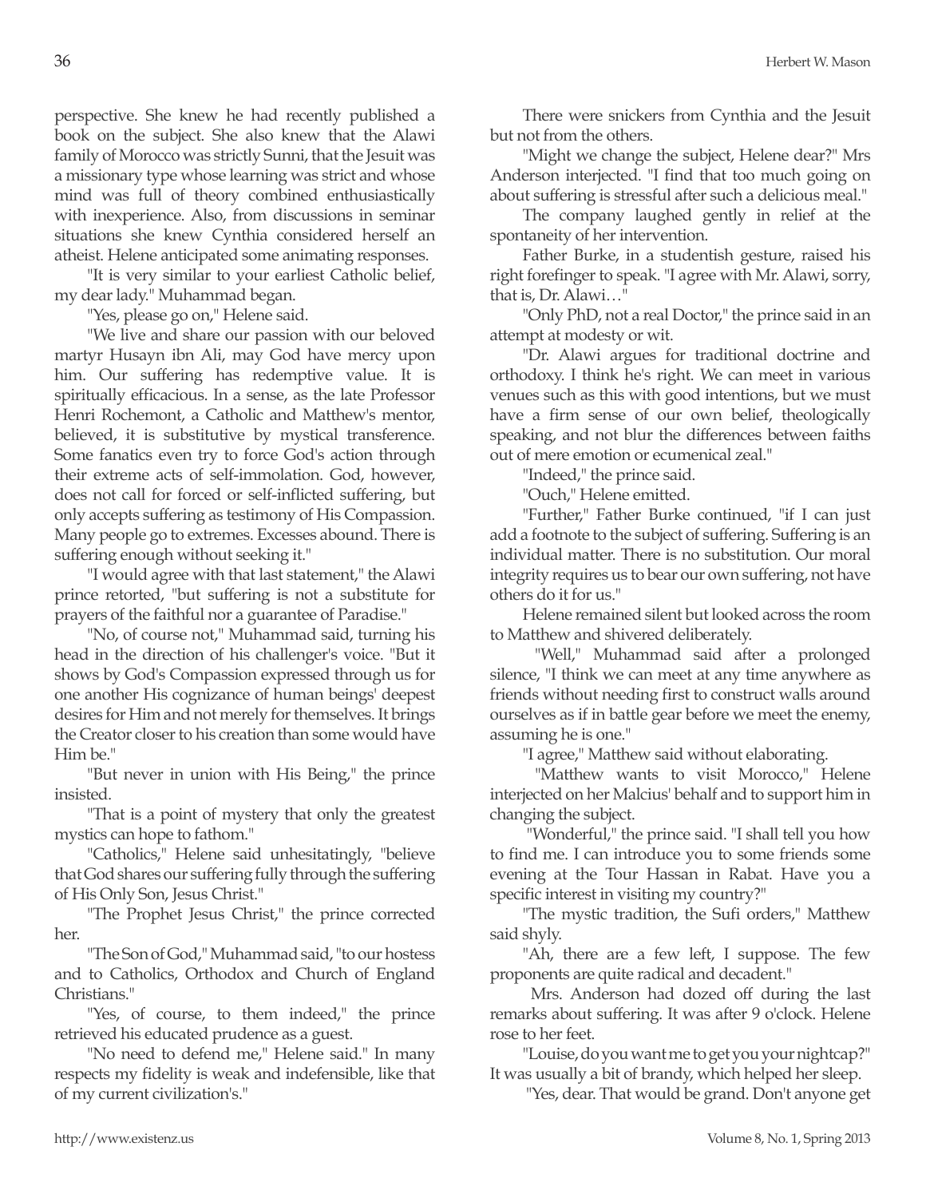perspective. She knew he had recently published a book on the subject. She also knew that the Alawi family of Morocco was strictly Sunni, that the Jesuit was a missionary type whose learning was strict and whose mind was full of theory combined enthusiastically with inexperience. Also, from discussions in seminar situations she knew Cynthia considered herself an atheist. Helene anticipated some animating responses.

"It is very similar to your earliest Catholic belief, my dear lady." Muhammad began.

"Yes, please go on," Helene said.

"We live and share our passion with our beloved martyr Husayn ibn Ali, may God have mercy upon him. Our suffering has redemptive value. It is spiritually efficacious. In a sense, as the late Professor Henri Rochemont, a Catholic and Matthew's mentor, believed, it is substitutive by mystical transference. Some fanatics even try to force God's action through their extreme acts of self-immolation. God, however, does not call for forced or self-inflicted suffering, but only accepts suffering as testimony of His Compassion. Many people go to extremes. Excesses abound. There is suffering enough without seeking it."

"I would agree with that last statement," the Alawi prince retorted, "but suffering is not a substitute for prayers of the faithful nor a guarantee of Paradise."

"No, of course not," Muhammad said, turning his head in the direction of his challenger's voice. "But it shows by God's Compassion expressed through us for one another His cognizance of human beings' deepest desires for Him and not merely for themselves. It brings the Creator closer to his creation than some would have Him be."

"But never in union with His Being," the prince insisted.

"That is a point of mystery that only the greatest mystics can hope to fathom."

"Catholics," Helene said unhesitatingly, "believe that God shares our suffering fully through the suffering of His Only Son, Jesus Christ."

"The Prophet Jesus Christ," the prince corrected her.

"The Son of God," Muhammad said, "to our hostess and to Catholics, Orthodox and Church of England Christians."

"Yes, of course, to them indeed," the prince retrieved his educated prudence as a guest.

"No need to defend me," Helene said." In many respects my fidelity is weak and indefensible, like that of my current civilization's."

There were snickers from Cynthia and the Jesuit but not from the others.

"Might we change the subject, Helene dear?" Mrs Anderson interjected. "I find that too much going on about suffering is stressful after such a delicious meal."

The company laughed gently in relief at the spontaneity of her intervention.

Father Burke, in a studentish gesture, raised his right forefinger to speak. "I agree with Mr. Alawi, sorry, that is, Dr. Alawi…"

"Only PhD, not a real Doctor," the prince said in an attempt at modesty or wit.

"Dr. Alawi argues for traditional doctrine and orthodoxy. I think he's right. We can meet in various venues such as this with good intentions, but we must have a firm sense of our own belief, theologically speaking, and not blur the differences between faiths out of mere emotion or ecumenical zeal."

"Indeed," the prince said.

"Ouch," Helene emitted.

"Further," Father Burke continued, "if I can just add a footnote to the subject of suffering. Suffering is an individual matter. There is no substitution. Our moral integrity requires us to bear our own suffering, not have others do it for us."

Helene remained silent but looked across the room to Matthew and shivered deliberately.

"Well," Muhammad said after a prolonged silence, "I think we can meet at any time anywhere as friends without needing first to construct walls around ourselves as if in battle gear before we meet the enemy, assuming he is one."

"I agree," Matthew said without elaborating.

"Matthew wants to visit Morocco," Helene interjected on her Malcius' behalf and to support him in changing the subject.

"Wonderful," the prince said. "I shall tell you how to find me. I can introduce you to some friends some evening at the Tour Hassan in Rabat. Have you a specific interest in visiting my country?"

"The mystic tradition, the Sufi orders," Matthew said shyly.

"Ah, there are a few left, I suppose. The few proponents are quite radical and decadent."

Mrs. Anderson had dozed off during the last remarks about suffering. It was after 9 o'clock. Helene rose to her feet.

"Louise, do you want me to get you your nightcap?" It was usually a bit of brandy, which helped her sleep.

"Yes, dear. That would be grand. Don't anyone get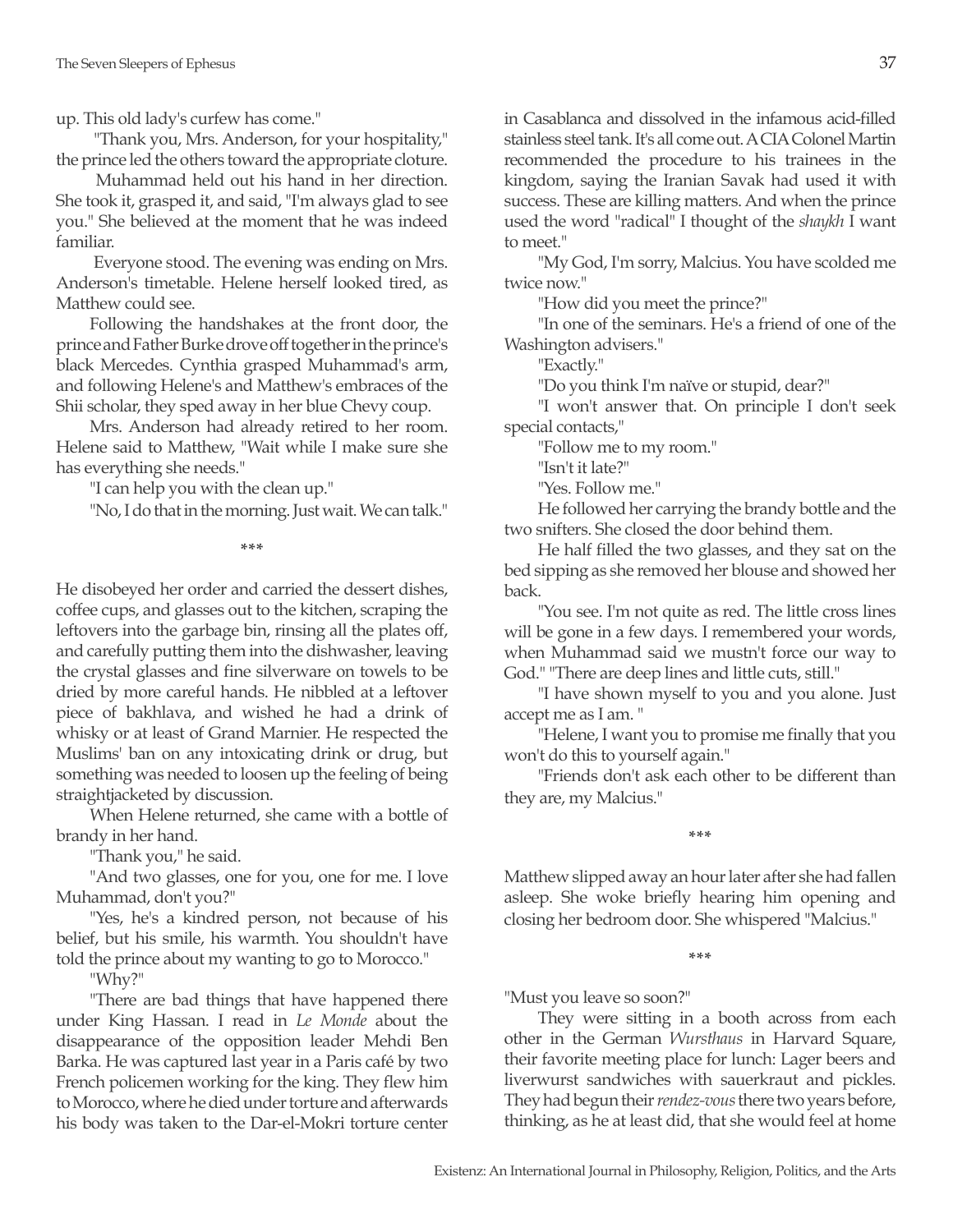up. This old lady's curfew has come."

"Thank you, Mrs. Anderson, for your hospitality," the prince led the others toward the appropriate cloture.

Muhammad held out his hand in her direction. She took it, grasped it, and said, "I'm always glad to see you." She believed at the moment that he was indeed familiar.

Everyone stood. The evening was ending on Mrs. Anderson's timetable. Helene herself looked tired, as Matthew could see.

Following the handshakes at the front door, the prince and Father Burke drove off together in the prince's black Mercedes. Cynthia grasped Muhammad's arm, and following Helene's and Matthew's embraces of the Shii scholar, they sped away in her blue Chevy coup.

Mrs. Anderson had already retired to her room. Helene said to Matthew, "Wait while I make sure she has everything she needs."

"I can help you with the clean up."

"No, I do that in the morning. Just wait. We can talk."

\*\*\*

He disobeyed her order and carried the dessert dishes, coffee cups, and glasses out to the kitchen, scraping the leftovers into the garbage bin, rinsing all the plates off, and carefully putting them into the dishwasher, leaving the crystal glasses and fine silverware on towels to be dried by more careful hands. He nibbled at a leftover piece of bakhlava, and wished he had a drink of whisky or at least of Grand Marnier. He respected the Muslims' ban on any intoxicating drink or drug, but something was needed to loosen up the feeling of being straightjacketed by discussion.

When Helene returned, she came with a bottle of brandy in her hand.

"Thank you," he said.

"And two glasses, one for you, one for me. I love Muhammad, don't you?"

"Yes, he's a kindred person, not because of his belief, but his smile, his warmth. You shouldn't have told the prince about my wanting to go to Morocco."

"Why?"

"There are bad things that have happened there under King Hassan. I read in *Le Monde* about the disappearance of the opposition leader Mehdi Ben Barka. He was captured last year in a Paris café by two French policemen working for the king. They flew him to Morocco, where he died under torture and afterwards his body was taken to the Dar-el-Mokri torture center in Casablanca and dissolved in the infamous acid-filled stainless steel tank. It's all come out. A CIA Colonel Martin recommended the procedure to his trainees in the kingdom, saying the Iranian Savak had used it with success. These are killing matters. And when the prince used the word "radical" I thought of the *shaykh* I want to meet."

"My God, I'm sorry, Malcius. You have scolded me twice now."

"How did you meet the prince?"

"In one of the seminars. He's a friend of one of the Washington advisers."

"Exactly."

"Do you think I'm naïve or stupid, dear?"

"I won't answer that. On principle I don't seek special contacts,"

"Follow me to my room."

"Isn't it late?"

"Yes. Follow me."

He followed her carrying the brandy bottle and the two snifters. She closed the door behind them.

He half filled the two glasses, and they sat on the bed sipping as she removed her blouse and showed her back.

"You see. I'm not quite as red. The little cross lines will be gone in a few days. I remembered your words, when Muhammad said we mustn't force our way to God." "There are deep lines and little cuts, still."

"I have shown myself to you and you alone. Just accept me as I am. "

"Helene, I want you to promise me finally that you won't do this to yourself again."

"Friends don't ask each other to be different than they are, my Malcius."

\*\*\*

Matthew slipped away an hour later after she had fallen asleep. She woke briefly hearing him opening and closing her bedroom door. She whispered "Malcius."

\*\*\*

"Must you leave so soon?"

They were sitting in a booth across from each other in the German *Wursthaus* in Harvard Square, their favorite meeting place for lunch: Lager beers and liverwurst sandwiches with sauerkraut and pickles. They had begun their *rendez-vous* there two years before, thinking, as he at least did, that she would feel at home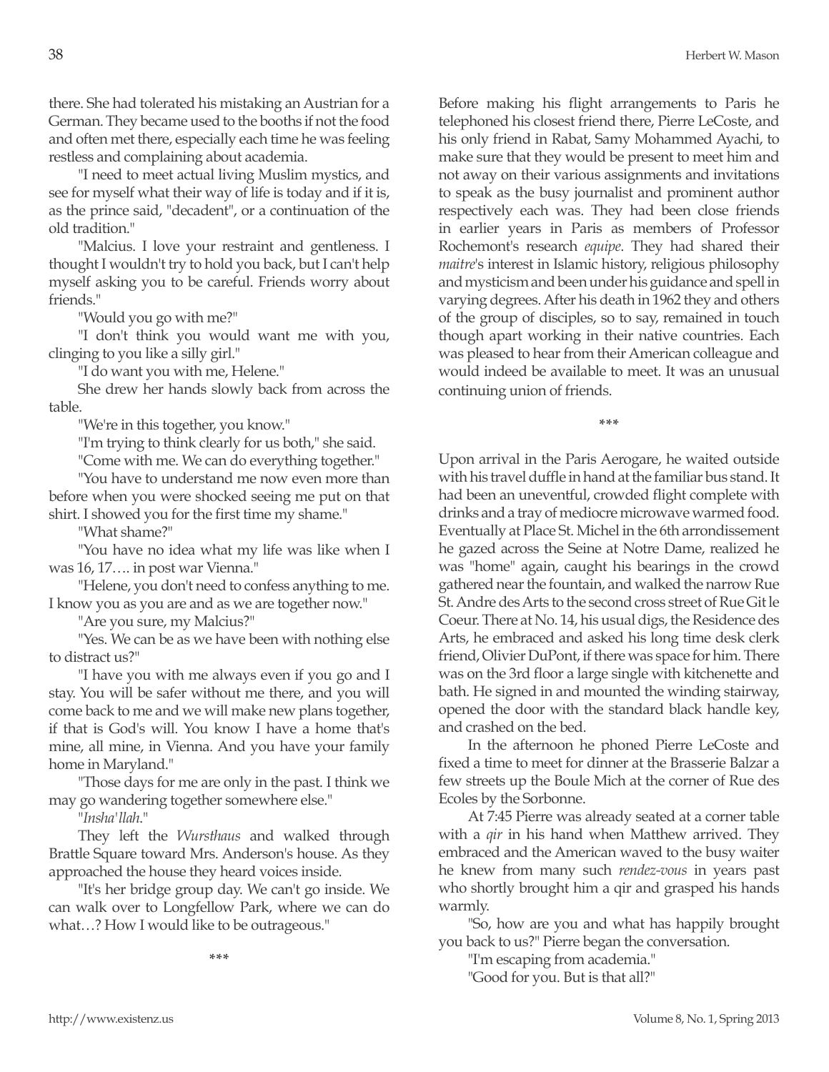there. She had tolerated his mistaking an Austrian for a German. They became used to the booths if not the food and often met there, especially each time he was feeling restless and complaining about academia.

"I need to meet actual living Muslim mystics, and see for myself what their way of life is today and if it is, as the prince said, "decadent", or a continuation of the old tradition."

"Malcius. I love your restraint and gentleness. I thought I wouldn't try to hold you back, but I can't help myself asking you to be careful. Friends worry about friends."

"Would you go with me?"

"I don't think you would want me with you, clinging to you like a silly girl."

"I do want you with me, Helene."

She drew her hands slowly back from across the table.

"We're in this together, you know."

"I'm trying to think clearly for us both," she said.

"Come with me. We can do everything together."

"You have to understand me now even more than before when you were shocked seeing me put on that shirt. I showed you for the first time my shame."

"What shame?"

"You have no idea what my life was like when I was 16, 17…. in post war Vienna."

"Helene, you don't need to confess anything to me. I know you as you are and as we are together now."

"Are you sure, my Malcius?"

"Yes. We can be as we have been with nothing else to distract us?"

"I have you with me always even if you go and I stay. You will be safer without me there, and you will come back to me and we will make new plans together, if that is God's will. You know I have a home that's mine, all mine, in Vienna. And you have your family home in Maryland."

"Those days for me are only in the past. I think we may go wandering together somewhere else."

"*Insha'llah*."

They left the *Wursthaus* and walked through Brattle Square toward Mrs. Anderson's house. As they approached the house they heard voices inside.

"It's her bridge group day. We can't go inside. We can walk over to Longfellow Park, where we can do what…? How I would like to be outrageous."

\*\*\*

Before making his flight arrangements to Paris he telephoned his closest friend there, Pierre LeCoste, and his only friend in Rabat, Samy Mohammed Ayachi, to make sure that they would be present to meet him and not away on their various assignments and invitations to speak as the busy journalist and prominent author respectively each was. They had been close friends in earlier years in Paris as members of Professor Rochemont's research *equipe*. They had shared their *maitre*'s interest in Islamic history, religious philosophy and mysticism and been under his guidance and spell in varying degrees. After his death in 1962 they and others of the group of disciples, so to say, remained in touch though apart working in their native countries. Each was pleased to hear from their American colleague and would indeed be available to meet. It was an unusual continuing union of friends.

\*\*\*

Upon arrival in the Paris Aerogare, he waited outside with his travel duffle in hand at the familiar bus stand. It had been an uneventful, crowded flight complete with drinks and a tray of mediocre microwave warmed food. Eventually at Place St. Michel in the 6th arrondissement he gazed across the Seine at Notre Dame, realized he was "home" again, caught his bearings in the crowd gathered near the fountain, and walked the narrow Rue St. Andre des Arts to the second cross street of Rue Git le Coeur. There at No. 14, his usual digs, the Residence des Arts, he embraced and asked his long time desk clerk friend, Olivier DuPont, if there was space for him. There was on the 3rd floor a large single with kitchenette and bath. He signed in and mounted the winding stairway, opened the door with the standard black handle key, and crashed on the bed.

In the afternoon he phoned Pierre LeCoste and fixed a time to meet for dinner at the Brasserie Balzar a few streets up the Boule Mich at the corner of Rue des Ecoles by the Sorbonne.

At 7:45 Pierre was already seated at a corner table with a *qir* in his hand when Matthew arrived. They embraced and the American waved to the busy waiter he knew from many such *rendez-vous* in years past who shortly brought him a qir and grasped his hands warmly.

"So, how are you and what has happily brought you back to us?" Pierre began the conversation.

"I'm escaping from academia."

"Good for you. But is that all?"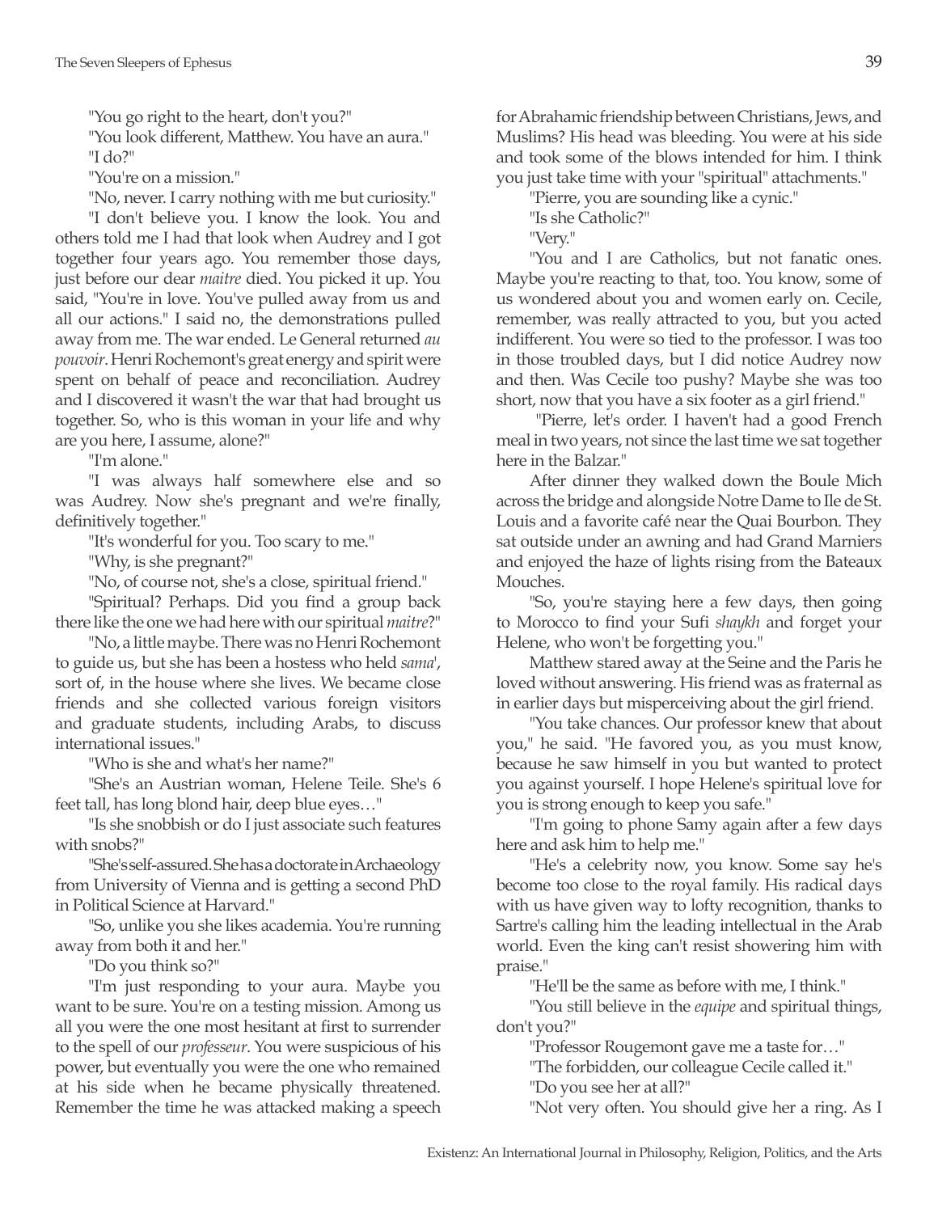"You go right to the heart, don't you?"

"You look different, Matthew. You have an aura."

"I do?"

"You're on a mission."

"No, never. I carry nothing with me but curiosity."

"I don't believe you. I know the look. You and others told me I had that look when Audrey and I got together four years ago. You remember those days, just before our dear *maitre* died. You picked it up. You said, "You're in love. You've pulled away from us and all our actions." I said no, the demonstrations pulled away from me. The war ended. Le General returned *au pouvoir*. Henri Rochemont's great energy and spirit were spent on behalf of peace and reconciliation. Audrey and I discovered it wasn't the war that had brought us together. So, who is this woman in your life and why are you here, I assume, alone?"

"I'm alone."

"I was always half somewhere else and so was Audrey. Now she's pregnant and we're finally, definitively together."

"It's wonderful for you. Too scary to me."

"Why, is she pregnant?"

"No, of course not, she's a close, spiritual friend."

"Spiritual? Perhaps. Did you find a group back there like the one we had here with our spiritual *maitre*?"

"No, a little maybe. There was no Henri Rochemont to guide us, but she has been a hostess who held *sama'*, sort of, in the house where she lives. We became close friends and she collected various foreign visitors and graduate students, including Arabs, to discuss international issues."

"Who is she and what's her name?"

"She's an Austrian woman, Helene Teile. She's 6 feet tall, has long blond hair, deep blue eyes…"

"Is she snobbish or do I just associate such features with snobs?"

"She's self-assured. She has a doctorate in Archaeology from University of Vienna and is getting a second PhD in Political Science at Harvard."

"So, unlike you she likes academia. You're running away from both it and her."

"Do you think so?"

"I'm just responding to your aura. Maybe you want to be sure. You're on a testing mission. Among us all you were the one most hesitant at first to surrender to the spell of our *professeur*. You were suspicious of his power, but eventually you were the one who remained at his side when he became physically threatened. Remember the time he was attacked making a speech for Abrahamic friendship between Christians, Jews, and Muslims? His head was bleeding. You were at his side and took some of the blows intended for him. I think you just take time with your "spiritual" attachments."

"Pierre, you are sounding like a cynic."

"Is she Catholic?"

"Very."

"You and I are Catholics, but not fanatic ones. Maybe you're reacting to that, too. You know, some of us wondered about you and women early on. Cecile, remember, was really attracted to you, but you acted indifferent. You were so tied to the professor. I was too in those troubled days, but I did notice Audrey now and then. Was Cecile too pushy? Maybe she was too short, now that you have a six footer as a girl friend."

"Pierre, let's order. I haven't had a good French meal in two years, not since the last time we sat together here in the Balzar."

After dinner they walked down the Boule Mich across the bridge and alongside Notre Dame to Ile de St. Louis and a favorite café near the Quai Bourbon. They sat outside under an awning and had Grand Marniers and enjoyed the haze of lights rising from the Bateaux Mouches.

"So, you're staying here a few days, then going to Morocco to find your Sufi *shaykh* and forget your Helene, who won't be forgetting you."

Matthew stared away at the Seine and the Paris he loved without answering. His friend was as fraternal as in earlier days but misperceiving about the girl friend.

"You take chances. Our professor knew that about you," he said. "He favored you, as you must know, because he saw himself in you but wanted to protect you against yourself. I hope Helene's spiritual love for you is strong enough to keep you safe."

"I'm going to phone Samy again after a few days here and ask him to help me."

"He's a celebrity now, you know. Some say he's become too close to the royal family. His radical days with us have given way to lofty recognition, thanks to Sartre's calling him the leading intellectual in the Arab world. Even the king can't resist showering him with praise."

"He'll be the same as before with me, I think."

"You still believe in the *equipe* and spiritual things, don't you?"

"Professor Rougemont gave me a taste for…"

"The forbidden, our colleague Cecile called it."

"Do you see her at all?"

"Not very often. You should give her a ring. As I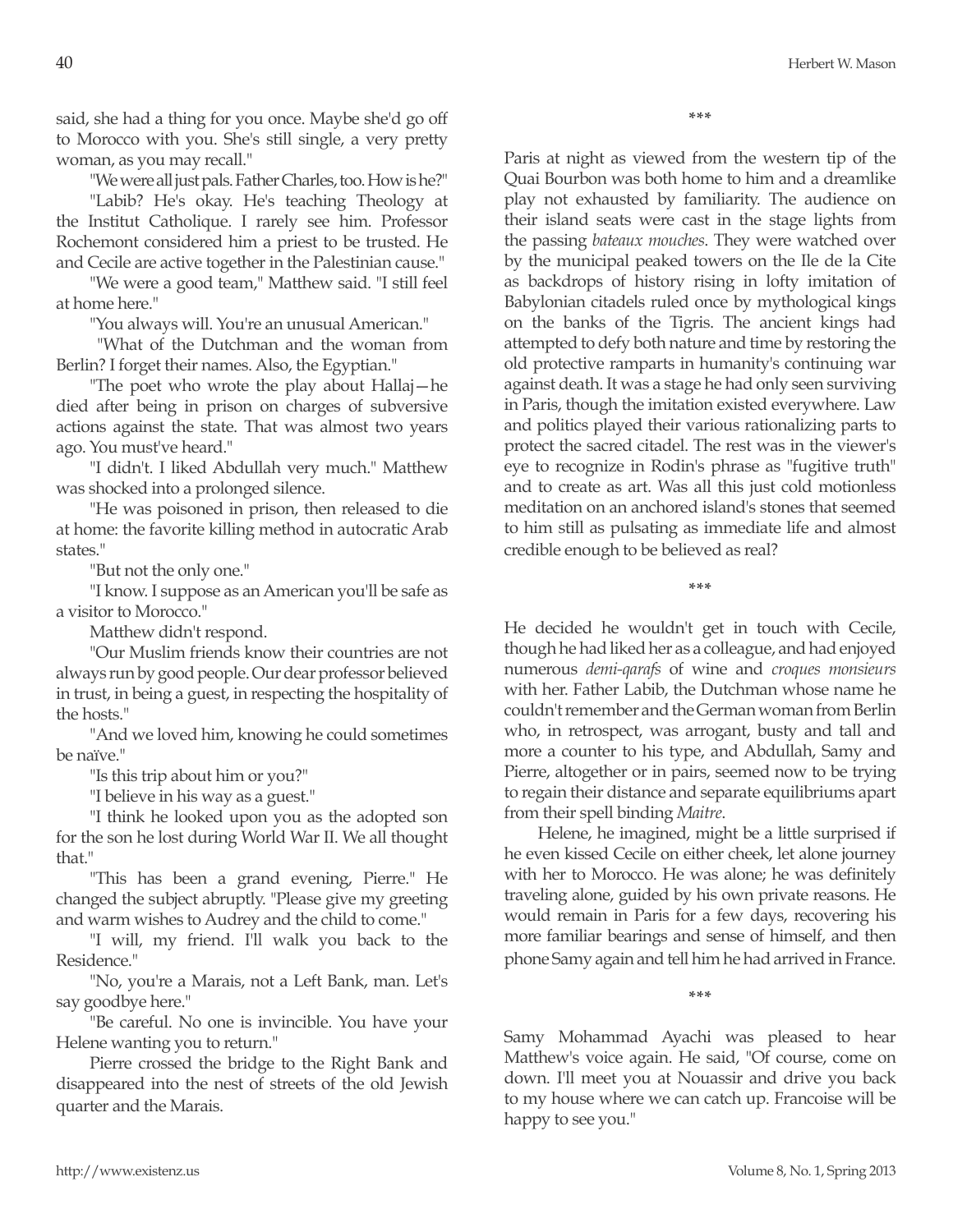said, she had a thing for you once. Maybe she'd go off to Morocco with you. She's still single, a very pretty woman, as you may recall."

"We were all just pals. Father Charles, too. How is he?"

"Labib? He's okay. He's teaching Theology at the Institut Catholique. I rarely see him. Professor Rochemont considered him a priest to be trusted. He and Cecile are active together in the Palestinian cause."

"We were a good team," Matthew said. "I still feel at home here."

"You always will. You're an unusual American."

"What of the Dutchman and the woman from Berlin? I forget their names. Also, the Egyptian."

"The poet who wrote the play about Hallaj—he died after being in prison on charges of subversive actions against the state. That was almost two years ago. You must've heard."

"I didn't. I liked Abdullah very much." Matthew was shocked into a prolonged silence.

"He was poisoned in prison, then released to die at home: the favorite killing method in autocratic Arab states."

"But not the only one."

"I know. I suppose as an American you'll be safe as a visitor to Morocco."

Matthew didn't respond.

"Our Muslim friends know their countries are not always run by good people. Our dear professor believed in trust, in being a guest, in respecting the hospitality of the hosts."

"And we loved him, knowing he could sometimes be naïve."

"Is this trip about him or you?"

"I believe in his way as a guest."

"I think he looked upon you as the adopted son for the son he lost during World War II. We all thought that."

"This has been a grand evening, Pierre." He changed the subject abruptly. "Please give my greeting and warm wishes to Audrey and the child to come."

"I will, my friend. I'll walk you back to the Residence."

"No, you're a Marais, not a Left Bank, man. Let's say goodbye here."

"Be careful. No one is invincible. You have your Helene wanting you to return."

Pierre crossed the bridge to the Right Bank and disappeared into the nest of streets of the old Jewish quarter and the Marais.

\*\*\*

Paris at night as viewed from the western tip of the Quai Bourbon was both home to him and a dreamlike play not exhausted by familiarity. The audience on their island seats were cast in the stage lights from the passing *bateaux mouches*. They were watched over by the municipal peaked towers on the Ile de la Cite as backdrops of history rising in lofty imitation of Babylonian citadels ruled once by mythological kings on the banks of the Tigris. The ancient kings had attempted to defy both nature and time by restoring the old protective ramparts in humanity's continuing war against death. It was a stage he had only seen surviving in Paris, though the imitation existed everywhere. Law and politics played their various rationalizing parts to protect the sacred citadel. The rest was in the viewer's eye to recognize in Rodin's phrase as "fugitive truth" and to create as art. Was all this just cold motionless meditation on an anchored island's stones that seemed to him still as pulsating as immediate life and almost credible enough to be believed as real?

\*\*\*

He decided he wouldn't get in touch with Cecile, though he had liked her as a colleague, and had enjoyed numerous *demi-qarafs* of wine and *croques monsieurs* with her. Father Labib, the Dutchman whose name he couldn't remember and the German woman from Berlin who, in retrospect, was arrogant, busty and tall and more a counter to his type, and Abdullah, Samy and Pierre, altogether or in pairs, seemed now to be trying to regain their distance and separate equilibriums apart from their spell binding *Maitre*.

Helene, he imagined, might be a little surprised if he even kissed Cecile on either cheek, let alone journey with her to Morocco. He was alone; he was definitely traveling alone, guided by his own private reasons. He would remain in Paris for a few days, recovering his more familiar bearings and sense of himself, and then phone Samy again and tell him he had arrived in France.

\*\*\*

Samy Mohammad Ayachi was pleased to hear Matthew's voice again. He said, "Of course, come on down. I'll meet you at Nouassir and drive you back to my house where we can catch up. Francoise will be happy to see you."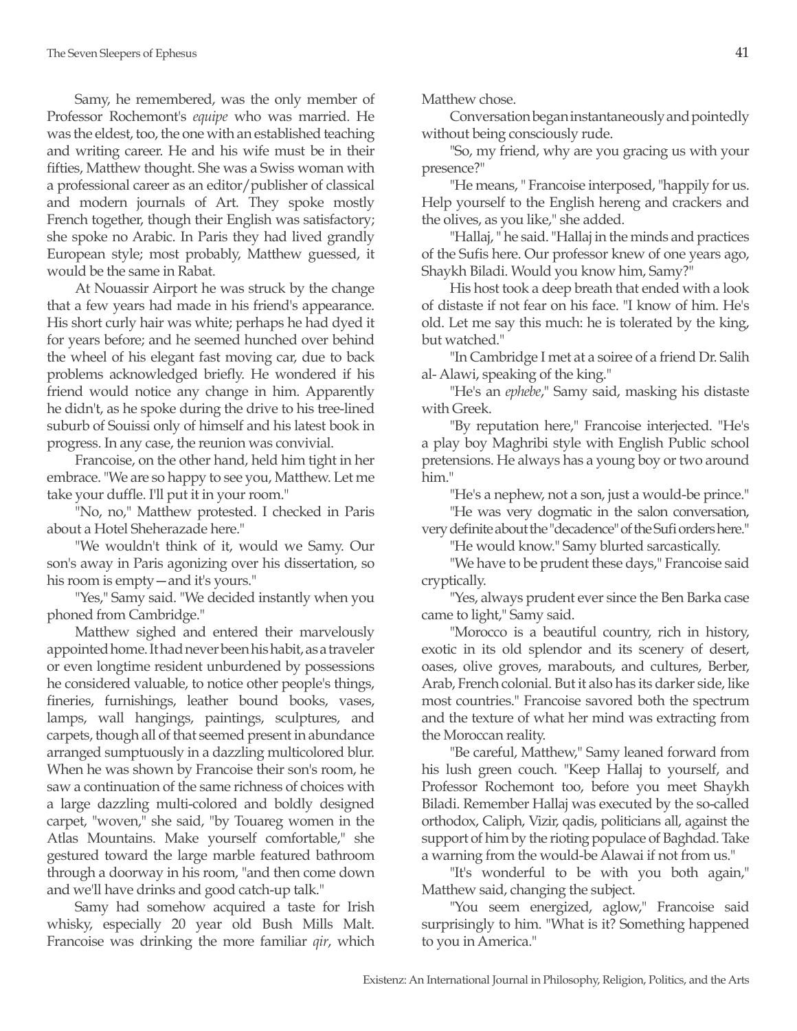Samy, he remembered, was the only member of Professor Rochemont's *equipe* who was married. He was the eldest, too, the one with an established teaching and writing career. He and his wife must be in their fifties, Matthew thought. She was a Swiss woman with a professional career as an editor/publisher of classical and modern journals of Art. They spoke mostly French together, though their English was satisfactory; she spoke no Arabic. In Paris they had lived grandly European style; most probably, Matthew guessed, it would be the same in Rabat.

At Nouassir Airport he was struck by the change that a few years had made in his friend's appearance. His short curly hair was white; perhaps he had dyed it for years before; and he seemed hunched over behind the wheel of his elegant fast moving car, due to back problems acknowledged briefly. He wondered if his friend would notice any change in him. Apparently he didn't, as he spoke during the drive to his tree-lined suburb of Souissi only of himself and his latest book in progress. In any case, the reunion was convivial.

Francoise, on the other hand, held him tight in her embrace. "We are so happy to see you, Matthew. Let me take your duffle. I'll put it in your room."

"No, no," Matthew protested. I checked in Paris about a Hotel Sheherazade here."

"We wouldn't think of it, would we Samy. Our son's away in Paris agonizing over his dissertation, so his room is empty—and it's yours."

"Yes," Samy said. "We decided instantly when you phoned from Cambridge."

Matthew sighed and entered their marvelously appointed home. It had never been his habit, as a traveler or even longtime resident unburdened by possessions he considered valuable, to notice other people's things, fineries, furnishings, leather bound books, vases, lamps, wall hangings, paintings, sculptures, and carpets, though all of that seemed present in abundance arranged sumptuously in a dazzling multicolored blur. When he was shown by Francoise their son's room, he saw a continuation of the same richness of choices with a large dazzling multi-colored and boldly designed carpet, "woven," she said, "by Touareg women in the Atlas Mountains. Make yourself comfortable," she gestured toward the large marble featured bathroom through a doorway in his room, "and then come down and we'll have drinks and good catch-up talk."

Samy had somehow acquired a taste for Irish whisky, especially 20 year old Bush Mills Malt. Francoise was drinking the more familiar *qir*, which Matthew chose.

Conversation began instantaneously and pointedly without being consciously rude.

"So, my friend, why are you gracing us with your presence?"

"He means, " Francoise interposed, "happily for us. Help yourself to the English hereng and crackers and the olives, as you like," she added.

"Hallaj, " he said. "Hallaj in the minds and practices of the Sufis here. Our professor knew of one years ago, Shaykh Biladi. Would you know him, Samy?"

His host took a deep breath that ended with a look of distaste if not fear on his face. "I know of him. He's old. Let me say this much: he is tolerated by the king, but watched."

"In Cambridge I met at a soiree of a friend Dr. Salih al- Alawi, speaking of the king."

"He's an *ephebe*," Samy said, masking his distaste with Greek.

"By reputation here," Francoise interjected. "He's a play boy Maghribi style with English Public school pretensions. He always has a young boy or two around him."

"He's a nephew, not a son, just a would-be prince."

"He was very dogmatic in the salon conversation, very definite about the "decadence" of the Sufi orders here."

"He would know." Samy blurted sarcastically.

"We have to be prudent these days," Francoise said cryptically.

"Yes, always prudent ever since the Ben Barka case came to light," Samy said.

"Morocco is a beautiful country, rich in history, exotic in its old splendor and its scenery of desert, oases, olive groves, marabouts, and cultures, Berber, Arab, French colonial. But it also has its darker side, like most countries." Francoise savored both the spectrum and the texture of what her mind was extracting from the Moroccan reality.

"Be careful, Matthew," Samy leaned forward from his lush green couch. "Keep Hallaj to yourself, and Professor Rochemont too, before you meet Shaykh Biladi. Remember Hallaj was executed by the so-called orthodox, Caliph, Vizir, qadis, politicians all, against the support of him by the rioting populace of Baghdad. Take a warning from the would-be Alawai if not from us."

"It's wonderful to be with you both again," Matthew said, changing the subject.

"You seem energized, aglow," Francoise said surprisingly to him. "What is it? Something happened to you in America."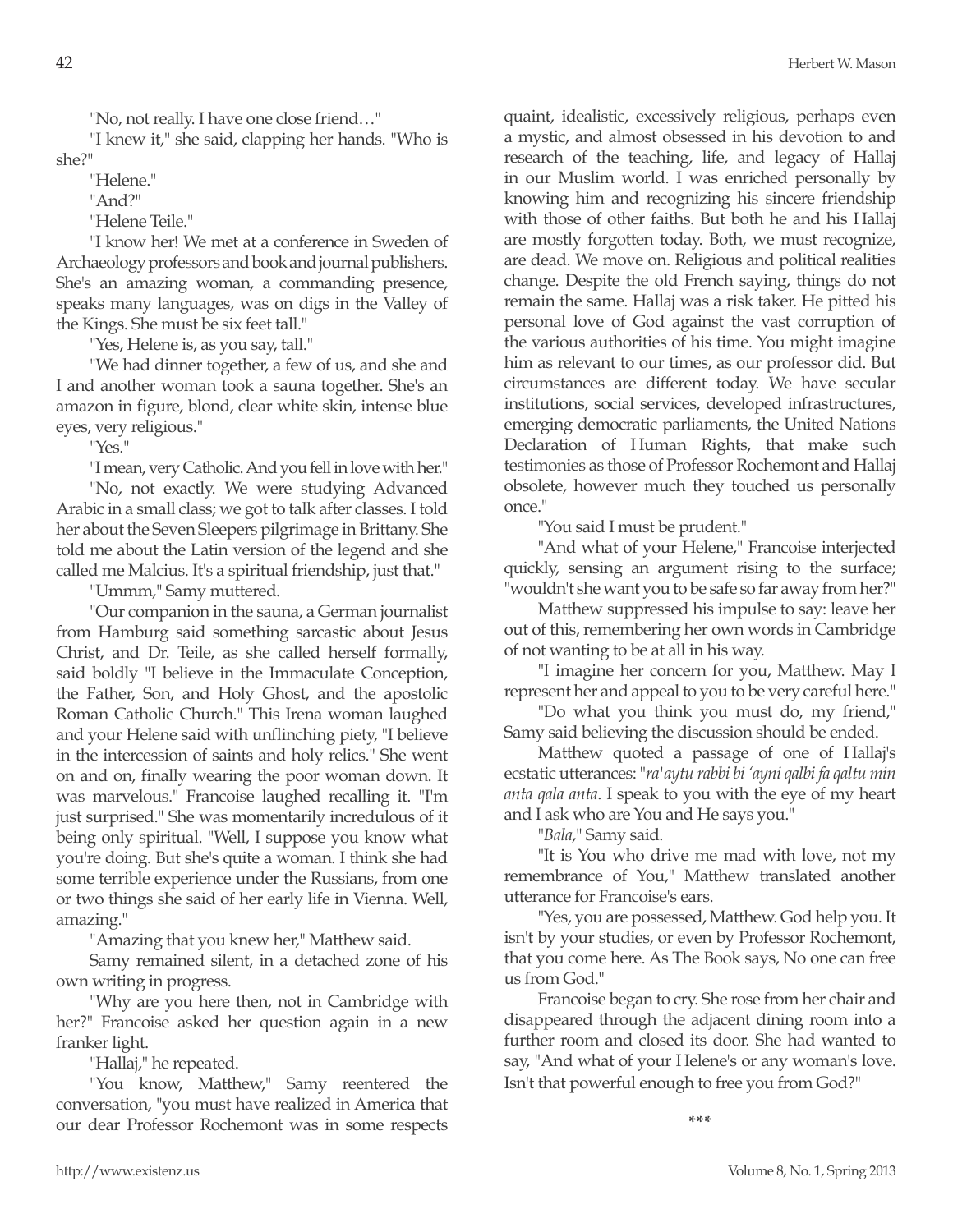"No, not really. I have one close friend…"

"I knew it," she said, clapping her hands. "Who is she?"

"Helene."

"And?"

"Helene Teile."

"I know her! We met at a conference in Sweden of Archaeology professors and book and journal publishers. She's an amazing woman, a commanding presence, speaks many languages, was on digs in the Valley of the Kings. She must be six feet tall."

"Yes, Helene is, as you say, tall."

"We had dinner together, a few of us, and she and I and another woman took a sauna together. She's an amazon in figure, blond, clear white skin, intense blue eyes, very religious."

"Yes."

"I mean, very Catholic. And you fell in love with her."

"No, not exactly. We were studying Advanced Arabic in a small class; we got to talk after classes. I told her about the Seven Sleepers pilgrimage in Brittany. She told me about the Latin version of the legend and she called me Malcius. It's a spiritual friendship, just that."

"Ummm," Samy muttered.

"Our companion in the sauna, a German journalist from Hamburg said something sarcastic about Jesus Christ, and Dr. Teile, as she called herself formally, said boldly "I believe in the Immaculate Conception, the Father, Son, and Holy Ghost, and the apostolic Roman Catholic Church." This Irena woman laughed and your Helene said with unflinching piety, "I believe in the intercession of saints and holy relics." She went on and on, finally wearing the poor woman down. It was marvelous." Francoise laughed recalling it. "I'm just surprised." She was momentarily incredulous of it being only spiritual. "Well, I suppose you know what you're doing. But she's quite a woman. I think she had some terrible experience under the Russians, from one or two things she said of her early life in Vienna. Well, amazing."

"Amazing that you knew her," Matthew said.

Samy remained silent, in a detached zone of his own writing in progress.

"Why are you here then, not in Cambridge with her?" Francoise asked her question again in a new franker light.

"Hallaj," he repeated.

"You know, Matthew," Samy reentered the conversation, "you must have realized in America that our dear Professor Rochemont was in some respects quaint, idealistic, excessively religious, perhaps even a mystic, and almost obsessed in his devotion to and research of the teaching, life, and legacy of Hallaj in our Muslim world. I was enriched personally by knowing him and recognizing his sincere friendship with those of other faiths. But both he and his Hallaj are mostly forgotten today. Both, we must recognize, are dead. We move on. Religious and political realities change. Despite the old French saying, things do not remain the same. Hallaj was a risk taker. He pitted his personal love of God against the vast corruption of the various authorities of his time. You might imagine him as relevant to our times, as our professor did. But circumstances are different today. We have secular institutions, social services, developed infrastructures, emerging democratic parliaments, the United Nations Declaration of Human Rights, that make such testimonies as those of Professor Rochemont and Hallaj obsolete, however much they touched us personally once."

"You said I must be prudent."

"And what of your Helene," Francoise interjected quickly, sensing an argument rising to the surface; "wouldn't she want you to be safe so far away from her?"

Matthew suppressed his impulse to say: leave her out of this, remembering her own words in Cambridge of not wanting to be at all in his way.

"I imagine her concern for you, Matthew. May I represent her and appeal to you to be very careful here."

"Do what you think you must do, my friend," Samy said believing the discussion should be ended.

Matthew quoted a passage of one of Hallaj's ecstatic utterances: "*ra'aytu rabbi bi 'ayni qalbi fa qaltu min anta qala anta*. I speak to you with the eye of my heart and I ask who are You and He says you."

"*Bala*," Samy said.

"It is You who drive me mad with love, not my remembrance of You," Matthew translated another utterance for Francoise's ears.

"Yes, you are possessed, Matthew. God help you. It isn't by your studies, or even by Professor Rochemont, that you come here. As The Book says, No one can free us from God."

Francoise began to cry. She rose from her chair and disappeared through the adjacent dining room into a further room and closed its door. She had wanted to say, "And what of your Helene's or any woman's love. Isn't that powerful enough to free you from God?"

***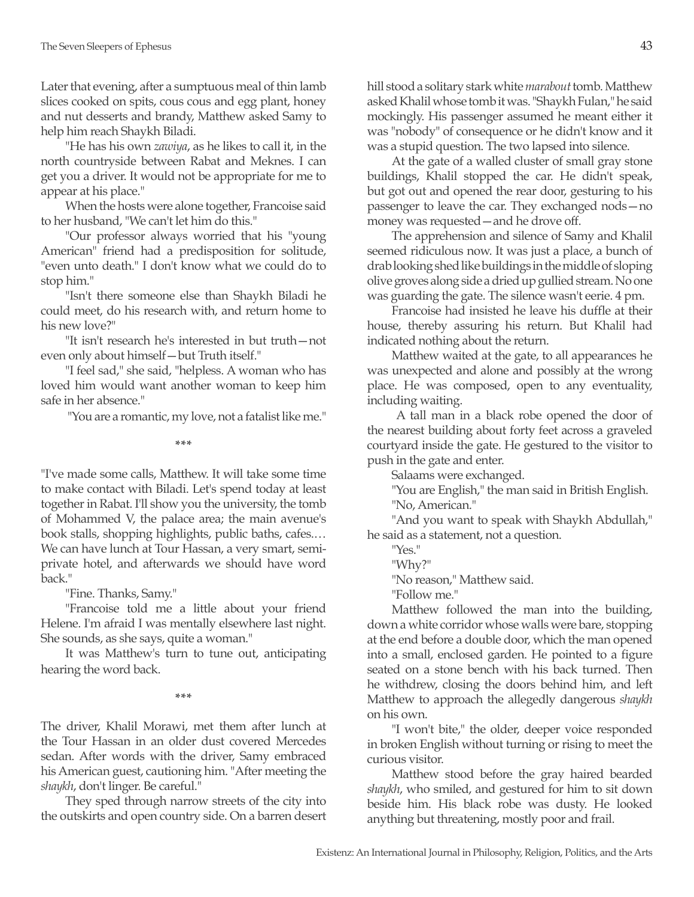Later that evening, after a sumptuous meal of thin lamb slices cooked on spits, cous cous and egg plant, honey and nut desserts and brandy, Matthew asked Samy to help him reach Shaykh Biladi.

"He has his own *zawiya*, as he likes to call it, in the north countryside between Rabat and Meknes. I can get you a driver. It would not be appropriate for me to appear at his place."

When the hosts were alone together, Francoise said to her husband, "We can't let him do this."

"Our professor always worried that his "young American" friend had a predisposition for solitude, "even unto death." I don't know what we could do to stop him."

"Isn't there someone else than Shaykh Biladi he could meet, do his research with, and return home to his new love?"

"It isn't research he's interested in but truth—not even only about himself—but Truth itself."

"I feel sad," she said, "helpless. A woman who has loved him would want another woman to keep him safe in her absence."

"You are a romantic, my love, not a fatalist like me."

\*\*\*

"I've made some calls, Matthew. It will take some time to make contact with Biladi. Let's spend today at least together in Rabat. I'll show you the university, the tomb of Mohammed V, the palace area; the main avenue's book stalls, shopping highlights, public baths, cafes.… We can have lunch at Tour Hassan, a very smart, semi-private hotel, and afterwards we should have word back."

"Fine. Thanks, Samy."

"Francoise told me a little about your friend Helene. I'm afraid I was mentally elsewhere last night. She sounds, as she says, quite a woman."

It was Matthew's turn to tune out, anticipating hearing the word back.

\*\*\*

The driver, Khalil Morawi, met them after lunch at the Tour Hassan in an older dust covered Mercedes sedan. After words with the driver, Samy embraced his American guest, cautioning him. "After meeting the *shaykh*, don't linger. Be careful."

They sped through narrow streets of the city into the outskirts and open country side. On a barren desert hill stood a solitary stark white *marabout* tomb. Matthew asked Khalil whose tomb it was. "Shaykh Fulan," he said mockingly. His passenger assumed he meant either it was "nobody" of consequence or he didn't know and it was a stupid question. The two lapsed into silence.

At the gate of a walled cluster of small gray stone buildings, Khalil stopped the car. He didn't speak, but got out and opened the rear door, gesturing to his passenger to leave the car. They exchanged nods—no money was requested—and he drove off.

The apprehension and silence of Samy and Khalil seemed ridiculous now. It was just a place, a bunch of drab looking shed like buildings in the middle of sloping olive groves along side a dried up gullied stream. No one was guarding the gate. The silence wasn't eerie. 4 pm.

Francoise had insisted he leave his duffle at their house, thereby assuring his return. But Khalil had indicated nothing about the return.

Matthew waited at the gate, to all appearances he was unexpected and alone and possibly at the wrong place. He was composed, open to any eventuality, including waiting.

A tall man in a black robe opened the door of the nearest building about forty feet across a graveled courtyard inside the gate. He gestured to the visitor to push in the gate and enter.

Salaams were exchanged.

"You are English," the man said in British English.

"No, American."

"And you want to speak with Shaykh Abdullah," he said as a statement, not a question.

"Yes."

"Why?"

"No reason," Matthew said.

"Follow me."

Matthew followed the man into the building, down a white corridor whose walls were bare, stopping at the end before a double door, which the man opened into a small, enclosed garden. He pointed to a figure seated on a stone bench with his back turned. Then he withdrew, closing the doors behind him, and left Matthew to approach the allegedly dangerous *shaykh* on his own.

"I won't bite," the older, deeper voice responded in broken English without turning or rising to meet the curious visitor.

Matthew stood before the gray haired bearded *shaykh*, who smiled, and gestured for him to sit down beside him. His black robe was dusty. He looked anything but threatening, mostly poor and frail.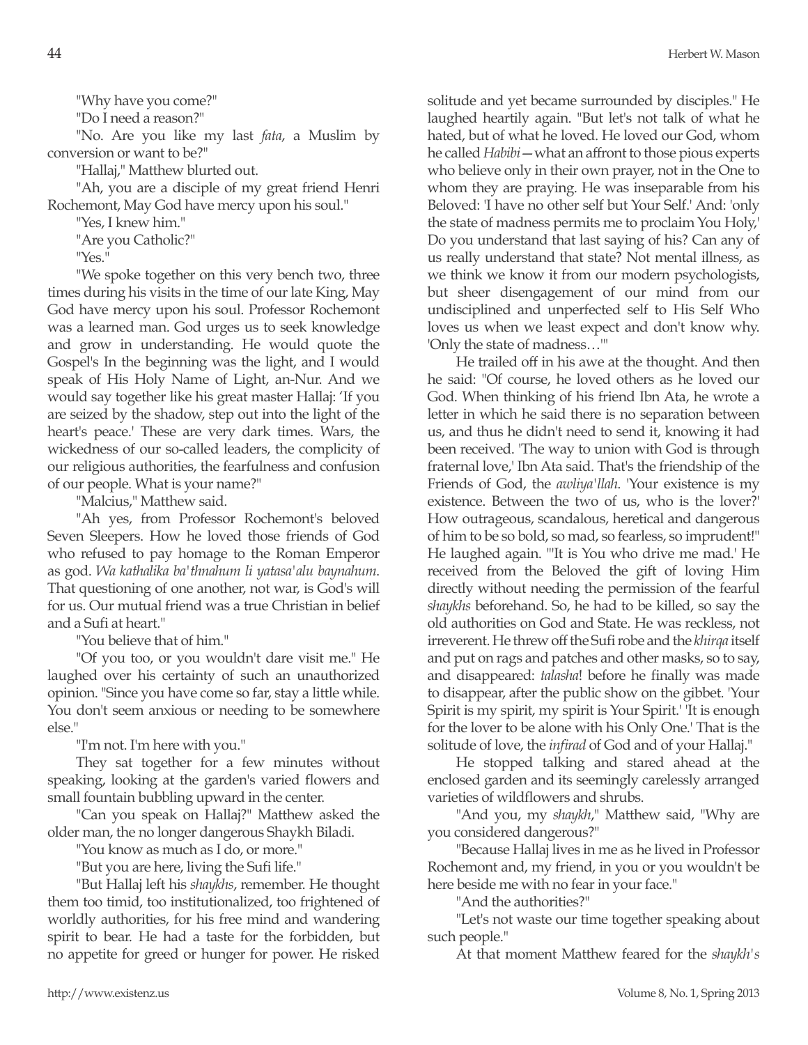"Why have you come?"

"Do I need a reason?"

"No. Are you like my last *fata*, a Muslim by conversion or want to be?"

"Hallaj," Matthew blurted out.

"Ah, you are a disciple of my great friend Henri Rochemont, May God have mercy upon his soul."

"Yes, I knew him."

"Are you Catholic?"

"Yes."

"We spoke together on this very bench two, three times during his visits in the time of our late King, May God have mercy upon his soul. Professor Rochemont was a learned man. God urges us to seek knowledge and grow in understanding. He would quote the Gospel's In the beginning was the light, and I would speak of His Holy Name of Light, an-Nur. And we would say together like his great master Hallaj: 'If you are seized by the shadow, step out into the light of the heart's peace.' These are very dark times. Wars, the wickedness of our so-called leaders, the complicity of our religious authorities, the fearfulness and confusion of our people. What is your name?"

"Malcius," Matthew said.

"Ah yes, from Professor Rochemont's beloved Seven Sleepers. How he loved those friends of God who refused to pay homage to the Roman Emperor as god. *Wa kathalika ba'thnahum li yatasa'alu baynahum*. That questioning of one another, not war, is God's will for us. Our mutual friend was a true Christian in belief and a Sufi at heart."

"You believe that of him."

"Of you too, or you wouldn't dare visit me." He laughed over his certainty of such an unauthorized opinion. "Since you have come so far, stay a little while. You don't seem anxious or needing to be somewhere else."

"I'm not. I'm here with you."

They sat together for a few minutes without speaking, looking at the garden's varied flowers and small fountain bubbling upward in the center.

"Can you speak on Hallaj?" Matthew asked the older man, the no longer dangerous Shaykh Biladi.

"You know as much as I do, or more."

"But you are here, living the Sufi life."

"But Hallaj left his *shaykhs*, remember. He thought them too timid, too institutionalized, too frightened of worldly authorities, for his free mind and wandering spirit to bear. He had a taste for the forbidden, but no appetite for greed or hunger for power. He risked solitude and yet became surrounded by disciples." He laughed heartily again. "But let's not talk of what he hated, but of what he loved. He loved our God, whom he called *Habibi*—what an affront to those pious experts who believe only in their own prayer, not in the One to whom they are praying. He was inseparable from his Beloved: 'I have no other self but Your Self.' And: 'only the state of madness permits me to proclaim You Holy,' Do you understand that last saying of his? Can any of us really understand that state? Not mental illness, as we think we know it from our modern psychologists, but sheer disengagement of our mind from our undisciplined and unperfected self to His Self Who loves us when we least expect and don't know why. 'Only the state of madness…'"

He trailed off in his awe at the thought. And then he said: "Of course, he loved others as he loved our God. When thinking of his friend Ibn Ata, he wrote a letter in which he said there is no separation between us, and thus he didn't need to send it, knowing it had been received. 'The way to union with God is through fraternal love,' Ibn Ata said. That's the friendship of the Friends of God, the *awliya'llah*. 'Your existence is my existence. Between the two of us, who is the lover?' How outrageous, scandalous, heretical and dangerous of him to be so bold, so mad, so fearless, so imprudent!" He laughed again. "'It is You who drive me mad.' He received from the Beloved the gift of loving Him directly without needing the permission of the fearful *shaykhs* beforehand. So, he had to be killed, so say the old authorities on God and State. He was reckless, not irreverent. He threw off the Sufi robe and the *khirqa* itself and put on rags and patches and other masks, so to say, and disappeared: *talasha*! before he finally was made to disappear, after the public show on the gibbet. 'Your Spirit is my spirit, my spirit is Your Spirit.' 'It is enough for the lover to be alone with his Only One.' That is the solitude of love, the *infirad* of God and of your Hallaj."

He stopped talking and stared ahead at the enclosed garden and its seemingly carelessly arranged varieties of wildflowers and shrubs.

"And you, my *shaykh*," Matthew said, "Why are you considered dangerous?"

"Because Hallaj lives in me as he lived in Professor Rochemont and, my friend, in you or you wouldn't be here beside me with no fear in your face."

"And the authorities?"

"Let's not waste our time together speaking about such people."

At that moment Matthew feared for the *shaykh's*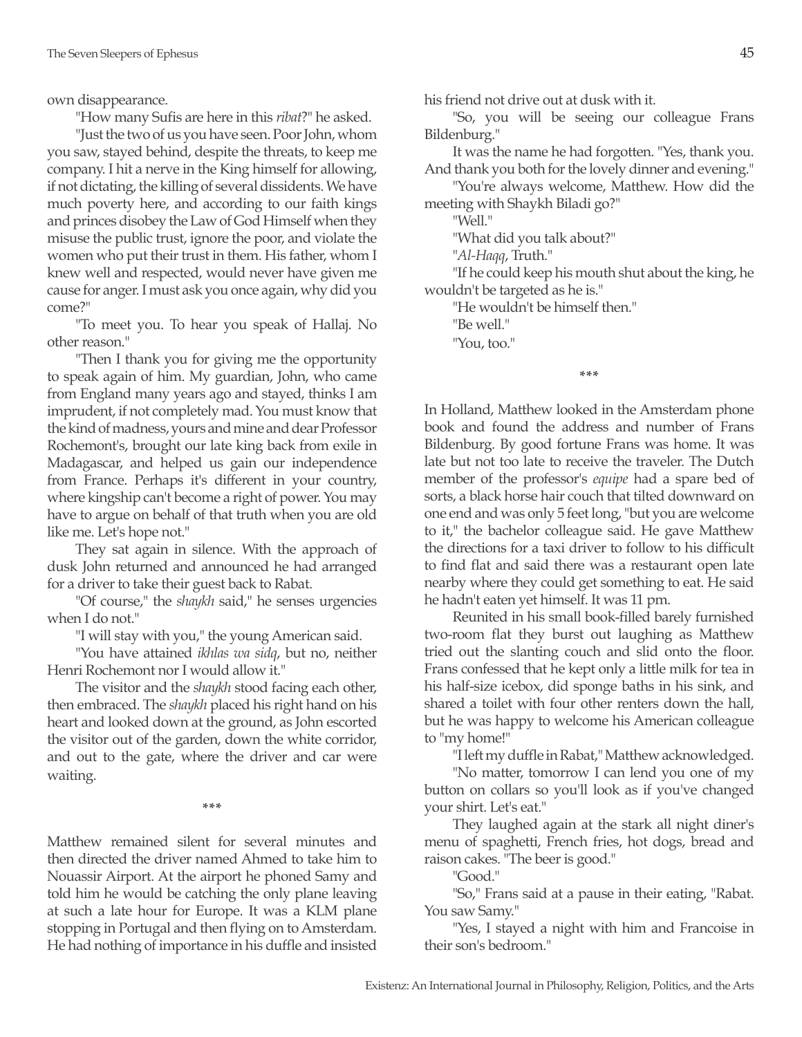own disappearance.

"How many Sufis are here in this *ribat*?" he asked.

"Just the two of us you have seen. Poor John, whom you saw, stayed behind, despite the threats, to keep me company. I hit a nerve in the King himself for allowing, if not dictating, the killing of several dissidents. We have much poverty here, and according to our faith kings and princes disobey the Law of God Himself when they misuse the public trust, ignore the poor, and violate the women who put their trust in them. His father, whom I knew well and respected, would never have given me cause for anger. I must ask you once again, why did you come?"

"To meet you. To hear you speak of Hallaj. No other reason."

"Then I thank you for giving me the opportunity to speak again of him. My guardian, John, who came from England many years ago and stayed, thinks I am imprudent, if not completely mad. You must know that the kind of madness, yours and mine and dear Professor Rochemont's, brought our late king back from exile in Madagascar, and helped us gain our independence from France. Perhaps it's different in your country, where kingship can't become a right of power. You may have to argue on behalf of that truth when you are old like me. Let's hope not."

They sat again in silence. With the approach of dusk John returned and announced he had arranged for a driver to take their guest back to Rabat.

"Of course," the *shaykh* said," he senses urgencies when I do not."

"I will stay with you," the young American said.

"You have attained *ikhlas wa sidq*, but no, neither Henri Rochemont nor I would allow it."

The visitor and the *shaykh* stood facing each other, then embraced. The *shaykh* placed his right hand on his heart and looked down at the ground, as John escorted the visitor out of the garden, down the white corridor, and out to the gate, where the driver and car were waiting.

\*\*\*

Matthew remained silent for several minutes and then directed the driver named Ahmed to take him to Nouassir Airport. At the airport he phoned Samy and told him he would be catching the only plane leaving at such a late hour for Europe. It was a KLM plane stopping in Portugal and then flying on to Amsterdam. He had nothing of importance in his duffle and insisted his friend not drive out at dusk with it.

"So, you will be seeing our colleague Frans Bildenburg."

It was the name he had forgotten. "Yes, thank you. And thank you both for the lovely dinner and evening."

"You're always welcome, Matthew. How did the meeting with Shaykh Biladi go?"

"Well."

"What did you talk about?"

"*Al-Haqq*, Truth."

"If he could keep his mouth shut about the king, he wouldn't be targeted as he is."

"He wouldn't be himself then."

"Be well."

"You, too."

\*\*\*

In Holland, Matthew looked in the Amsterdam phone book and found the address and number of Frans Bildenburg. By good fortune Frans was home. It was late but not too late to receive the traveler. The Dutch member of the professor's *equipe* had a spare bed of sorts, a black horse hair couch that tilted downward on one end and was only 5 feet long, "but you are welcome to it," the bachelor colleague said. He gave Matthew the directions for a taxi driver to follow to his difficult to find flat and said there was a restaurant open late nearby where they could get something to eat. He said he hadn't eaten yet himself. It was 11 pm.

Reunited in his small book-filled barely furnished two-room flat they burst out laughing as Matthew tried out the slanting couch and slid onto the floor. Frans confessed that he kept only a little milk for tea in his half-size icebox, did sponge baths in his sink, and shared a toilet with four other renters down the hall, but he was happy to welcome his American colleague to "my home!"

"I left my duffle in Rabat," Matthew acknowledged.

"No matter, tomorrow I can lend you one of my button on collars so you'll look as if you've changed your shirt. Let's eat."

They laughed again at the stark all night diner's menu of spaghetti, French fries, hot dogs, bread and raison cakes. "The beer is good."

"Good."

"So," Frans said at a pause in their eating, "Rabat. You saw Samy."

"Yes, I stayed a night with him and Francoise in their son's bedroom."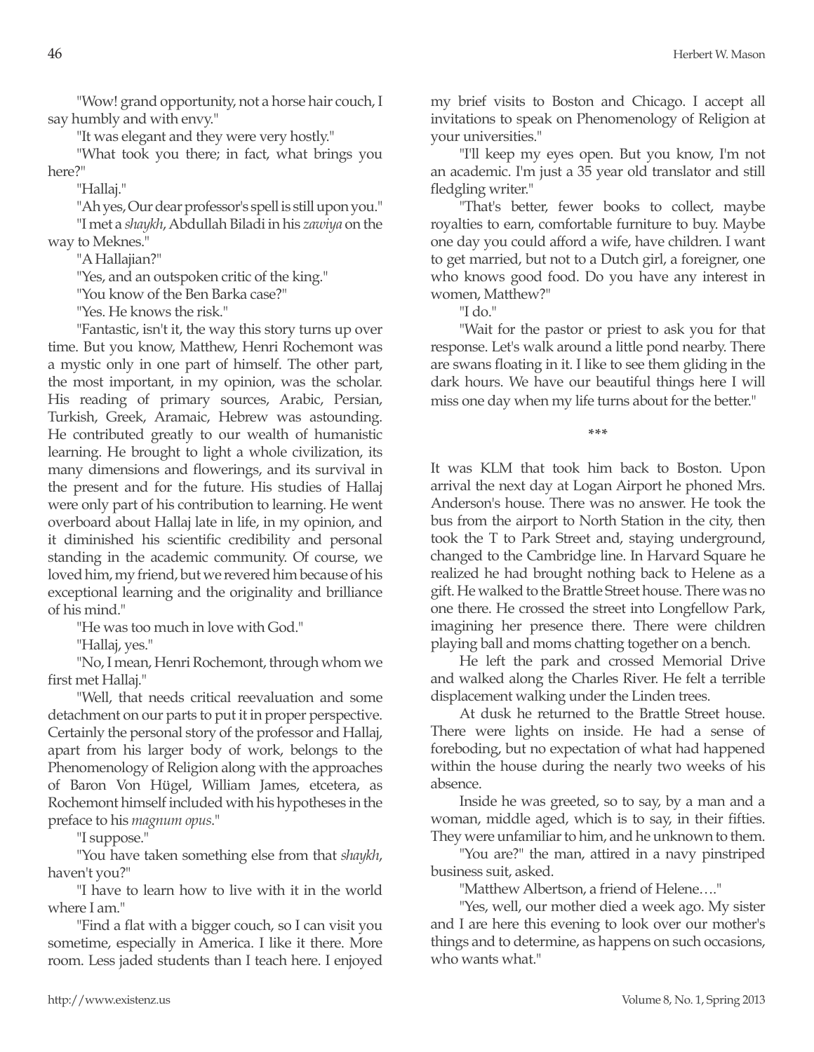"Wow! grand opportunity, not a horse hair couch, I say humbly and with envy."

"It was elegant and they were very hostly."

"What took you there; in fact, what brings you here?"

"Hallaj."

"Ah yes, Our dear professor's spell is still upon you."

"I met a *shaykh*, Abdullah Biladi in his *zawiya* on the way to Meknes."

"A Hallajian?"

"Yes, and an outspoken critic of the king."

"You know of the Ben Barka case?"

"Yes. He knows the risk."

"Fantastic, isn't it, the way this story turns up over time. But you know, Matthew, Henri Rochemont was a mystic only in one part of himself. The other part, the most important, in my opinion, was the scholar. His reading of primary sources, Arabic, Persian, Turkish, Greek, Aramaic, Hebrew was astounding. He contributed greatly to our wealth of humanistic learning. He brought to light a whole civilization, its many dimensions and flowerings, and its survival in the present and for the future. His studies of Hallaj were only part of his contribution to learning. He went overboard about Hallaj late in life, in my opinion, and it diminished his scientific credibility and personal standing in the academic community. Of course, we loved him, my friend, but we revered him because of his exceptional learning and the originality and brilliance of his mind."

"He was too much in love with God."

"Hallaj, yes."

"No, I mean, Henri Rochemont, through whom we first met Hallaj."

"Well, that needs critical reevaluation and some detachment on our parts to put it in proper perspective. Certainly the personal story of the professor and Hallaj, apart from his larger body of work, belongs to the Phenomenology of Religion along with the approaches of Baron Von Hügel, William James, etcetera, as Rochemont himself included with his hypotheses in the preface to his *magnum opus*."

"I suppose."

"You have taken something else from that *shaykh*, haven't you?"

"I have to learn how to live with it in the world where I am."

"Find a flat with a bigger couch, so I can visit you sometime, especially in America. I like it there. More room. Less jaded students than I teach here. I enjoyed my brief visits to Boston and Chicago. I accept all invitations to speak on Phenomenology of Religion at your universities."

"I'll keep my eyes open. But you know, I'm not an academic. I'm just a 35 year old translator and still fledgling writer."

"That's better, fewer books to collect, maybe royalties to earn, comfortable furniture to buy. Maybe one day you could afford a wife, have children. I want to get married, but not to a Dutch girl, a foreigner, one who knows good food. Do you have any interest in women, Matthew?"

"I do."

"Wait for the pastor or priest to ask you for that response. Let's walk around a little pond nearby. There are swans floating in it. I like to see them gliding in the dark hours. We have our beautiful things here I will miss one day when my life turns about for the better."

\*\*\*

It was KLM that took him back to Boston. Upon arrival the next day at Logan Airport he phoned Mrs. Anderson's house. There was no answer. He took the bus from the airport to North Station in the city, then took the T to Park Street and, staying underground, changed to the Cambridge line. In Harvard Square he realized he had brought nothing back to Helene as a gift. He walked to the Brattle Street house. There was no one there. He crossed the street into Longfellow Park, imagining her presence there. There were children playing ball and moms chatting together on a bench.

He left the park and crossed Memorial Drive and walked along the Charles River. He felt a terrible displacement walking under the Linden trees.

At dusk he returned to the Brattle Street house. There were lights on inside. He had a sense of foreboding, but no expectation of what had happened within the house during the nearly two weeks of his absence.

Inside he was greeted, so to say, by a man and a woman, middle aged, which is to say, in their fifties. They were unfamiliar to him, and he unknown to them.

"You are?" the man, attired in a navy pinstriped business suit, asked.

"Matthew Albertson, a friend of Helene…."

"Yes, well, our mother died a week ago. My sister and I are here this evening to look over our mother's things and to determine, as happens on such occasions, who wants what."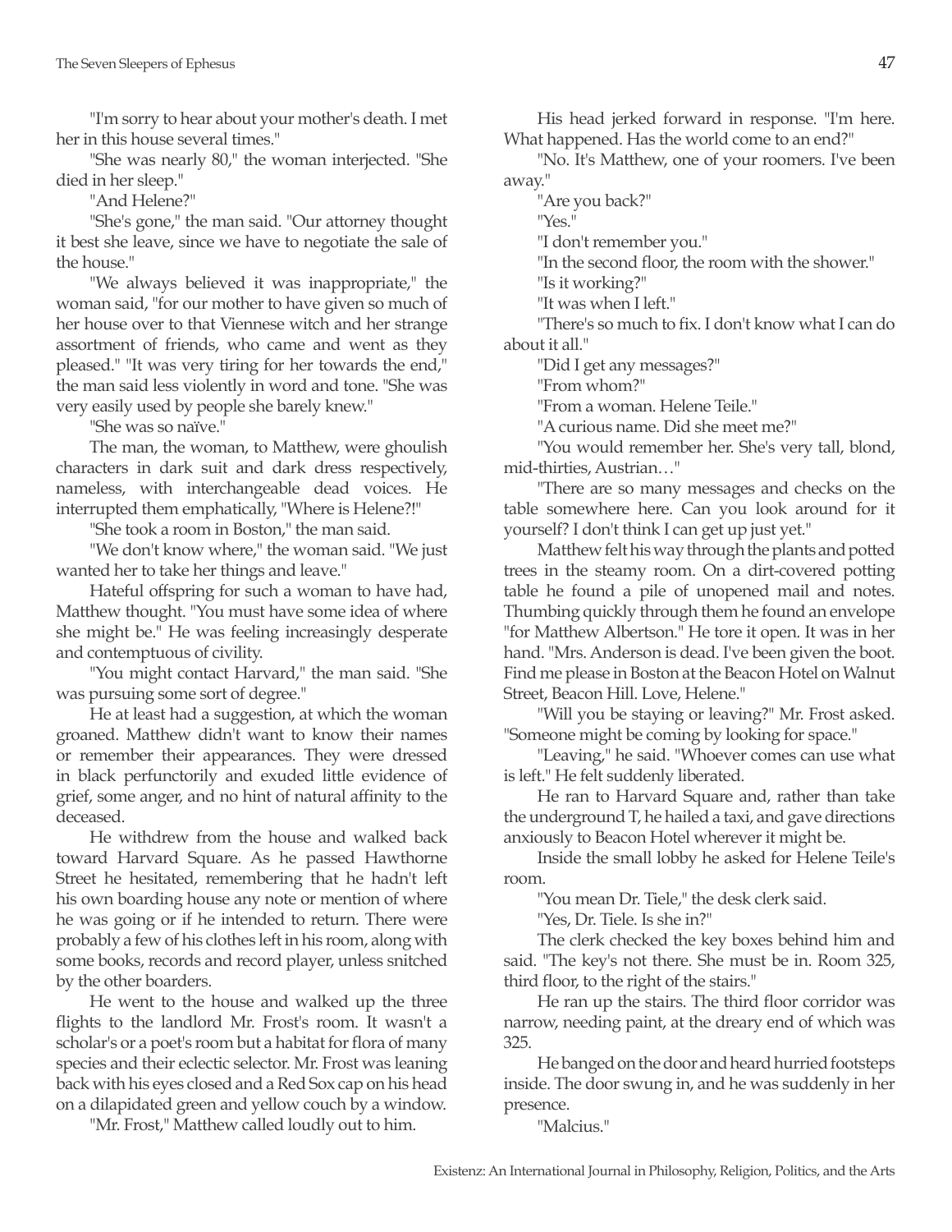"I'm sorry to hear about your mother's death. I met her in this house several times."

"She was nearly 80," the woman interjected. "She died in her sleep."

"And Helene?"

"She's gone," the man said. "Our attorney thought it best she leave, since we have to negotiate the sale of the house."

"We always believed it was inappropriate," the woman said, "for our mother to have given so much of her house over to that Viennese witch and her strange assortment of friends, who came and went as they pleased." "It was very tiring for her towards the end," the man said less violently in word and tone. "She was very easily used by people she barely knew."

"She was so naïve."

The man, the woman, to Matthew, were ghoulish characters in dark suit and dark dress respectively, nameless, with interchangeable dead voices. He interrupted them emphatically, "Where is Helene?!"

"She took a room in Boston," the man said.

"We don't know where," the woman said. "We just wanted her to take her things and leave."

Hateful offspring for such a woman to have had, Matthew thought. "You must have some idea of where she might be." He was feeling increasingly desperate and contemptuous of civility.

"You might contact Harvard," the man said. "She was pursuing some sort of degree."

He at least had a suggestion, at which the woman groaned. Matthew didn't want to know their names or remember their appearances. They were dressed in black perfunctorily and exuded little evidence of grief, some anger, and no hint of natural affinity to the deceased.

He withdrew from the house and walked back toward Harvard Square. As he passed Hawthorne Street he hesitated, remembering that he hadn't left his own boarding house any note or mention of where he was going or if he intended to return. There were probably a few of his clothes left in his room, along with some books, records and record player, unless snitched by the other boarders.

He went to the house and walked up the three flights to the landlord Mr. Frost's room. It wasn't a scholar's or a poet's room but a habitat for flora of many species and their eclectic selector. Mr. Frost was leaning back with his eyes closed and a Red Sox cap on his head on a dilapidated green and yellow couch by a window.

"Mr. Frost," Matthew called loudly out to him.

His head jerked forward in response. "I'm here. What happened. Has the world come to an end?"

"No. It's Matthew, one of your roomers. I've been away."

"Are you back?"

"Yes."

"I don't remember you."

"In the second floor, the room with the shower."

"Is it working?"

"It was when I left."

"There's so much to fix. I don't know what I can do about it all."

"Did I get any messages?"

"From whom?"

"From a woman. Helene Teile."

"A curious name. Did she meet me?"

"You would remember her. She's very tall, blond, mid-thirties, Austrian…"

"There are so many messages and checks on the table somewhere here. Can you look around for it yourself? I don't think I can get up just yet."

Matthew felt his way through the plants and potted trees in the steamy room. On a dirt-covered potting table he found a pile of unopened mail and notes. Thumbing quickly through them he found an envelope "for Matthew Albertson." He tore it open. It was in her hand. "Mrs. Anderson is dead. I've been given the boot. Find me please in Boston at the Beacon Hotel on Walnut Street, Beacon Hill. Love, Helene."

"Will you be staying or leaving?" Mr. Frost asked. "Someone might be coming by looking for space."

"Leaving," he said. "Whoever comes can use what is left." He felt suddenly liberated.

He ran to Harvard Square and, rather than take the underground T, he hailed a taxi, and gave directions anxiously to Beacon Hotel wherever it might be.

Inside the small lobby he asked for Helene Teile's room.

"You mean Dr. Tiele," the desk clerk said.

"Yes, Dr. Tiele. Is she in?"

The clerk checked the key boxes behind him and said. "The key's not there. She must be in. Room 325, third floor, to the right of the stairs."

He ran up the stairs. The third floor corridor was narrow, needing paint, at the dreary end of which was 325.

He banged on the door and heard hurried footsteps inside. The door swung in, and he was suddenly in her presence.

"Malcius."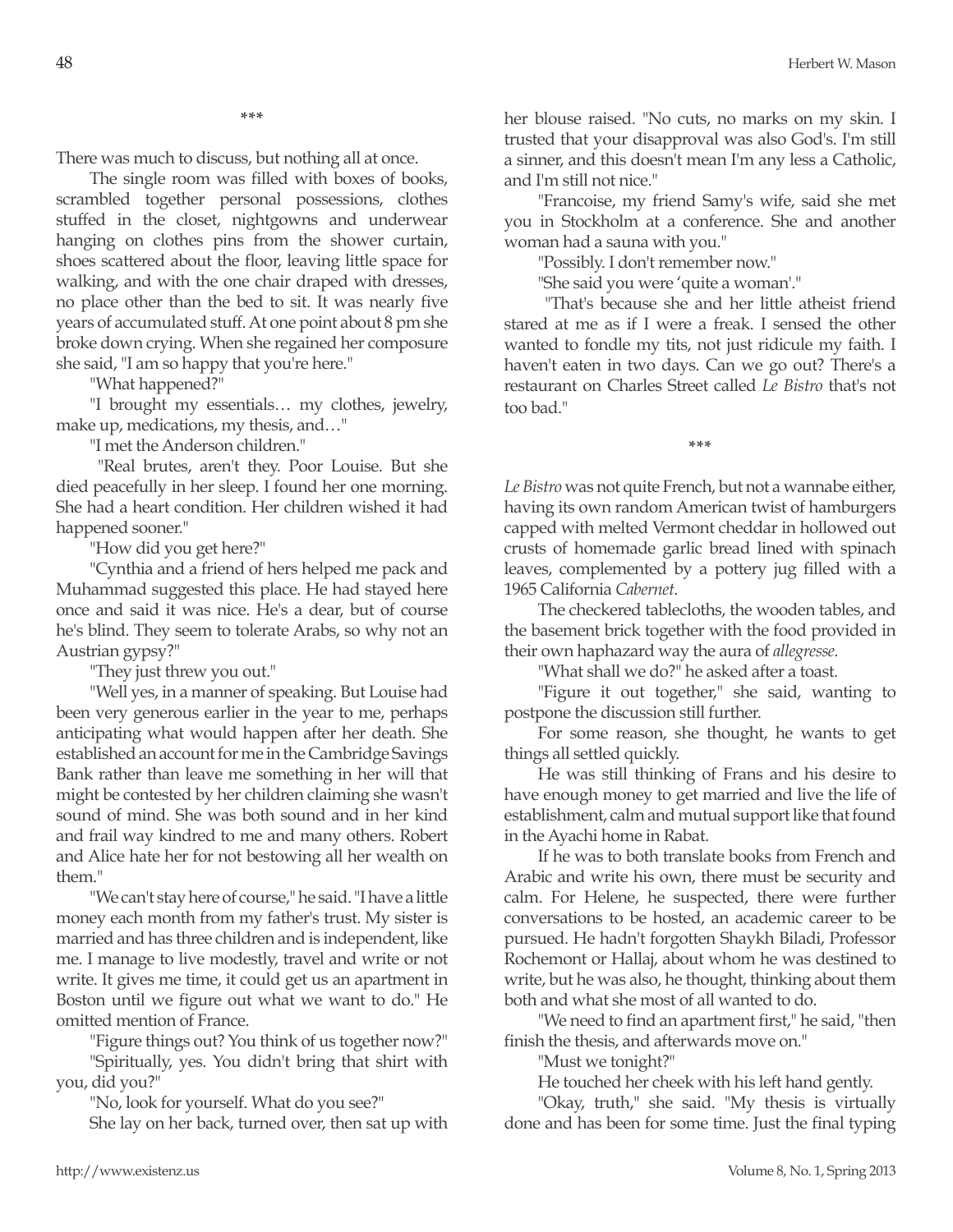\*\*\*

There was much to discuss, but nothing all at once.

The single room was filled with boxes of books, scrambled together personal possessions, clothes stuffed in the closet, nightgowns and underwear hanging on clothes pins from the shower curtain, shoes scattered about the floor, leaving little space for walking, and with the one chair draped with dresses, no place other than the bed to sit. It was nearly five years of accumulated stuff. At one point about 8 pm she broke down crying. When she regained her composure she said, "I am so happy that you're here."

"What happened?"

"I brought my essentials… my clothes, jewelry, make up, medications, my thesis, and…"

"I met the Anderson children."

"Real brutes, aren't they. Poor Louise. But she died peacefully in her sleep. I found her one morning. She had a heart condition. Her children wished it had happened sooner."

"How did you get here?"

"Cynthia and a friend of hers helped me pack and Muhammad suggested this place. He had stayed here once and said it was nice. He's a dear, but of course he's blind. They seem to tolerate Arabs, so why not an Austrian gypsy?"

"They just threw you out."

"Well yes, in a manner of speaking. But Louise had been very generous earlier in the year to me, perhaps anticipating what would happen after her death. She established an account for me in the Cambridge Savings Bank rather than leave me something in her will that might be contested by her children claiming she wasn't sound of mind. She was both sound and in her kind and frail way kindred to me and many others. Robert and Alice hate her for not bestowing all her wealth on them."

"We can't stay here of course," he said. "I have a little money each month from my father's trust. My sister is married and has three children and is independent, like me. I manage to live modestly, travel and write or not write. It gives me time, it could get us an apartment in Boston until we figure out what we want to do." He omitted mention of France.

"Figure things out? You think of us together now?"

"Spiritually, yes. You didn't bring that shirt with you, did you?"

"No, look for yourself. What do you see?"

She lay on her back, turned over, then sat up with her blouse raised. "No cuts, no marks on my skin. I trusted that your disapproval was also God's. I'm still a sinner, and this doesn't mean I'm any less a Catholic, and I'm still not nice."

"Francoise, my friend Samy's wife, said she met you in Stockholm at a conference. She and another woman had a sauna with you."

"Possibly. I don't remember now."

"She said you were 'quite a woman'."

"That's because she and her little atheist friend stared at me as if I were a freak. I sensed the other wanted to fondle my tits, not just ridicule my faith. I haven't eaten in two days. Can we go out? There's a restaurant on Charles Street called *Le Bistro* that's not too bad."

\*\*\*

*Le Bistro* was not quite French, but not a wannabe either, having its own random American twist of hamburgers capped with melted Vermont cheddar in hollowed out crusts of homemade garlic bread lined with spinach leaves, complemented by a pottery jug filled with a 1965 California *Cabernet*.

The checkered tablecloths, the wooden tables, and the basement brick together with the food provided in their own haphazard way the aura of *allegresse*.

"What shall we do?" he asked after a toast.

"Figure it out together," she said, wanting to postpone the discussion still further.

For some reason, she thought, he wants to get things all settled quickly.

He was still thinking of Frans and his desire to have enough money to get married and live the life of establishment, calm and mutual support like that found in the Ayachi home in Rabat.

If he was to both translate books from French and Arabic and write his own, there must be security and calm. For Helene, he suspected, there were further conversations to be hosted, an academic career to be pursued. He hadn't forgotten Shaykh Biladi, Professor Rochemont or Hallaj, about whom he was destined to write, but he was also, he thought, thinking about them both and what she most of all wanted to do.

"We need to find an apartment first," he said, "then finish the thesis, and afterwards move on."

"Must we tonight?"

He touched her cheek with his left hand gently.

"Okay, truth," she said. "My thesis is virtually done and has been for some time. Just the final typing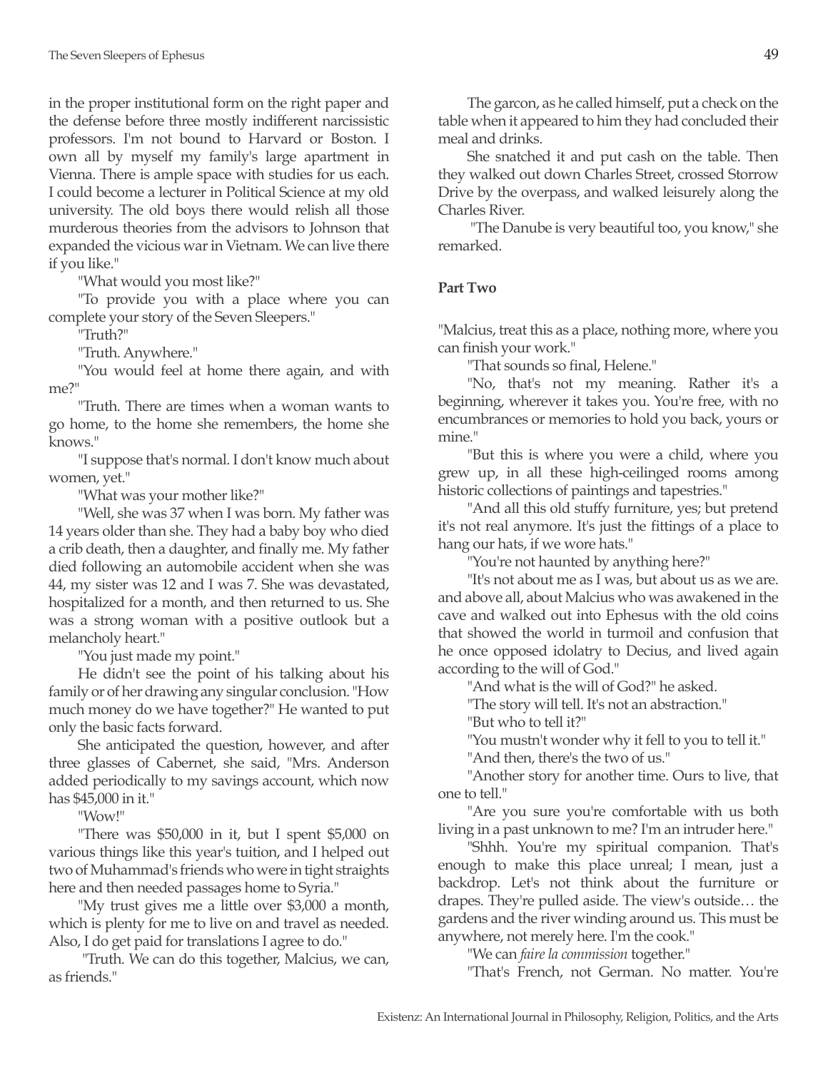in the proper institutional form on the right paper and the defense before three mostly indifferent narcissistic professors. I'm not bound to Harvard or Boston. I own all by myself my family's large apartment in Vienna. There is ample space with studies for us each. I could become a lecturer in Political Science at my old university. The old boys there would relish all those murderous theories from the advisors to Johnson that expanded the vicious war in Vietnam. We can live there if you like."

"What would you most like?"

"To provide you with a place where you can complete your story of the Seven Sleepers."

"Truth?"

"Truth. Anywhere."

"You would feel at home there again, and with me?"

"Truth. There are times when a woman wants to go home, to the home she remembers, the home she knows."

"I suppose that's normal. I don't know much about women, yet."

"What was your mother like?"

"Well, she was 37 when I was born. My father was 14 years older than she. They had a baby boy who died a crib death, then a daughter, and finally me. My father died following an automobile accident when she was 44, my sister was 12 and I was 7. She was devastated, hospitalized for a month, and then returned to us. She was a strong woman with a positive outlook but a melancholy heart."

"You just made my point."

He didn't see the point of his talking about his family or of her drawing any singular conclusion. "How much money do we have together?" He wanted to put only the basic facts forward.

She anticipated the question, however, and after three glasses of Cabernet, she said, "Mrs. Anderson added periodically to my savings account, which now has $45,000 in it."

"Wow!"

"There was $50,000 in it, but I spent $5,000 on various things like this year's tuition, and I helped out two of Muhammad's friends who were in tight straights here and then needed passages home to Syria."

"My trust gives me a little over $3,000 a month, which is plenty for me to live on and travel as needed. Also, I do get paid for translations I agree to do."

"Truth. We can do this together, Malcius, we can, as friends."

The garcon, as he called himself, put a check on the table when it appeared to him they had concluded their meal and drinks.

She snatched it and put cash on the table. Then they walked out down Charles Street, crossed Storrow Drive by the overpass, and walked leisurely along the Charles River.

"The Danube is very beautiful too, you know," she remarked.

**Part Two**

"Malcius, treat this as a place, nothing more, where you can finish your work."

"That sounds so final, Helene."

"No, that's not my meaning. Rather it's a beginning, wherever it takes you. You're free, with no encumbrances or memories to hold you back, yours or mine."

"But this is where you were a child, where you grew up, in all these high-ceilinged rooms among historic collections of paintings and tapestries."

"And all this old stuffy furniture, yes; but pretend it's not real anymore. It's just the fittings of a place to hang our hats, if we wore hats."

"You're not haunted by anything here?"

"It's not about me as I was, but about us as we are. and above all, about Malcius who was awakened in the cave and walked out into Ephesus with the old coins that showed the world in turmoil and confusion that he once opposed idolatry to Decius, and lived again according to the will of God."

"And what is the will of God?" he asked.

"The story will tell. It's not an abstraction."

"But who to tell it?"

"You mustn't wonder why it fell to you to tell it."

"And then, there's the two of us."

"Another story for another time. Ours to live, that one to tell."

"Are you sure you're comfortable with us both living in a past unknown to me? I'm an intruder here."

"Shhh. You're my spiritual companion. That's enough to make this place unreal; I mean, just a backdrop. Let's not think about the furniture or drapes. They're pulled aside. The view's outside… the gardens and the river winding around us. This must be anywhere, not merely here. I'm the cook."

"We can *faire la commission* together."

"That's French, not German. No matter. You're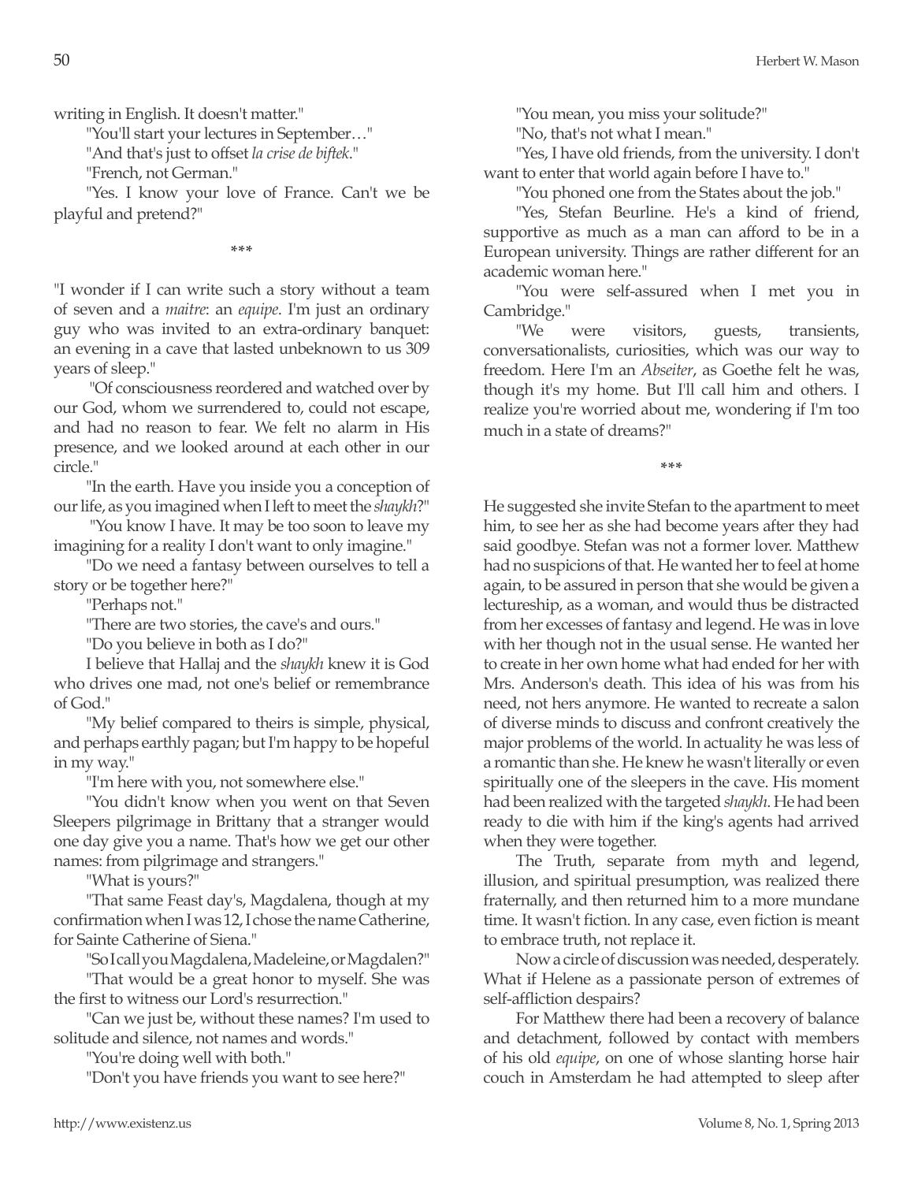writing in English. It doesn't matter."

"You'll start your lectures in September…"

"And that's just to offset *la crise de biftek*."

"French, not German."

"Yes. I know your love of France. Can't we be playful and pretend?"

\*\*\*

"I wonder if I can write such a story without a team of seven and a *maitre*: an *equipe*. I'm just an ordinary guy who was invited to an extra-ordinary banquet: an evening in a cave that lasted unbeknown to us 309 years of sleep."

"Of consciousness reordered and watched over by our God, whom we surrendered to, could not escape, and had no reason to fear. We felt no alarm in His presence, and we looked around at each other in our circle."

"In the earth. Have you inside you a conception of our life, as you imagined when I left to meet the *shaykh*?"

"You know I have. It may be too soon to leave my imagining for a reality I don't want to only imagine."

"Do we need a fantasy between ourselves to tell a story or be together here?"

"Perhaps not."

"There are two stories, the cave's and ours."

"Do you believe in both as I do?"

I believe that Hallaj and the *shaykh* knew it is God who drives one mad, not one's belief or remembrance of God."

"My belief compared to theirs is simple, physical, and perhaps earthly pagan; but I'm happy to be hopeful in my way."

"I'm here with you, not somewhere else."

"You didn't know when you went on that Seven Sleepers pilgrimage in Brittany that a stranger would one day give you a name. That's how we get our other names: from pilgrimage and strangers."

"What is yours?"

"That same Feast day's, Magdalena, though at my confirmation when I was 12, I chose the name Catherine, for Sainte Catherine of Siena."

"So I call you Magdalena, Madeleine, or Magdalen?"

"That would be a great honor to myself. She was the first to witness our Lord's resurrection."

"Can we just be, without these names? I'm used to solitude and silence, not names and words."

"You're doing well with both."

"Don't you have friends you want to see here?"

"You mean, you miss your solitude?"

"No, that's not what I mean."

"Yes, I have old friends, from the university. I don't want to enter that world again before I have to."

"You phoned one from the States about the job."

"Yes, Stefan Beurline. He's a kind of friend, supportive as much as a man can afford to be in a European university. Things are rather different for an academic woman here."

"You were self-assured when I met you in Cambridge."

"We were visitors, guests, transients, conversationalists, curiosities, which was our way to freedom. Here I'm an *Abseiter*, as Goethe felt he was, though it's my home. But I'll call him and others. I realize you're worried about me, wondering if I'm too much in a state of dreams?"

\*\*\*

He suggested she invite Stefan to the apartment to meet him, to see her as she had become years after they had said goodbye. Stefan was not a former lover. Matthew had no suspicions of that. He wanted her to feel at home again, to be assured in person that she would be given a lectureship, as a woman, and would thus be distracted from her excesses of fantasy and legend. He was in love with her though not in the usual sense. He wanted her to create in her own home what had ended for her with Mrs. Anderson's death. This idea of his was from his need, not hers anymore. He wanted to recreate a salon of diverse minds to discuss and confront creatively the major problems of the world. In actuality he was less of a romantic than she. He knew he wasn't literally or even spiritually one of the sleepers in the cave. His moment had been realized with the targeted *shaykh*. He had been ready to die with him if the king's agents had arrived when they were together.

The Truth, separate from myth and legend, illusion, and spiritual presumption, was realized there fraternally, and then returned him to a more mundane time. It wasn't fiction. In any case, even fiction is meant to embrace truth, not replace it.

Now a circle of discussion was needed, desperately. What if Helene as a passionate person of extremes of self-affliction despairs?

For Matthew there had been a recovery of balance and detachment, followed by contact with members of his old *equipe*, on one of whose slanting horse hair couch in Amsterdam he had attempted to sleep after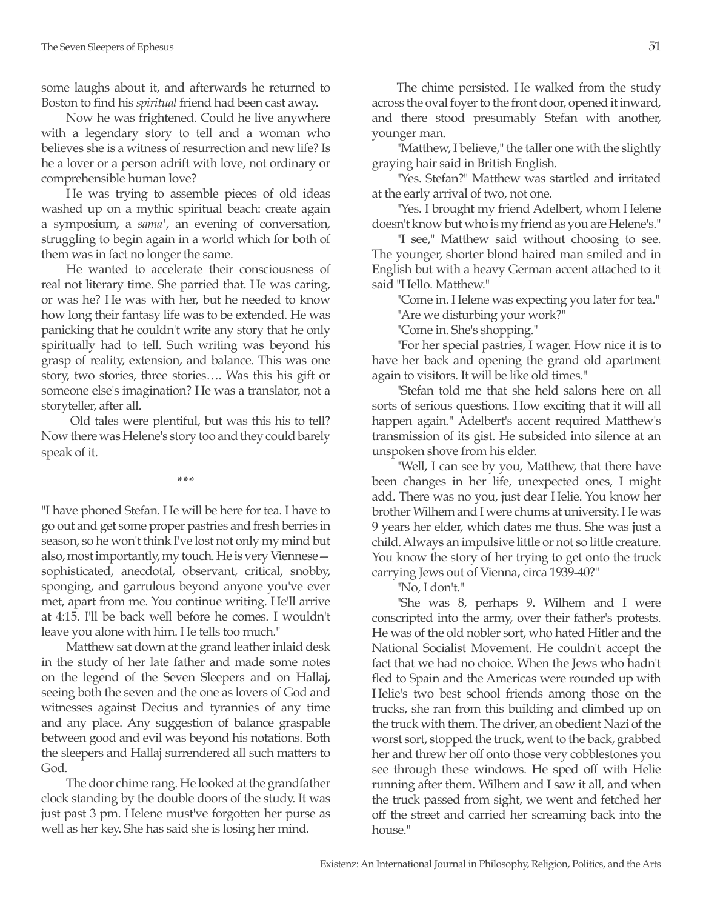some laughs about it, and afterwards he returned to Boston to find his *spiritual* friend had been cast away.

Now he was frightened. Could he live anywhere with a legendary story to tell and a woman who believes she is a witness of resurrection and new life? Is he a lover or a person adrift with love, not ordinary or comprehensible human love?

He was trying to assemble pieces of old ideas washed up on a mythic spiritual beach: create again a symposium, a *sama'*, an evening of conversation, struggling to begin again in a world which for both of them was in fact no longer the same.

He wanted to accelerate their consciousness of real not literary time. She parried that. He was caring, or was he? He was with her, but he needed to know how long their fantasy life was to be extended. He was panicking that he couldn't write any story that he only spiritually had to tell. Such writing was beyond his grasp of reality, extension, and balance. This was one story, two stories, three stories…. Was this his gift or someone else's imagination? He was a translator, not a storyteller, after all.

Old tales were plentiful, but was this his to tell? Now there was Helene's story too and they could barely speak of it.

\*\*\*

"I have phoned Stefan. He will be here for tea. I have to go out and get some proper pastries and fresh berries in season, so he won't think I've lost not only my mind but also, most importantly, my touch. He is very Viennese—sophisticated, anecdotal, observant, critical, snobby, sponging, and garrulous beyond anyone you've ever met, apart from me. You continue writing. He'll arrive at 4:15. I'll be back well before he comes. I wouldn't leave you alone with him. He tells too much."

Matthew sat down at the grand leather inlaid desk in the study of her late father and made some notes on the legend of the Seven Sleepers and on Hallaj, seeing both the seven and the one as lovers of God and witnesses against Decius and tyrannies of any time and any place. Any suggestion of balance graspable between good and evil was beyond his notations. Both the sleepers and Hallaj surrendered all such matters to God.

The door chime rang. He looked at the grandfather clock standing by the double doors of the study. It was just past 3 pm. Helene must've forgotten her purse as well as her key. She has said she is losing her mind.

The chime persisted. He walked from the study across the oval foyer to the front door, opened it inward, and there stood presumably Stefan with another, younger man.

"Matthew, I believe," the taller one with the slightly graying hair said in British English.

"Yes. Stefan?" Matthew was startled and irritated at the early arrival of two, not one.

"Yes. I brought my friend Adelbert, whom Helene doesn't know but who is my friend as you are Helene's."

"I see," Matthew said without choosing to see. The younger, shorter blond haired man smiled and in English but with a heavy German accent attached to it said "Hello. Matthew."

"Come in. Helene was expecting you later for tea."

"Are we disturbing your work?"

"Come in. She's shopping."

"For her special pastries, I wager. How nice it is to have her back and opening the grand old apartment again to visitors. It will be like old times."

"Stefan told me that she held salons here on all sorts of serious questions. How exciting that it will all happen again." Adelbert's accent required Matthew's transmission of its gist. He subsided into silence at an unspoken shove from his elder.

"Well, I can see by you, Matthew, that there have been changes in her life, unexpected ones, I might add. There was no you, just dear Helie. You know her brother Wilhem and I were chums at university. He was 9 years her elder, which dates me thus. She was just a child. Always an impulsive little or not so little creature. You know the story of her trying to get onto the truck carrying Jews out of Vienna, circa 1939-40?"

"No, I don't."

"She was 8, perhaps 9. Wilhem and I were conscripted into the army, over their father's protests. He was of the old nobler sort, who hated Hitler and the National Socialist Movement. He couldn't accept the fact that we had no choice. When the Jews who hadn't fled to Spain and the Americas were rounded up with Helie's two best school friends among those on the trucks, she ran from this building and climbed up on the truck with them. The driver, an obedient Nazi of the worst sort, stopped the truck, went to the back, grabbed her and threw her off onto those very cobblestones you see through these windows. He sped off with Helie running after them. Wilhem and I saw it all, and when the truck passed from sight, we went and fetched her off the street and carried her screaming back into the house."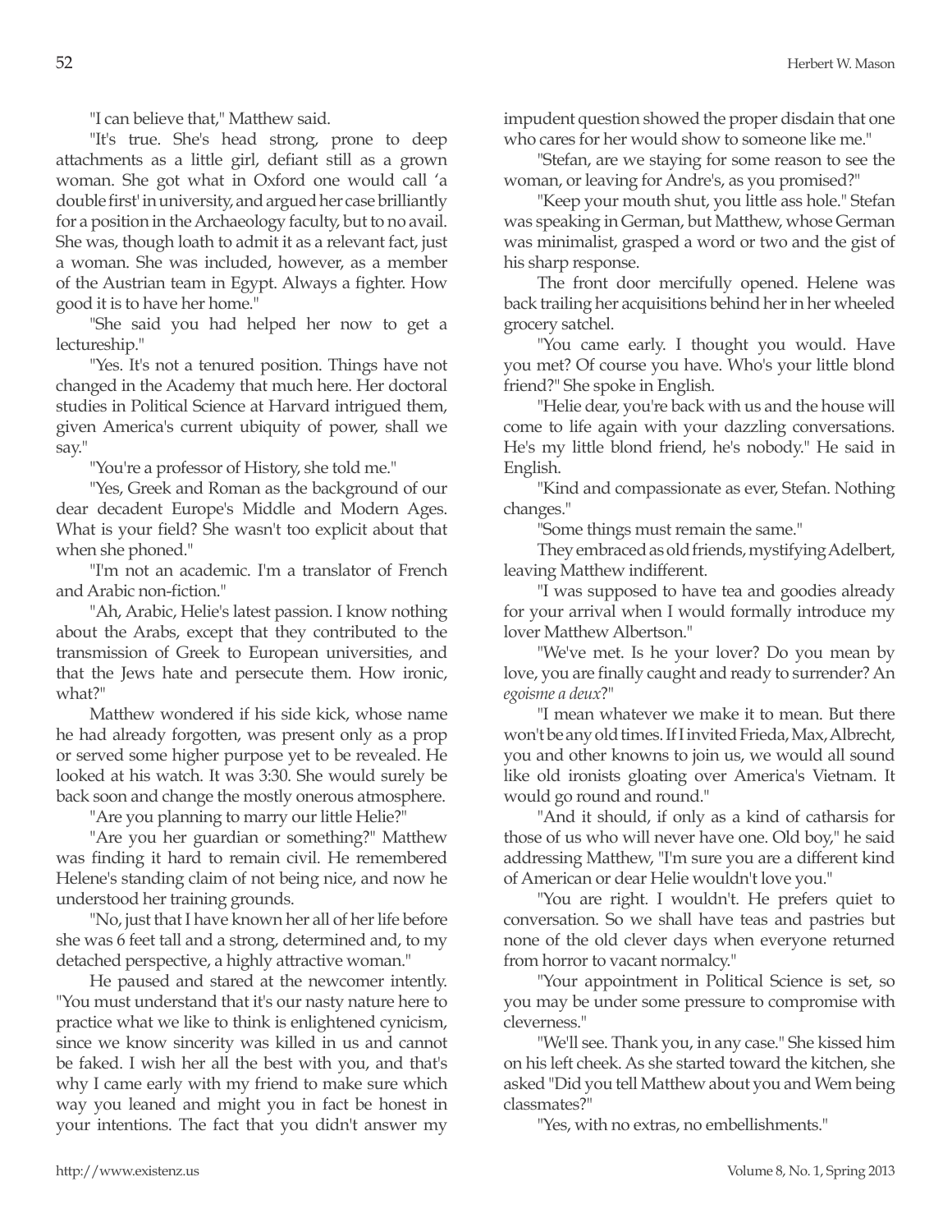"I can believe that," Matthew said.

"It's true. She's head strong, prone to deep attachments as a little girl, defiant still as a grown woman. She got what in Oxford one would call 'a double first' in university, and argued her case brilliantly for a position in the Archaeology faculty, but to no avail. She was, though loath to admit it as a relevant fact, just a woman. She was included, however, as a member of the Austrian team in Egypt. Always a fighter. How good it is to have her home."

"She said you had helped her now to get a lectureship."

"Yes. It's not a tenured position. Things have not changed in the Academy that much here. Her doctoral studies in Political Science at Harvard intrigued them, given America's current ubiquity of power, shall we say."

"You're a professor of History, she told me."

"Yes, Greek and Roman as the background of our dear decadent Europe's Middle and Modern Ages. What is your field? She wasn't too explicit about that when she phoned."

"I'm not an academic. I'm a translator of French and Arabic non-fiction."

"Ah, Arabic, Helie's latest passion. I know nothing about the Arabs, except that they contributed to the transmission of Greek to European universities, and that the Jews hate and persecute them. How ironic, what?"

Matthew wondered if his side kick, whose name he had already forgotten, was present only as a prop or served some higher purpose yet to be revealed. He looked at his watch. It was 3:30. She would surely be back soon and change the mostly onerous atmosphere.

"Are you planning to marry our little Helie?"

"Are you her guardian or something?" Matthew was finding it hard to remain civil. He remembered Helene's standing claim of not being nice, and now he understood her training grounds.

"No, just that I have known her all of her life before she was 6 feet tall and a strong, determined and, to my detached perspective, a highly attractive woman."

He paused and stared at the newcomer intently. "You must understand that it's our nasty nature here to practice what we like to think is enlightened cynicism, since we know sincerity was killed in us and cannot be faked. I wish her all the best with you, and that's why I came early with my friend to make sure which way you leaned and might you in fact be honest in your intentions. The fact that you didn't answer my impudent question showed the proper disdain that one who cares for her would show to someone like me."

"Stefan, are we staying for some reason to see the woman, or leaving for Andre's, as you promised?"

"Keep your mouth shut, you little ass hole." Stefan was speaking in German, but Matthew, whose German was minimalist, grasped a word or two and the gist of his sharp response.

The front door mercifully opened. Helene was back trailing her acquisitions behind her in her wheeled grocery satchel.

"You came early. I thought you would. Have you met? Of course you have. Who's your little blond friend?" She spoke in English.

"Helie dear, you're back with us and the house will come to life again with your dazzling conversations. He's my little blond friend, he's nobody." He said in English.

"Kind and compassionate as ever, Stefan. Nothing changes."

"Some things must remain the same."

They embraced as old friends, mystifying Adelbert, leaving Matthew indifferent.

"I was supposed to have tea and goodies already for your arrival when I would formally introduce my lover Matthew Albertson."

"We've met. Is he your lover? Do you mean by love, you are finally caught and ready to surrender? An *egoisme a deux*?"

"I mean whatever we make it to mean. But there won't be any old times. If I invited Frieda, Max, Albrecht, you and other knowns to join us, we would all sound like old ironists gloating over America's Vietnam. It would go round and round."

"And it should, if only as a kind of catharsis for those of us who will never have one. Old boy," he said addressing Matthew, "I'm sure you are a different kind of American or dear Helie wouldn't love you."

"You are right. I wouldn't. He prefers quiet to conversation. So we shall have teas and pastries but none of the old clever days when everyone returned from horror to vacant normalcy."

"Your appointment in Political Science is set, so you may be under some pressure to compromise with cleverness."

"We'll see. Thank you, in any case." She kissed him on his left cheek. As she started toward the kitchen, she asked "Did you tell Matthew about you and Wem being classmates?"

"Yes, with no extras, no embellishments."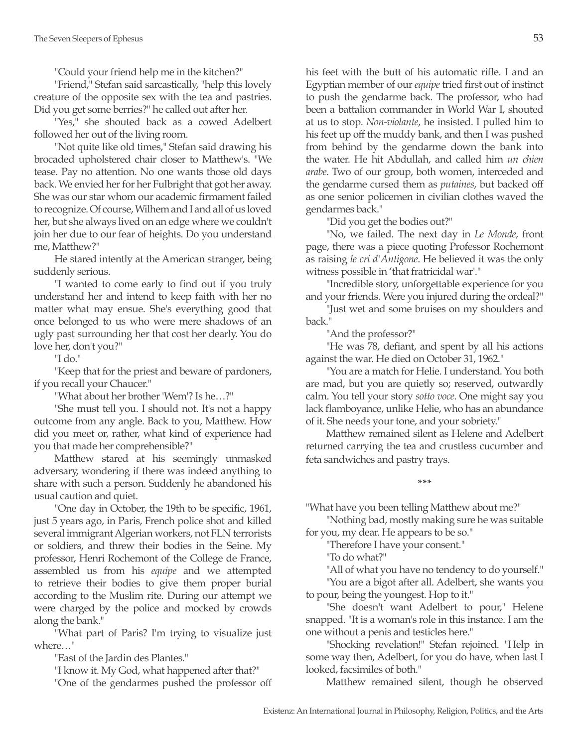"Could your friend help me in the kitchen?"

"Friend," Stefan said sarcastically, "help this lovely creature of the opposite sex with the tea and pastries. Did you get some berries?" he called out after her.

"Yes," she shouted back as a cowed Adelbert followed her out of the living room.

"Not quite like old times," Stefan said drawing his brocaded upholstered chair closer to Matthew's. "We tease. Pay no attention. No one wants those old days back. We envied her for her Fulbright that got her away. She was our star whom our academic firmament failed to recognize. Of course, Wilhem and I and all of us loved her, but she always lived on an edge where we couldn't join her due to our fear of heights. Do you understand me, Matthew?"

He stared intently at the American stranger, being suddenly serious.

"I wanted to come early to find out if you truly understand her and intend to keep faith with her no matter what may ensue. She's everything good that once belonged to us who were mere shadows of an ugly past surrounding her that cost her dearly. You do love her, don't you?"

"I do."

"Keep that for the priest and beware of pardoners, if you recall your Chaucer."

"What about her brother 'Wem'? Is he…?"

"She must tell you. I should not. It's not a happy outcome from any angle. Back to you, Matthew. How did you meet or, rather, what kind of experience had you that made her comprehensible?"

Matthew stared at his seemingly unmasked adversary, wondering if there was indeed anything to share with such a person. Suddenly he abandoned his usual caution and quiet.

"One day in October, the 19th to be specific, 1961, just 5 years ago, in Paris, French police shot and killed several immigrant Algerian workers, not FLN terrorists or soldiers, and threw their bodies in the Seine. My professor, Henri Rochemont of the College de France, assembled us from his *equipe* and we attempted to retrieve their bodies to give them proper burial according to the Muslim rite. During our attempt we were charged by the police and mocked by crowds along the bank."

"What part of Paris? I'm trying to visualize just where…"

"East of the Jardin des Plantes."

"I know it. My God, what happened after that?"

"One of the gendarmes pushed the professor off his feet with the butt of his automatic rifle. I and an Egyptian member of our *equipe* tried first out of instinct to push the gendarme back. The professor, who had been a battalion commander in World War I, shouted at us to stop. *Non-violante*, he insisted. I pulled him to his feet up off the muddy bank, and then I was pushed from behind by the gendarme down the bank into the water. He hit Abdullah, and called him *un chien arabe*. Two of our group, both women, interceded and the gendarme cursed them as *putaines*, but backed off as one senior policemen in civilian clothes waved the gendarmes back."

"Did you get the bodies out?"

"No, we failed. The next day in *Le Monde*, front page, there was a piece quoting Professor Rochemont as raising *le cri d'Antigone*. He believed it was the only witness possible in 'that fratricidal war'."

"Incredible story, unforgettable experience for you and your friends. Were you injured during the ordeal?"

"Just wet and some bruises on my shoulders and back."

"And the professor?"

"He was 78, defiant, and spent by all his actions against the war. He died on October 31, 1962."

"You are a match for Helie. I understand. You both are mad, but you are quietly so; reserved, outwardly calm. You tell your story *sotto voce*. One might say you lack flamboyance, unlike Helie, who has an abundance of it. She needs your tone, and your sobriety."

Matthew remained silent as Helene and Adelbert returned carrying the tea and crustless cucumber and feta sandwiches and pastry trays.

\*\*\*

"What have you been telling Matthew about me?"

"Nothing bad, mostly making sure he was suitable for you, my dear. He appears to be so."

"Therefore I have your consent."

"To do what?"

"All of what you have no tendency to do yourself."

"You are a bigot after all. Adelbert, she wants you to pour, being the youngest. Hop to it."

"She doesn't want Adelbert to pour," Helene snapped. "It is a woman's role in this instance. I am the one without a penis and testicles here."

"Shocking revelation!" Stefan rejoined. "Help in some way then, Adelbert, for you do have, when last I looked, facsimiles of both."

Matthew remained silent, though he observed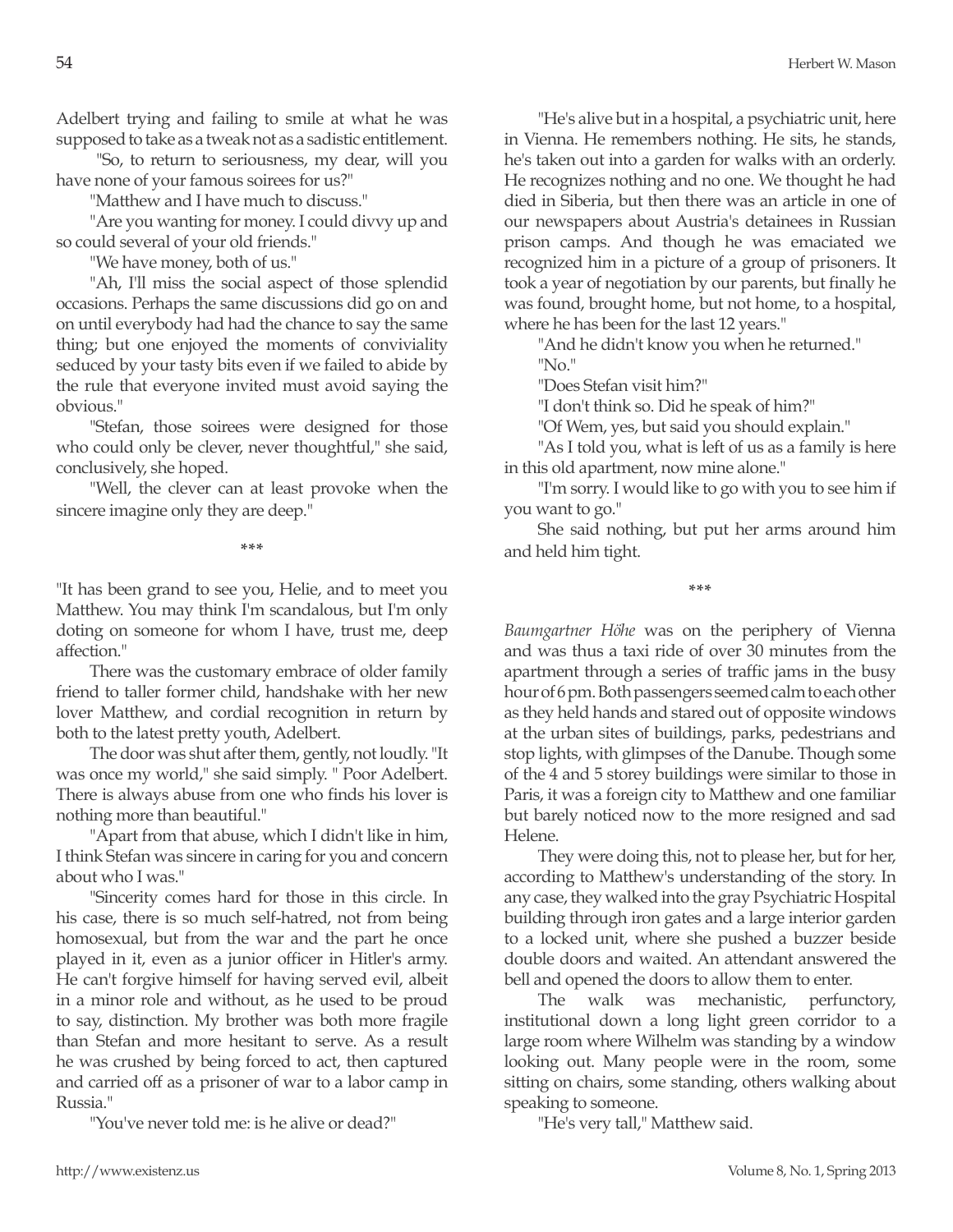Adelbert trying and failing to smile at what he was supposed to take as a tweak not as a sadistic entitlement.

"So, to return to seriousness, my dear, will you have none of your famous soirees for us?"

"Matthew and I have much to discuss."

"Are you wanting for money. I could divvy up and so could several of your old friends."

"We have money, both of us."

"Ah, I'll miss the social aspect of those splendid occasions. Perhaps the same discussions did go on and on until everybody had had the chance to say the same thing; but one enjoyed the moments of conviviality seduced by your tasty bits even if we failed to abide by the rule that everyone invited must avoid saying the obvious."

"Stefan, those soirees were designed for those who could only be clever, never thoughtful," she said, conclusively, she hoped.

"Well, the clever can at least provoke when the sincere imagine only they are deep."

\*\*\*

"It has been grand to see you, Helie, and to meet you Matthew. You may think I'm scandalous, but I'm only doting on someone for whom I have, trust me, deep affection."

There was the customary embrace of older family friend to taller former child, handshake with her new lover Matthew, and cordial recognition in return by both to the latest pretty youth, Adelbert.

The door was shut after them, gently, not loudly. "It was once my world," she said simply. " Poor Adelbert. There is always abuse from one who finds his lover is nothing more than beautiful."

"Apart from that abuse, which I didn't like in him, I think Stefan was sincere in caring for you and concern about who I was."

"Sincerity comes hard for those in this circle. In his case, there is so much self-hatred, not from being homosexual, but from the war and the part he once played in it, even as a junior officer in Hitler's army. He can't forgive himself for having served evil, albeit in a minor role and without, as he used to be proud to say, distinction. My brother was both more fragile than Stefan and more hesitant to serve. As a result he was crushed by being forced to act, then captured and carried off as a prisoner of war to a labor camp in Russia."

"You've never told me: is he alive or dead?"

"He's alive but in a hospital, a psychiatric unit, here in Vienna. He remembers nothing. He sits, he stands, he's taken out into a garden for walks with an orderly. He recognizes nothing and no one. We thought he had died in Siberia, but then there was an article in one of our newspapers about Austria's detainees in Russian prison camps. And though he was emaciated we recognized him in a picture of a group of prisoners. It took a year of negotiation by our parents, but finally he was found, brought home, but not home, to a hospital, where he has been for the last 12 years."

"And he didn't know you when he returned."

"No."

"Does Stefan visit him?"

"I don't think so. Did he speak of him?"

"Of Wem, yes, but said you should explain."

"As I told you, what is left of us as a family is here in this old apartment, now mine alone."

"I'm sorry. I would like to go with you to see him if you want to go."

She said nothing, but put her arms around him and held him tight.

\*\*\*

*Baumgartner Höhe* was on the periphery of Vienna and was thus a taxi ride of over 30 minutes from the apartment through a series of traffic jams in the busy hour of 6 pm. Both passengers seemed calm to each other as they held hands and stared out of opposite windows at the urban sites of buildings, parks, pedestrians and stop lights, with glimpses of the Danube. Though some of the 4 and 5 storey buildings were similar to those in Paris, it was a foreign city to Matthew and one familiar but barely noticed now to the more resigned and sad Helene.

They were doing this, not to please her, but for her, according to Matthew's understanding of the story. In any case, they walked into the gray Psychiatric Hospital building through iron gates and a large interior garden to a locked unit, where she pushed a buzzer beside double doors and waited. An attendant answered the bell and opened the doors to allow them to enter.

The walk was mechanistic, perfunctory, institutional down a long light green corridor to a large room where Wilhelm was standing by a window looking out. Many people were in the room, some sitting on chairs, some standing, others walking about speaking to someone.

"He's very tall," Matthew said.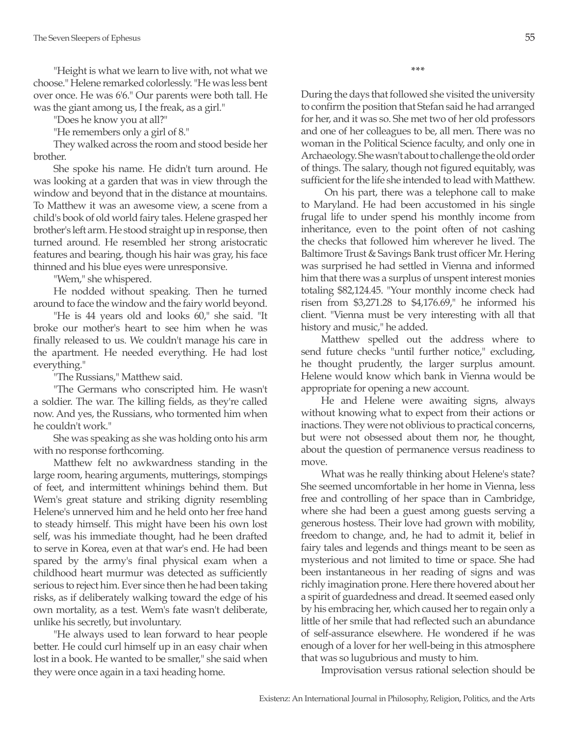"Height is what we learn to live with, not what we choose." Helene remarked colorlessly. "He was less bent over once. He was 6'6." Our parents were both tall. He was the giant among us, I the freak, as a girl."

"Does he know you at all?"

"He remembers only a girl of 8."

They walked across the room and stood beside her brother.

She spoke his name. He didn't turn around. He was looking at a garden that was in view through the window and beyond that in the distance at mountains. To Matthew it was an awesome view, a scene from a child's book of old world fairy tales. Helene grasped her brother's left arm. He stood straight up in response, then turned around. He resembled her strong aristocratic features and bearing, though his hair was gray, his face thinned and his blue eyes were unresponsive.

"Wem," she whispered.

He nodded without speaking. Then he turned around to face the window and the fairy world beyond.

"He is 44 years old and looks 60," she said. "It broke our mother's heart to see him when he was finally released to us. We couldn't manage his care in the apartment. He needed everything. He had lost everything."

"The Russians," Matthew said.

"The Germans who conscripted him. He wasn't a soldier. The war. The killing fields, as they're called now. And yes, the Russians, who tormented him when he couldn't work."

She was speaking as she was holding onto his arm with no response forthcoming.

Matthew felt no awkwardness standing in the large room, hearing arguments, mutterings, stompings of feet, and intermittent whinings behind them. But Wem's great stature and striking dignity resembling Helene's unnerved him and he held onto her free hand to steady himself. This might have been his own lost self, was his immediate thought, had he been drafted to serve in Korea, even at that war's end. He had been spared by the army's final physical exam when a childhood heart murmur was detected as sufficiently serious to reject him. Ever since then he had been taking risks, as if deliberately walking toward the edge of his own mortality, as a test. Wem's fate wasn't deliberate, unlike his secretly, but involuntary.

"He always used to lean forward to hear people better. He could curl himself up in an easy chair when lost in a book. He wanted to be smaller," she said when they were once again in a taxi heading home.

***

During the days that followed she visited the university to confirm the position that Stefan said he had arranged for her, and it was so. She met two of her old professors and one of her colleagues to be, all men. There was no woman in the Political Science faculty, and only one in Archaeology. She wasn't about to challenge the old order of things. The salary, though not figured equitably, was sufficient for the life she intended to lead with Matthew.

On his part, there was a telephone call to make to Maryland. He had been accustomed in his single frugal life to under spend his monthly income from inheritance, even to the point often of not cashing the checks that followed him wherever he lived. The Baltimore Trust & Savings Bank trust officer Mr. Hering was surprised he had settled in Vienna and informed him that there was a surplus of unspent interest monies totaling $82,124.45. "Your monthly income check had risen from $3,271.28 to $4,176.69," he informed his client. "Vienna must be very interesting with all that history and music," he added.

Matthew spelled out the address where to send future checks "until further notice," excluding, he thought prudently, the larger surplus amount. Helene would know which bank in Vienna would be appropriate for opening a new account.

He and Helene were awaiting signs, always without knowing what to expect from their actions or inactions. They were not oblivious to practical concerns, but were not obsessed about them nor, he thought, about the question of permanence versus readiness to move.

What was he really thinking about Helene's state? She seemed uncomfortable in her home in Vienna, less free and controlling of her space than in Cambridge, where she had been a guest among guests serving a generous hostess. Their love had grown with mobility, freedom to change, and, he had to admit it, belief in fairy tales and legends and things meant to be seen as mysterious and not limited to time or space. She had been instantaneous in her reading of signs and was richly imagination prone. Here there hovered about her a spirit of guardedness and dread. It seemed eased only by his embracing her, which caused her to regain only a little of her smile that had reflected such an abundance of self-assurance elsewhere. He wondered if he was enough of a lover for her well-being in this atmosphere that was so lugubrious and musty to him.

Improvisation versus rational selection should be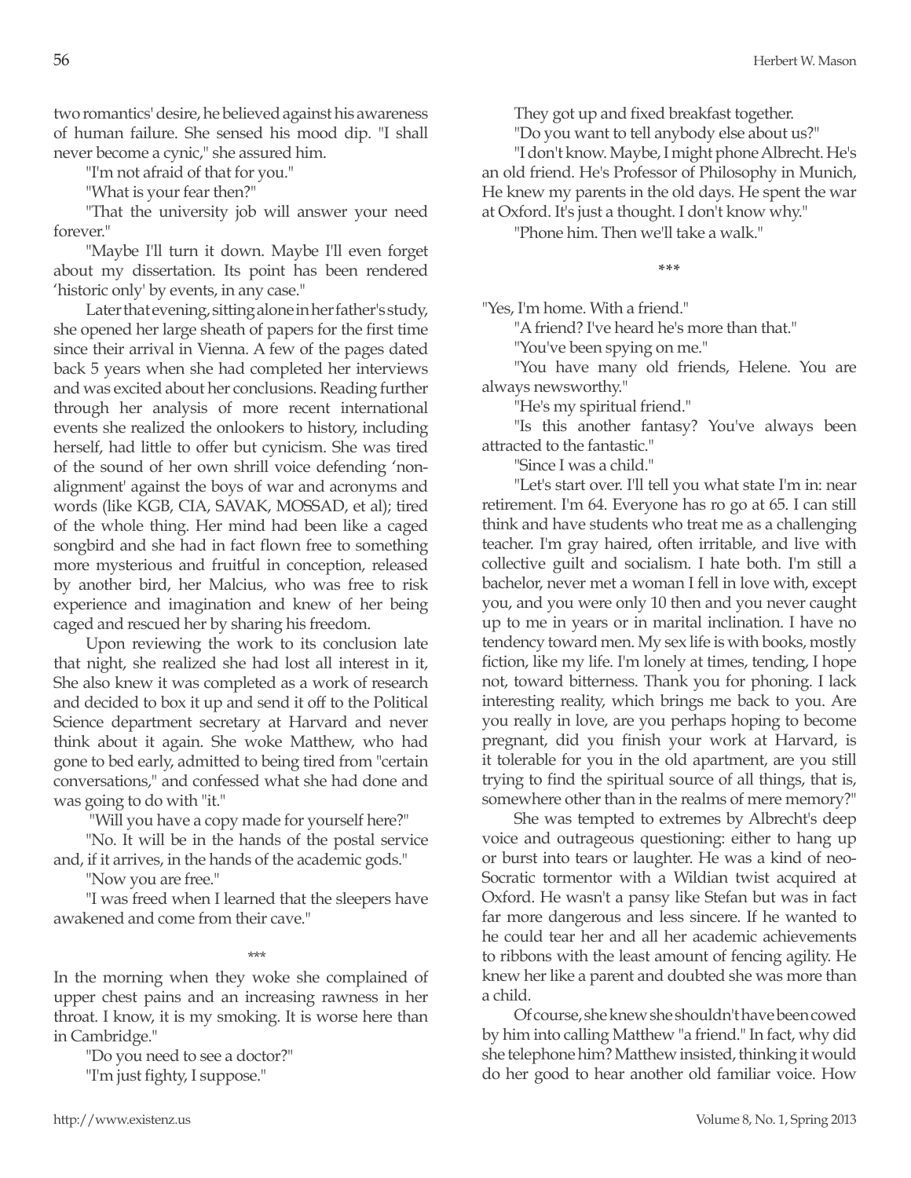two romantics' desire, he believed against his awareness of human failure. She sensed his mood dip. "I shall never become a cynic," she assured him.

"I'm not afraid of that for you."

"What is your fear then?"

"That the university job will answer your need forever."

"Maybe I'll turn it down. Maybe I'll even forget about my dissertation. Its point has been rendered 'historic only' by events, in any case."

Later that evening, sitting alone in her father's study, she opened her large sheath of papers for the first time since their arrival in Vienna. A few of the pages dated back 5 years when she had completed her interviews and was excited about her conclusions. Reading further through her analysis of more recent international events she realized the onlookers to history, including herself, had little to offer but cynicism. She was tired of the sound of her own shrill voice defending 'non-alignment' against the boys of war and acronyms and words (like KGB, CIA, SAVAK, MOSSAD, et al); tired of the whole thing. Her mind had been like a caged songbird and she had in fact flown free to something more mysterious and fruitful in conception, released by another bird, her Malcius, who was free to risk experience and imagination and knew of her being caged and rescued her by sharing his freedom.

Upon reviewing the work to its conclusion late that night, she realized she had lost all interest in it, She also knew it was completed as a work of research and decided to box it up and send it off to the Political Science department secretary at Harvard and never think about it again. She woke Matthew, who had gone to bed early, admitted to being tired from "certain conversations," and confessed what she had done and was going to do with "it."

"Will you have a copy made for yourself here?"

"No. It will be in the hands of the postal service and, if it arrives, in the hands of the academic gods."

"Now you are free."

"I was freed when I learned that the sleepers have awakened and come from their cave."

\*\*\*

In the morning when they woke she complained of upper chest pains and an increasing rawness in her throat. I know, it is my smoking. It is worse here than in Cambridge."

"Do you need to see a doctor?"

"I'm just fighty, I suppose."

They got up and fixed breakfast together.

"Do you want to tell anybody else about us?"

"I don't know. Maybe, I might phone Albrecht. He's an old friend. He's Professor of Philosophy in Munich, He knew my parents in the old days. He spent the war at Oxford. It's just a thought. I don't know why."

"Phone him. Then we'll take a walk."

\*\*\*

"Yes, I'm home. With a friend."

"A friend? I've heard he's more than that."

"You've been spying on me."

"You have many old friends, Helene. You are always newsworthy."

"He's my spiritual friend."

"Is this another fantasy? You've always been attracted to the fantastic."

"Since I was a child."

"Let's start over. I'll tell you what state I'm in: near retirement. I'm 64. Everyone has ro go at 65. I can still think and have students who treat me as a challenging teacher. I'm gray haired, often irritable, and live with collective guilt and socialism. I hate both. I'm still a bachelor, never met a woman I fell in love with, except you, and you were only 10 then and you never caught up to me in years or in marital inclination. I have no tendency toward men. My sex life is with books, mostly fiction, like my life. I'm lonely at times, tending, I hope not, toward bitterness. Thank you for phoning. I lack interesting reality, which brings me back to you. Are you really in love, are you perhaps hoping to become pregnant, did you finish your work at Harvard, is it tolerable for you in the old apartment, are you still trying to find the spiritual source of all things, that is, somewhere other than in the realms of mere memory?"

She was tempted to extremes by Albrecht's deep voice and outrageous questioning: either to hang up or burst into tears or laughter. He was a kind of neo-Socratic tormentor with a Wildian twist acquired at Oxford. He wasn't a pansy like Stefan but was in fact far more dangerous and less sincere. If he wanted to he could tear her and all her academic achievements to ribbons with the least amount of fencing agility. He knew her like a parent and doubted she was more than a child.

Of course, she knew she shouldn't have been cowed by him into calling Matthew "a friend." In fact, why did she telephone him? Matthew insisted, thinking it would do her good to hear another old familiar voice. How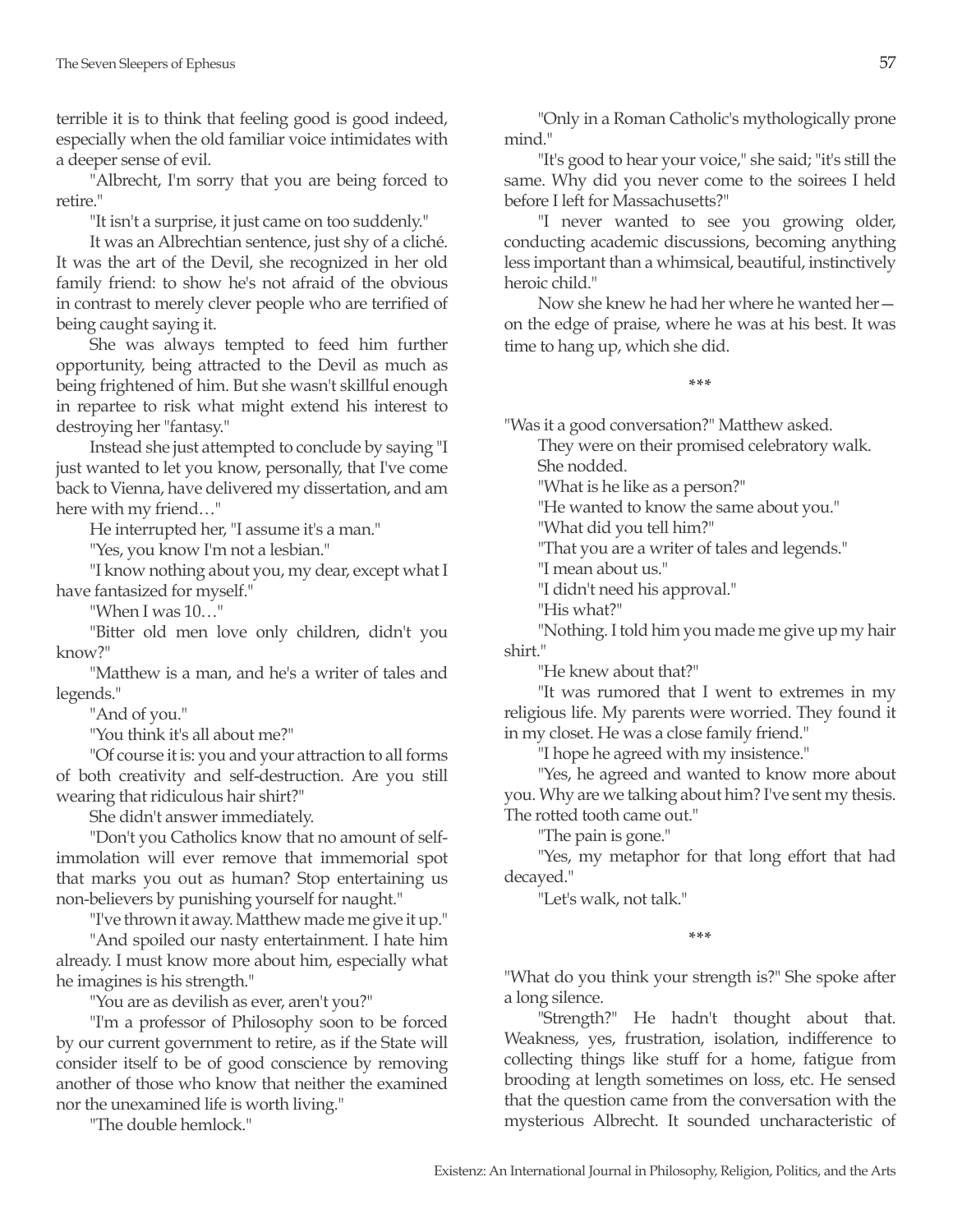terrible it is to think that feeling good is good indeed, especially when the old familiar voice intimidates with a deeper sense of evil.

"Albrecht, I'm sorry that you are being forced to retire."

"It isn't a surprise, it just came on too suddenly."

It was an Albrechtian sentence, just shy of a cliché. It was the art of the Devil, she recognized in her old family friend: to show he's not afraid of the obvious in contrast to merely clever people who are terrified of being caught saying it.

She was always tempted to feed him further opportunity, being attracted to the Devil as much as being frightened of him. But she wasn't skillful enough in repartee to risk what might extend his interest to destroying her "fantasy."

Instead she just attempted to conclude by saying "I just wanted to let you know, personally, that I've come back to Vienna, have delivered my dissertation, and am here with my friend…"

He interrupted her, "I assume it's a man."

"Yes, you know I'm not a lesbian."

"I know nothing about you, my dear, except what I have fantasized for myself."

"When I was 10…"

"Bitter old men love only children, didn't you know?"

"Matthew is a man, and he's a writer of tales and legends."

"And of you."

"You think it's all about me?"

"Of course it is: you and your attraction to all forms of both creativity and self-destruction. Are you still wearing that ridiculous hair shirt?"

She didn't answer immediately.

"Don't you Catholics know that no amount of self-immolation will ever remove that immemorial spot that marks you out as human? Stop entertaining us non-believers by punishing yourself for naught."

"I've thrown it away. Matthew made me give it up."

"And spoiled our nasty entertainment. I hate him already. I must know more about him, especially what he imagines is his strength."

"You are as devilish as ever, aren't you?"

"I'm a professor of Philosophy soon to be forced by our current government to retire, as if the State will consider itself to be of good conscience by removing another of those who know that neither the examined nor the unexamined life is worth living."

"The double hemlock."

"Only in a Roman Catholic's mythologically prone mind."

"It's good to hear your voice," she said; "it's still the same. Why did you never come to the soirees I held before I left for Massachusetts?"

"I never wanted to see you growing older, conducting academic discussions, becoming anything less important than a whimsical, beautiful, instinctively heroic child."

Now she knew he had her where he wanted her—on the edge of praise, where he was at his best. It was time to hang up, which she did.

\*\*\*

"Was it a good conversation?" Matthew asked.

They were on their promised celebratory walk.

She nodded.

"What is he like as a person?"

"He wanted to know the same about you."

"What did you tell him?"

"That you are a writer of tales and legends."

"I mean about us."

"I didn't need his approval."

"His what?"

"Nothing. I told him you made me give up my hair shirt."

"He knew about that?"

"It was rumored that I went to extremes in my religious life. My parents were worried. They found it in my closet. He was a close family friend."

"I hope he agreed with my insistence."

"Yes, he agreed and wanted to know more about you. Why are we talking about him? I've sent my thesis. The rotted tooth came out."

"The pain is gone."

"Yes, my metaphor for that long effort that had decayed."

"Let's walk, not talk."

\*\*\*

"What do you think your strength is?" She spoke after a long silence.

"Strength?" He hadn't thought about that. Weakness, yes, frustration, isolation, indifference to collecting things like stuff for a home, fatigue from brooding at length sometimes on loss, etc. He sensed that the question came from the conversation with the mysterious Albrecht. It sounded uncharacteristic of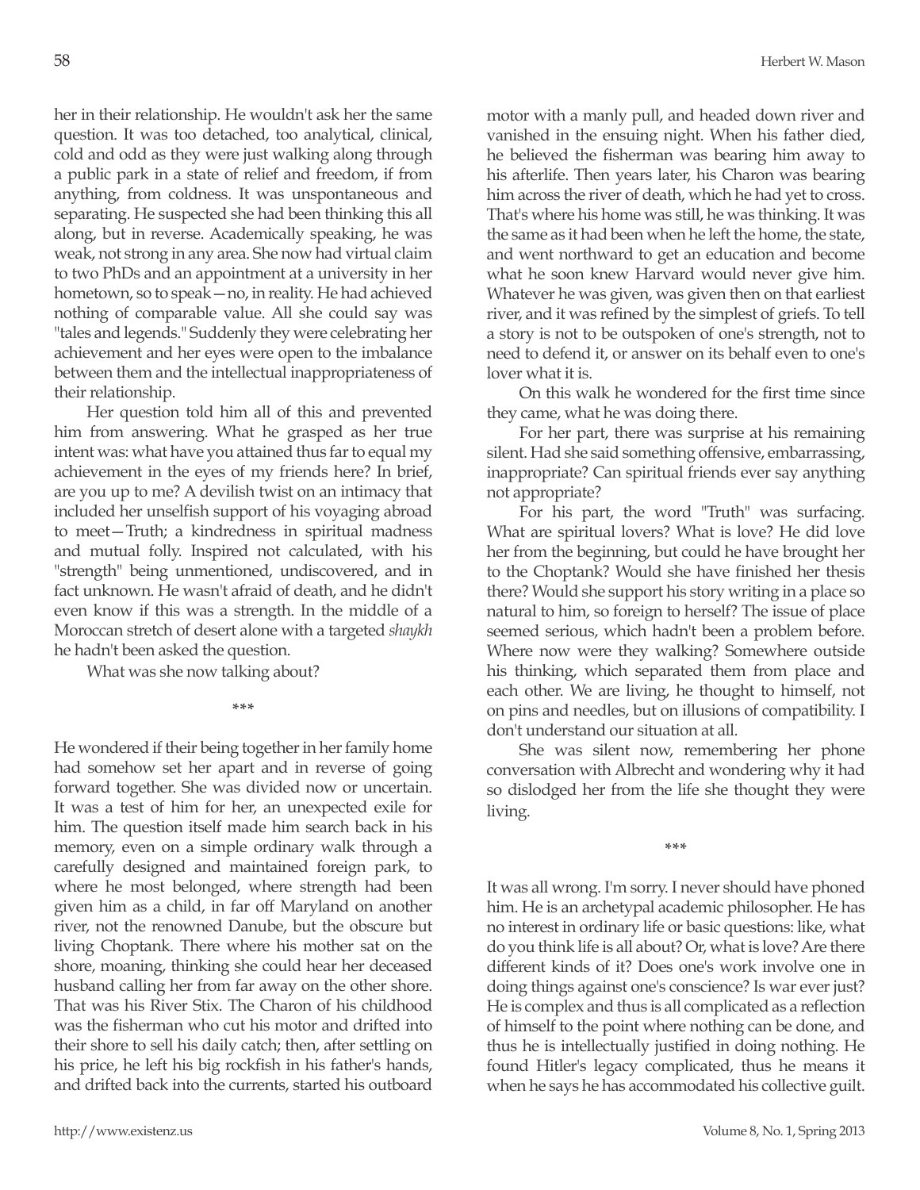her in their relationship. He wouldn't ask her the same question. It was too detached, too analytical, clinical, cold and odd as they were just walking along through a public park in a state of relief and freedom, if from anything, from coldness. It was unspontaneous and separating. He suspected she had been thinking this all along, but in reverse. Academically speaking, he was weak, not strong in any area. She now had virtual claim to two PhDs and an appointment at a university in her hometown, so to speak—no, in reality. He had achieved nothing of comparable value. All she could say was "tales and legends." Suddenly they were celebrating her achievement and her eyes were open to the imbalance between them and the intellectual inappropriateness of their relationship.

Her question told him all of this and prevented him from answering. What he grasped as her true intent was: what have you attained thus far to equal my achievement in the eyes of my friends here? In brief, are you up to me? A devilish twist on an intimacy that included her unselfish support of his voyaging abroad to meet—Truth; a kindredness in spiritual madness and mutual folly. Inspired not calculated, with his "strength" being unmentioned, undiscovered, and in fact unknown. He wasn't afraid of death, and he didn't even know if this was a strength. In the middle of a Moroccan stretch of desert alone with a targeted *shaykh* he hadn't been asked the question.

What was she now talking about?

\*\*\*

He wondered if their being together in her family home had somehow set her apart and in reverse of going forward together. She was divided now or uncertain. It was a test of him for her, an unexpected exile for him. The question itself made him search back in his memory, even on a simple ordinary walk through a carefully designed and maintained foreign park, to where he most belonged, where strength had been given him as a child, in far off Maryland on another river, not the renowned Danube, but the obscure but living Choptank. There where his mother sat on the shore, moaning, thinking she could hear her deceased husband calling her from far away on the other shore. That was his River Stix. The Charon of his childhood was the fisherman who cut his motor and drifted into their shore to sell his daily catch; then, after settling on his price, he left his big rockfish in his father's hands, and drifted back into the currents, started his outboard motor with a manly pull, and headed down river and vanished in the ensuing night. When his father died, he believed the fisherman was bearing him away to his afterlife. Then years later, his Charon was bearing him across the river of death, which he had yet to cross. That's where his home was still, he was thinking. It was the same as it had been when he left the home, the state, and went northward to get an education and become what he soon knew Harvard would never give him. Whatever he was given, was given then on that earliest river, and it was refined by the simplest of griefs. To tell a story is not to be outspoken of one's strength, not to need to defend it, or answer on its behalf even to one's lover what it is.

On this walk he wondered for the first time since they came, what he was doing there.

For her part, there was surprise at his remaining silent. Had she said something offensive, embarrassing, inappropriate? Can spiritual friends ever say anything not appropriate?

For his part, the word "Truth" was surfacing. What are spiritual lovers? What is love? He did love her from the beginning, but could he have brought her to the Choptank? Would she have finished her thesis there? Would she support his story writing in a place so natural to him, so foreign to herself? The issue of place seemed serious, which hadn't been a problem before. Where now were they walking? Somewhere outside his thinking, which separated them from place and each other. We are living, he thought to himself, not on pins and needles, but on illusions of compatibility. I don't understand our situation at all.

She was silent now, remembering her phone conversation with Albrecht and wondering why it had so dislodged her from the life she thought they were living.

\*\*\*

It was all wrong. I'm sorry. I never should have phoned him. He is an archetypal academic philosopher. He has no interest in ordinary life or basic questions: like, what do you think life is all about? Or, what is love? Are there different kinds of it? Does one's work involve one in doing things against one's conscience? Is war ever just? He is complex and thus is all complicated as a reflection of himself to the point where nothing can be done, and thus he is intellectually justified in doing nothing. He found Hitler's legacy complicated, thus he means it when he says he has accommodated his collective guilt.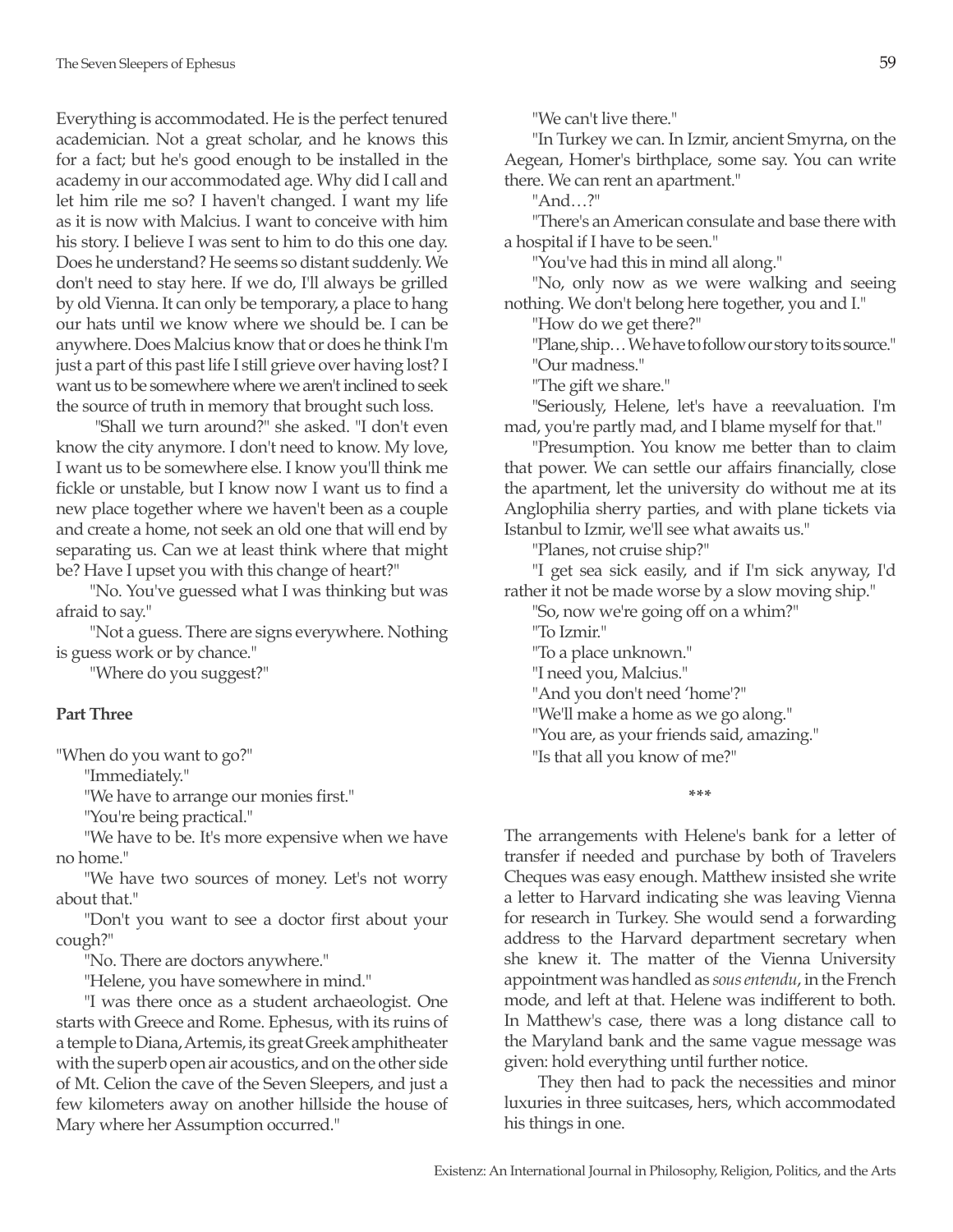Everything is accommodated. He is the perfect tenured academician. Not a great scholar, and he knows this for a fact; but he's good enough to be installed in the academy in our accommodated age. Why did I call and let him rile me so? I haven't changed. I want my life as it is now with Malcius. I want to conceive with him his story. I believe I was sent to him to do this one day. Does he understand? He seems so distant suddenly. We don't need to stay here. If we do, I'll always be grilled by old Vienna. It can only be temporary, a place to hang our hats until we know where we should be. I can be anywhere. Does Malcius know that or does he think I'm just a part of this past life I still grieve over having lost? I want us to be somewhere where we aren't inclined to seek the source of truth in memory that brought such loss.

"Shall we turn around?" she asked. "I don't even know the city anymore. I don't need to know. My love, I want us to be somewhere else. I know you'll think me fickle or unstable, but I know now I want us to find a new place together where we haven't been as a couple and create a home, not seek an old one that will end by separating us. Can we at least think where that might be? Have I upset you with this change of heart?"

"No. You've guessed what I was thinking but was afraid to say."

"Not a guess. There are signs everywhere. Nothing is guess work or by chance."

"Where do you suggest?"

**Part Three**

"When do you want to go?"

"Immediately."

"We have to arrange our monies first."

"You're being practical."

"We have to be. It's more expensive when we have no home."

"We have two sources of money. Let's not worry about that."

"Don't you want to see a doctor first about your cough?"

"No. There are doctors anywhere."

"Helene, you have somewhere in mind."

"I was there once as a student archaeologist. One starts with Greece and Rome. Ephesus, with its ruins of a temple to Diana, Artemis, its great Greek amphitheater with the superb open air acoustics, and on the other side of Mt. Celion the cave of the Seven Sleepers, and just a few kilometers away on another hillside the house of Mary where her Assumption occurred."

"We can't live there."

"In Turkey we can. In Izmir, ancient Smyrna, on the Aegean, Homer's birthplace, some say. You can write there. We can rent an apartment."

"And…?"

"There's an American consulate and base there with a hospital if I have to be seen."

"You've had this in mind all along."

"No, only now as we were walking and seeing nothing. We don't belong here together, you and I."

"How do we get there?"

"Plane, ship… We have to follow our story to its source."

"Our madness."

"The gift we share."

"Seriously, Helene, let's have a reevaluation. I'm mad, you're partly mad, and I blame myself for that."

"Presumption. You know me better than to claim that power. We can settle our affairs financially, close the apartment, let the university do without me at its Anglophilia sherry parties, and with plane tickets via Istanbul to Izmir, we'll see what awaits us."

"Planes, not cruise ship?"

"I get sea sick easily, and if I'm sick anyway, I'd rather it not be made worse by a slow moving ship."

"So, now we're going off on a whim?"

"To Izmir."

"To a place unknown."

"I need you, Malcius."

"And you don't need 'home'?"

"We'll make a home as we go along."

"You are, as your friends said, amazing."

"Is that all you know of me?"

\*\*\*

The arrangements with Helene's bank for a letter of transfer if needed and purchase by both of Travelers Cheques was easy enough. Matthew insisted she write a letter to Harvard indicating she was leaving Vienna for research in Turkey. She would send a forwarding address to the Harvard department secretary when she knew it. The matter of the Vienna University appointment was handled as *sous entendu*, in the French mode, and left at that. Helene was indifferent to both. In Matthew's case, there was a long distance call to the Maryland bank and the same vague message was given: hold everything until further notice.

They then had to pack the necessities and minor luxuries in three suitcases, hers, which accommodated his things in one.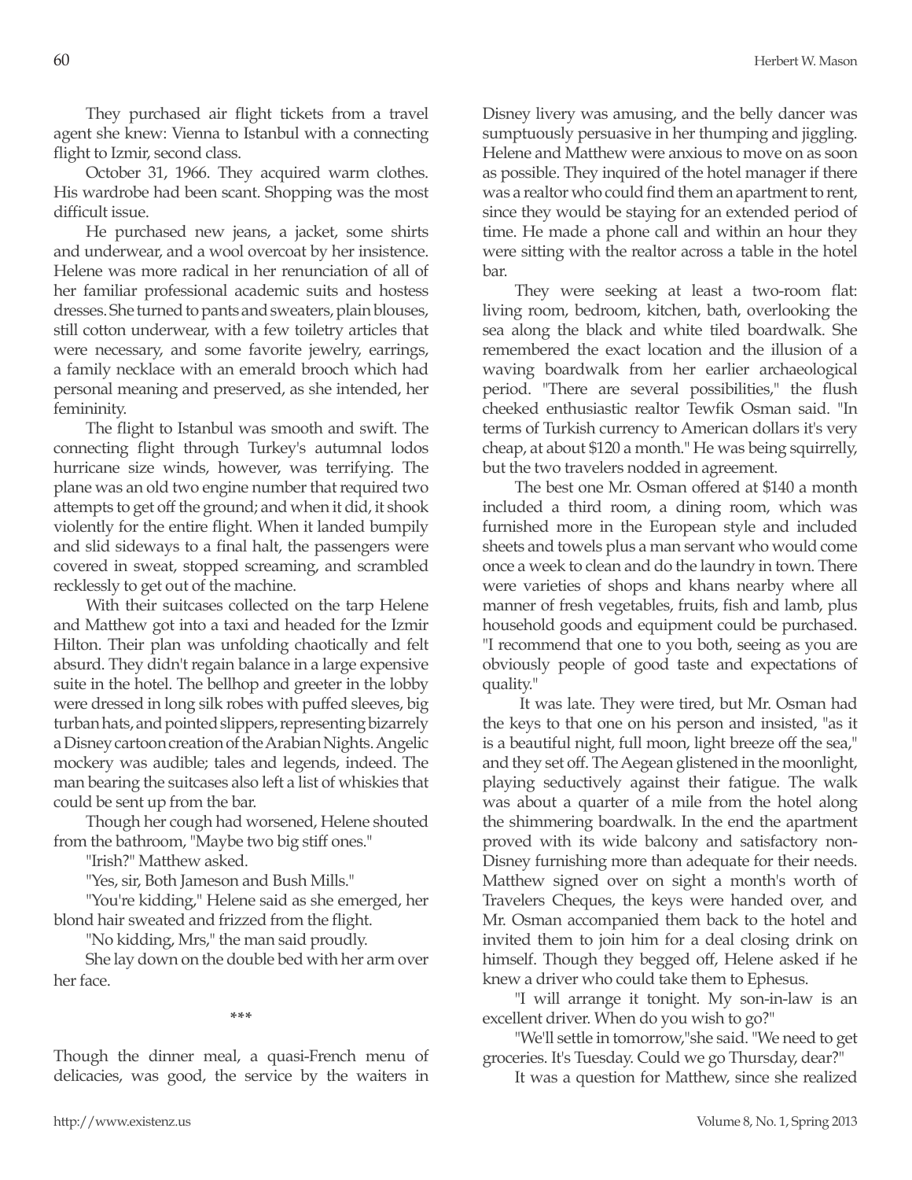They purchased air flight tickets from a travel agent she knew: Vienna to Istanbul with a connecting flight to Izmir, second class.

October 31, 1966. They acquired warm clothes. His wardrobe had been scant. Shopping was the most difficult issue.

He purchased new jeans, a jacket, some shirts and underwear, and a wool overcoat by her insistence. Helene was more radical in her renunciation of all of her familiar professional academic suits and hostess dresses. She turned to pants and sweaters, plain blouses, still cotton underwear, with a few toiletry articles that were necessary, and some favorite jewelry, earrings, a family necklace with an emerald brooch which had personal meaning and preserved, as she intended, her femininity.

The flight to Istanbul was smooth and swift. The connecting flight through Turkey's autumnal lodos hurricane size winds, however, was terrifying. The plane was an old two engine number that required two attempts to get off the ground; and when it did, it shook violently for the entire flight. When it landed bumpily and slid sideways to a final halt, the passengers were covered in sweat, stopped screaming, and scrambled recklessly to get out of the machine.

With their suitcases collected on the tarp Helene and Matthew got into a taxi and headed for the Izmir Hilton. Their plan was unfolding chaotically and felt absurd. They didn't regain balance in a large expensive suite in the hotel. The bellhop and greeter in the lobby were dressed in long silk robes with puffed sleeves, big turban hats, and pointed slippers, representing bizarrely a Disney cartoon creation of the Arabian Nights. Angelic mockery was audible; tales and legends, indeed. The man bearing the suitcases also left a list of whiskies that could be sent up from the bar.

Though her cough had worsened, Helene shouted from the bathroom, "Maybe two big stiff ones."

"Irish?" Matthew asked.

"Yes, sir, Both Jameson and Bush Mills."

"You're kidding," Helene said as she emerged, her blond hair sweated and frizzed from the flight.

"No kidding, Mrs," the man said proudly.

She lay down on the double bed with her arm over her face.

\*\*\*

Though the dinner meal, a quasi-French menu of delicacies, was good, the service by the waiters in Disney livery was amusing, and the belly dancer was sumptuously persuasive in her thumping and jiggling. Helene and Matthew were anxious to move on as soon as possible. They inquired of the hotel manager if there was a realtor who could find them an apartment to rent, since they would be staying for an extended period of time. He made a phone call and within an hour they were sitting with the realtor across a table in the hotel bar.

They were seeking at least a two-room flat: living room, bedroom, kitchen, bath, overlooking the sea along the black and white tiled boardwalk. She remembered the exact location and the illusion of a waving boardwalk from her earlier archaeological period. "There are several possibilities," the flush cheeked enthusiastic realtor Tewfik Osman said. "In terms of Turkish currency to American dollars it's very cheap, at about $120 a month." He was being squirrelly, but the two travelers nodded in agreement.

The best one Mr. Osman offered at $140 a month included a third room, a dining room, which was furnished more in the European style and included sheets and towels plus a man servant who would come once a week to clean and do the laundry in town. There were varieties of shops and khans nearby where all manner of fresh vegetables, fruits, fish and lamb, plus household goods and equipment could be purchased. "I recommend that one to you both, seeing as you are obviously people of good taste and expectations of quality."

It was late. They were tired, but Mr. Osman had the keys to that one on his person and insisted, "as it is a beautiful night, full moon, light breeze off the sea," and they set off. The Aegean glistened in the moonlight, playing seductively against their fatigue. The walk was about a quarter of a mile from the hotel along the shimmering boardwalk. In the end the apartment proved with its wide balcony and satisfactory non-Disney furnishing more than adequate for their needs. Matthew signed over on sight a month's worth of Travelers Cheques, the keys were handed over, and Mr. Osman accompanied them back to the hotel and invited them to join him for a deal closing drink on himself. Though they begged off, Helene asked if he knew a driver who could take them to Ephesus.

"I will arrange it tonight. My son-in-law is an excellent driver. When do you wish to go?"

"We'll settle in tomorrow,"she said. "We need to get groceries. It's Tuesday. Could we go Thursday, dear?"

It was a question for Matthew, since she realized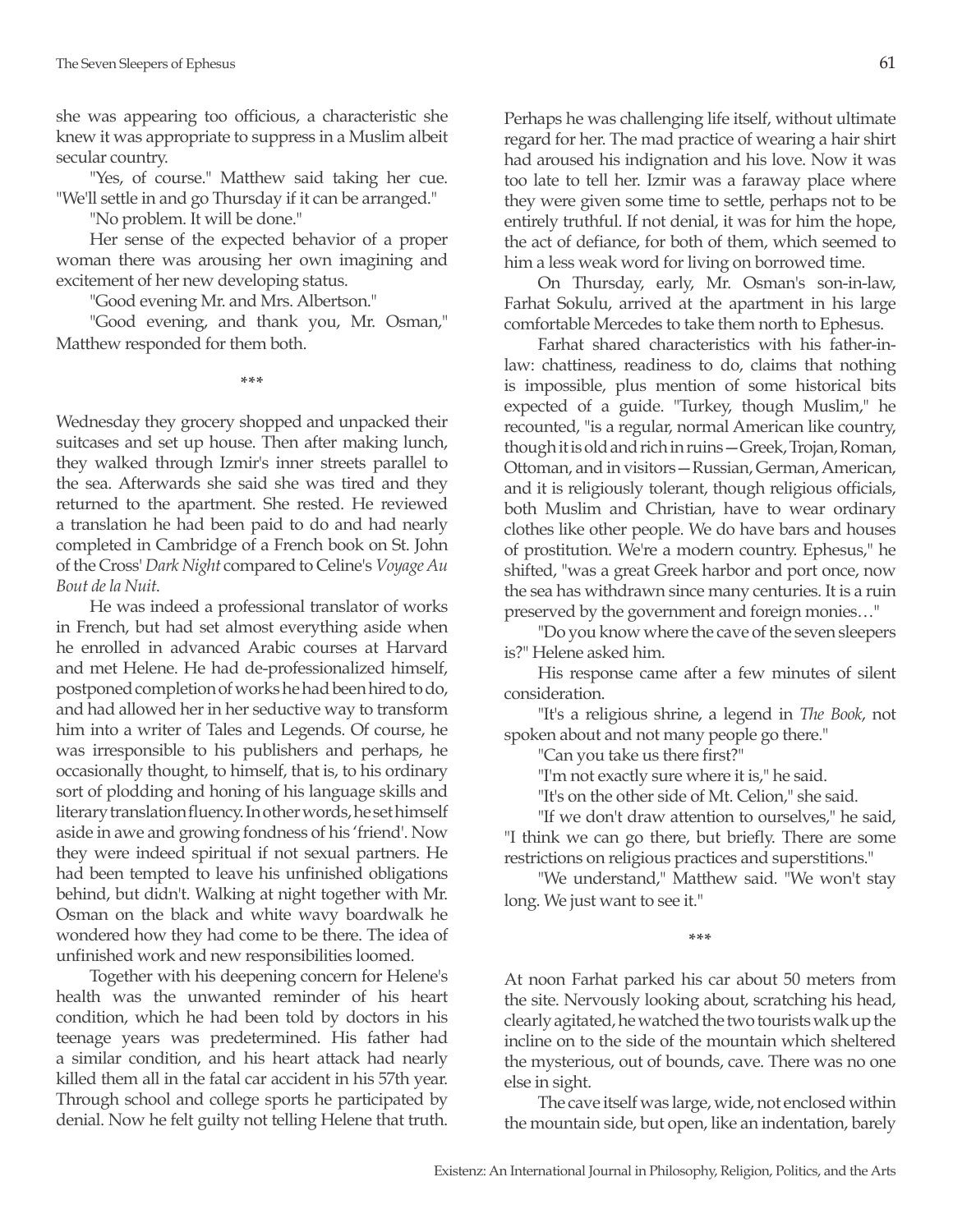she was appearing too officious, a characteristic she knew it was appropriate to suppress in a Muslim albeit secular country.

"Yes, of course." Matthew said taking her cue. "We'll settle in and go Thursday if it can be arranged."

"No problem. It will be done."

Her sense of the expected behavior of a proper woman there was arousing her own imagining and excitement of her new developing status.

"Good evening Mr. and Mrs. Albertson."

"Good evening, and thank you, Mr. Osman," Matthew responded for them both.

\*\*\*

Wednesday they grocery shopped and unpacked their suitcases and set up house. Then after making lunch, they walked through Izmir's inner streets parallel to the sea. Afterwards she said she was tired and they returned to the apartment. She rested. He reviewed a translation he had been paid to do and had nearly completed in Cambridge of a French book on St. John of the Cross' *Dark Night* compared to Celine's *Voyage Au Bout de la Nuit*.

He was indeed a professional translator of works in French, but had set almost everything aside when he enrolled in advanced Arabic courses at Harvard and met Helene. He had de-professionalized himself, postponed completion of works he had been hired to do, and had allowed her in her seductive way to transform him into a writer of Tales and Legends. Of course, he was irresponsible to his publishers and perhaps, he occasionally thought, to himself, that is, to his ordinary sort of plodding and honing of his language skills and literary translation fluency. In other words, he set himself aside in awe and growing fondness of his 'friend'. Now they were indeed spiritual if not sexual partners. He had been tempted to leave his unfinished obligations behind, but didn't. Walking at night together with Mr. Osman on the black and white wavy boardwalk he wondered how they had come to be there. The idea of unfinished work and new responsibilities loomed.

Together with his deepening concern for Helene's health was the unwanted reminder of his heart condition, which he had been told by doctors in his teenage years was predetermined. His father had a similar condition, and his heart attack had nearly killed them all in the fatal car accident in his 57th year. Through school and college sports he participated by denial. Now he felt guilty not telling Helene that truth. Perhaps he was challenging life itself, without ultimate regard for her. The mad practice of wearing a hair shirt had aroused his indignation and his love. Now it was too late to tell her. Izmir was a faraway place where they were given some time to settle, perhaps not to be entirely truthful. If not denial, it was for him the hope, the act of defiance, for both of them, which seemed to him a less weak word for living on borrowed time.

On Thursday, early, Mr. Osman's son-in-law, Farhat Sokulu, arrived at the apartment in his large comfortable Mercedes to take them north to Ephesus.

Farhat shared characteristics with his father-in-law: chattiness, readiness to do, claims that nothing is impossible, plus mention of some historical bits expected of a guide. "Turkey, though Muslim," he recounted, "is a regular, normal American like country, though it is old and rich in ruins—Greek, Trojan, Roman, Ottoman, and in visitors—Russian, German, American, and it is religiously tolerant, though religious officials, both Muslim and Christian, have to wear ordinary clothes like other people. We do have bars and houses of prostitution. We're a modern country. Ephesus," he shifted, "was a great Greek harbor and port once, now the sea has withdrawn since many centuries. It is a ruin preserved by the government and foreign monies…"

"Do you know where the cave of the seven sleepers is?" Helene asked him.

His response came after a few minutes of silent consideration.

"It's a religious shrine, a legend in *The Book*, not spoken about and not many people go there."

"Can you take us there first?"

"I'm not exactly sure where it is," he said.

"It's on the other side of Mt. Celion," she said.

"If we don't draw attention to ourselves," he said, "I think we can go there, but briefly. There are some restrictions on religious practices and superstitions."

"We understand," Matthew said. "We won't stay long. We just want to see it."

\*\*\*

At noon Farhat parked his car about 50 meters from the site. Nervously looking about, scratching his head, clearly agitated, he watched the two tourists walk up the incline on to the side of the mountain which sheltered the mysterious, out of bounds, cave. There was no one else in sight.

The cave itself was large, wide, not enclosed within the mountain side, but open, like an indentation, barely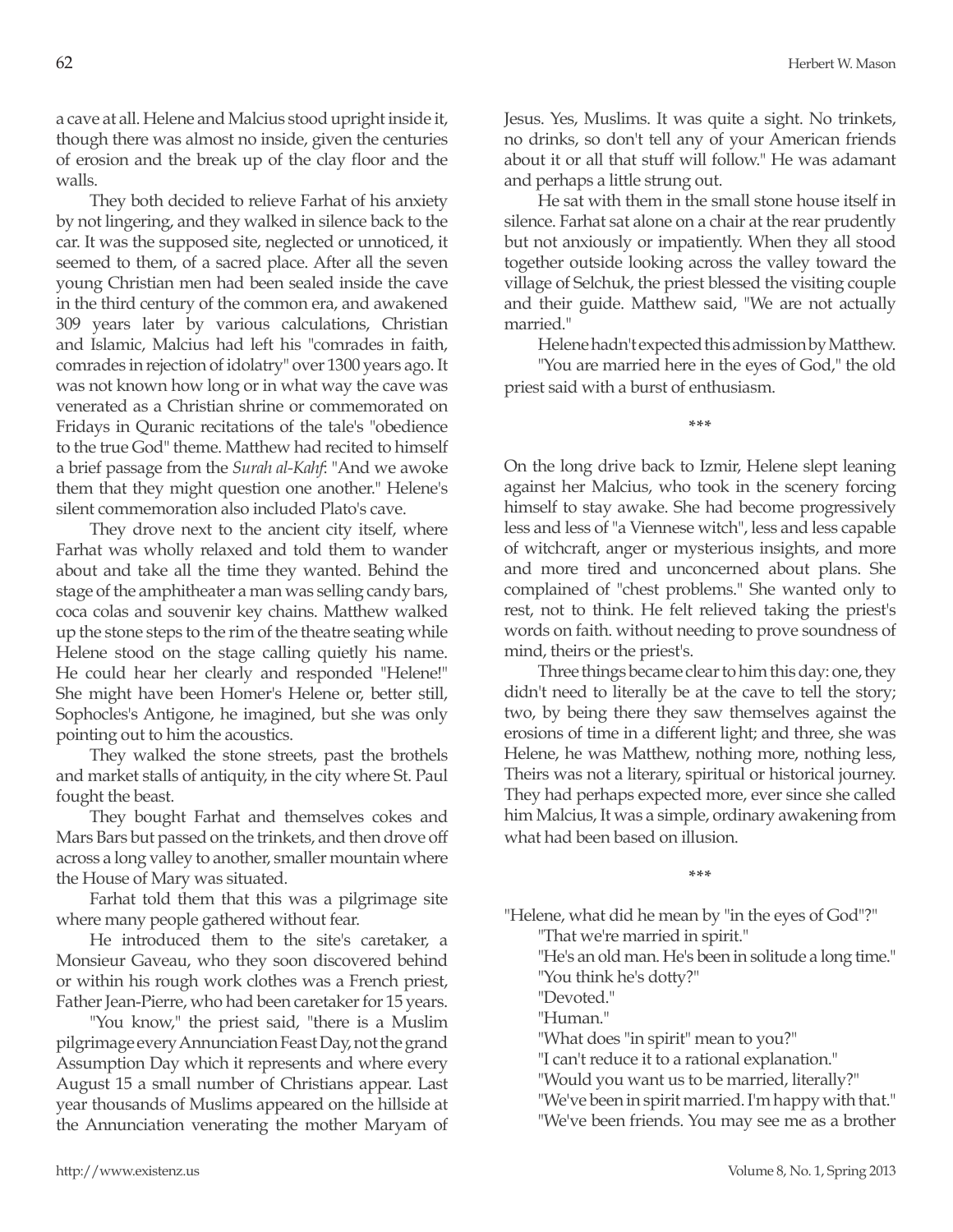a cave at all. Helene and Malcius stood upright inside it, though there was almost no inside, given the centuries of erosion and the break up of the clay floor and the walls.

They both decided to relieve Farhat of his anxiety by not lingering, and they walked in silence back to the car. It was the supposed site, neglected or unnoticed, it seemed to them, of a sacred place. After all the seven young Christian men had been sealed inside the cave in the third century of the common era, and awakened 309 years later by various calculations, Christian and Islamic, Malcius had left his "comrades in faith, comrades in rejection of idolatry" over 1300 years ago. It was not known how long or in what way the cave was venerated as a Christian shrine or commemorated on Fridays in Quranic recitations of the tale's "obedience to the true God" theme. Matthew had recited to himself a brief passage from the *Surah al-Kahf*: "And we awoke them that they might question one another." Helene's silent commemoration also included Plato's cave.

They drove next to the ancient city itself, where Farhat was wholly relaxed and told them to wander about and take all the time they wanted. Behind the stage of the amphitheater a man was selling candy bars, coca colas and souvenir key chains. Matthew walked up the stone steps to the rim of the theatre seating while Helene stood on the stage calling quietly his name. He could hear her clearly and responded "Helene!" She might have been Homer's Helene or, better still, Sophocles's Antigone, he imagined, but she was only pointing out to him the acoustics.

They walked the stone streets, past the brothels and market stalls of antiquity, in the city where St. Paul fought the beast.

They bought Farhat and themselves cokes and Mars Bars but passed on the trinkets, and then drove off across a long valley to another, smaller mountain where the House of Mary was situated.

Farhat told them that this was a pilgrimage site where many people gathered without fear.

He introduced them to the site's caretaker, a Monsieur Gaveau, who they soon discovered behind or within his rough work clothes was a French priest, Father Jean-Pierre, who had been caretaker for 15 years.

"You know," the priest said, "there is a Muslim pilgrimage every Annunciation Feast Day, not the grand Assumption Day which it represents and where every August 15 a small number of Christians appear. Last year thousands of Muslims appeared on the hillside at the Annunciation venerating the mother Maryam of Jesus. Yes, Muslims. It was quite a sight. No trinkets, no drinks, so don't tell any of your American friends about it or all that stuff will follow." He was adamant and perhaps a little strung out.

He sat with them in the small stone house itself in silence. Farhat sat alone on a chair at the rear prudently but not anxiously or impatiently. When they all stood together outside looking across the valley toward the village of Selchuk, the priest blessed the visiting couple and their guide. Matthew said, "We are not actually married."

Helene hadn't expected this admission by Matthew.

"You are married here in the eyes of God," the old priest said with a burst of enthusiasm.

\*\*\*

On the long drive back to Izmir, Helene slept leaning against her Malcius, who took in the scenery forcing himself to stay awake. She had become progressively less and less of "a Viennese witch", less and less capable of witchcraft, anger or mysterious insights, and more and more tired and unconcerned about plans. She complained of "chest problems." She wanted only to rest, not to think. He felt relieved taking the priest's words on faith. without needing to prove soundness of mind, theirs or the priest's.

Three things became clear to him this day: one, they didn't need to literally be at the cave to tell the story; two, by being there they saw themselves against the erosions of time in a different light; and three, she was Helene, he was Matthew, nothing more, nothing less, Theirs was not a literary, spiritual or historical journey. They had perhaps expected more, ever since she called him Malcius, It was a simple, ordinary awakening from what had been based on illusion.

\*\*\*

"Helene, what did he mean by "in the eyes of God"?"

"That we're married in spirit."

"He's an old man. He's been in solitude a long time."

"You think he's dotty?"

"Devoted."

"Human."

"What does "in spirit" mean to you?"

"I can't reduce it to a rational explanation."

"Would you want us to be married, literally?"

"We've been in spirit married. I'm happy with that."

"We've been friends. You may see me as a brother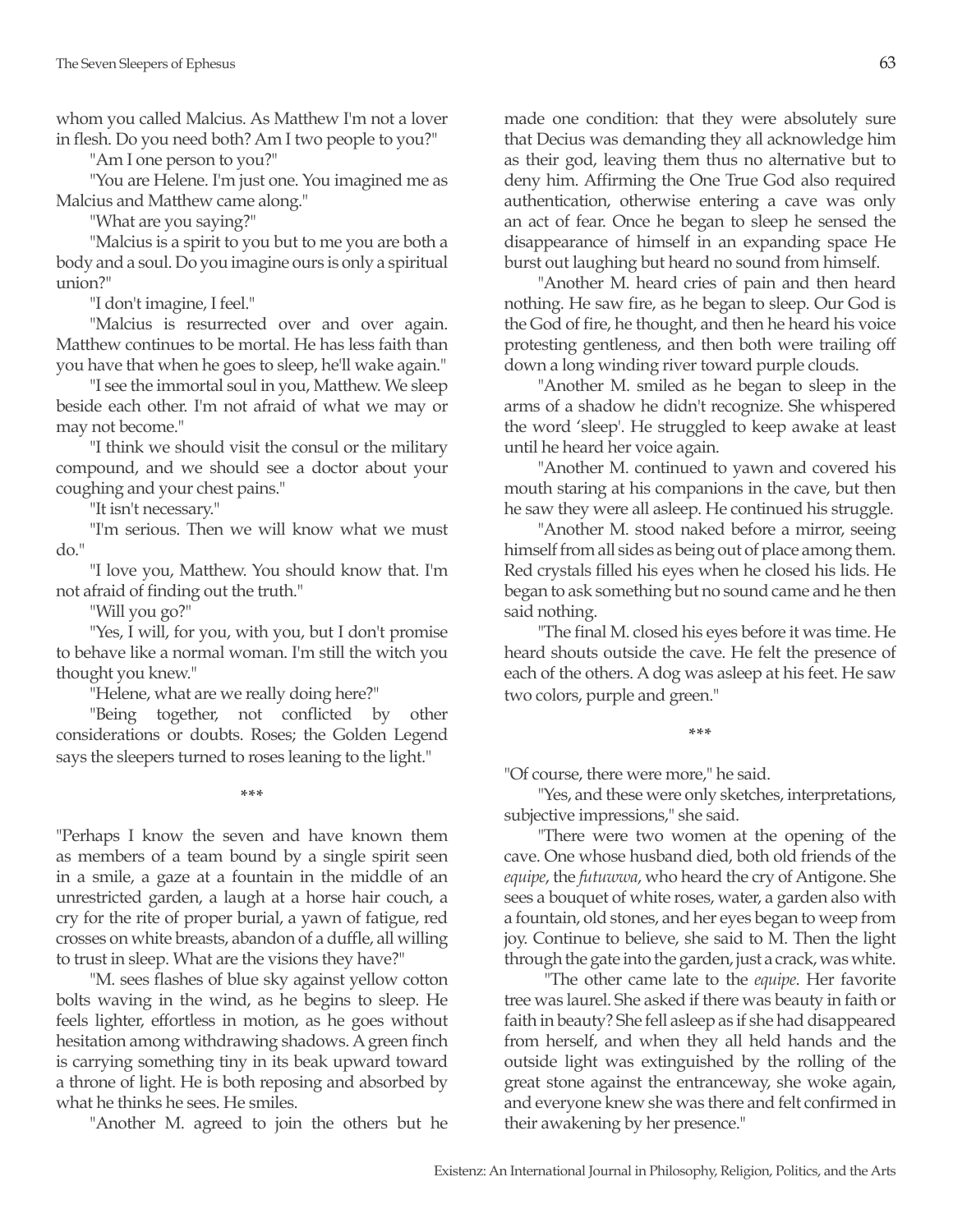whom you called Malcius. As Matthew I'm not a lover in flesh. Do you need both? Am I two people to you?"

"Am I one person to you?"

"You are Helene. I'm just one. You imagined me as Malcius and Matthew came along."

"What are you saying?"

"Malcius is a spirit to you but to me you are both a body and a soul. Do you imagine ours is only a spiritual union?"

"I don't imagine, I feel."

"Malcius is resurrected over and over again. Matthew continues to be mortal. He has less faith than you have that when he goes to sleep, he'll wake again."

"I see the immortal soul in you, Matthew. We sleep beside each other. I'm not afraid of what we may or may not become."

"I think we should visit the consul or the military compound, and we should see a doctor about your coughing and your chest pains."

"It isn't necessary."

"I'm serious. Then we will know what we must do."

"I love you, Matthew. You should know that. I'm not afraid of finding out the truth."

"Will you go?"

"Yes, I will, for you, with you, but I don't promise to behave like a normal woman. I'm still the witch you thought you knew."

"Helene, what are we really doing here?"

"Being together, not conflicted by other considerations or doubts. Roses; the Golden Legend says the sleepers turned to roses leaning to the light."

\*\*\*

"Perhaps I know the seven and have known them as members of a team bound by a single spirit seen in a smile, a gaze at a fountain in the middle of an unrestricted garden, a laugh at a horse hair couch, a cry for the rite of proper burial, a yawn of fatigue, red crosses on white breasts, abandon of a duffle, all willing to trust in sleep. What are the visions they have?"

"M. sees flashes of blue sky against yellow cotton bolts waving in the wind, as he begins to sleep. He feels lighter, effortless in motion, as he goes without hesitation among withdrawing shadows. A green finch is carrying something tiny in its beak upward toward a throne of light. He is both reposing and absorbed by what he thinks he sees. He smiles.

"Another M. agreed to join the others but he made one condition: that they were absolutely sure that Decius was demanding they all acknowledge him as their god, leaving them thus no alternative but to deny him. Affirming the One True God also required authentication, otherwise entering a cave was only an act of fear. Once he began to sleep he sensed the disappearance of himself in an expanding space He burst out laughing but heard no sound from himself.

"Another M. heard cries of pain and then heard nothing. He saw fire, as he began to sleep. Our God is the God of fire, he thought, and then he heard his voice protesting gentleness, and then both were trailing off down a long winding river toward purple clouds.

"Another M. smiled as he began to sleep in the arms of a shadow he didn't recognize. She whispered the word 'sleep'. He struggled to keep awake at least until he heard her voice again.

"Another M. continued to yawn and covered his mouth staring at his companions in the cave, but then he saw they were all asleep. He continued his struggle.

"Another M. stood naked before a mirror, seeing himself from all sides as being out of place among them. Red crystals filled his eyes when he closed his lids. He began to ask something but no sound came and he then said nothing.

"The final M. closed his eyes before it was time. He heard shouts outside the cave. He felt the presence of each of the others. A dog was asleep at his feet. He saw two colors, purple and green."

\*\*\*

"Of course, there were more," he said.

"Yes, and these were only sketches, interpretations, subjective impressions," she said.

"There were two women at the opening of the cave. One whose husband died, both old friends of the *equipe*, the *futuwwa*, who heard the cry of Antigone. She sees a bouquet of white roses, water, a garden also with a fountain, old stones, and her eyes began to weep from joy. Continue to believe, she said to M. Then the light through the gate into the garden, just a crack, was white.

"The other came late to the *equipe*. Her favorite tree was laurel. She asked if there was beauty in faith or faith in beauty? She fell asleep as if she had disappeared from herself, and when they all held hands and the outside light was extinguished by the rolling of the great stone against the entranceway, she woke again, and everyone knew she was there and felt confirmed in their awakening by her presence."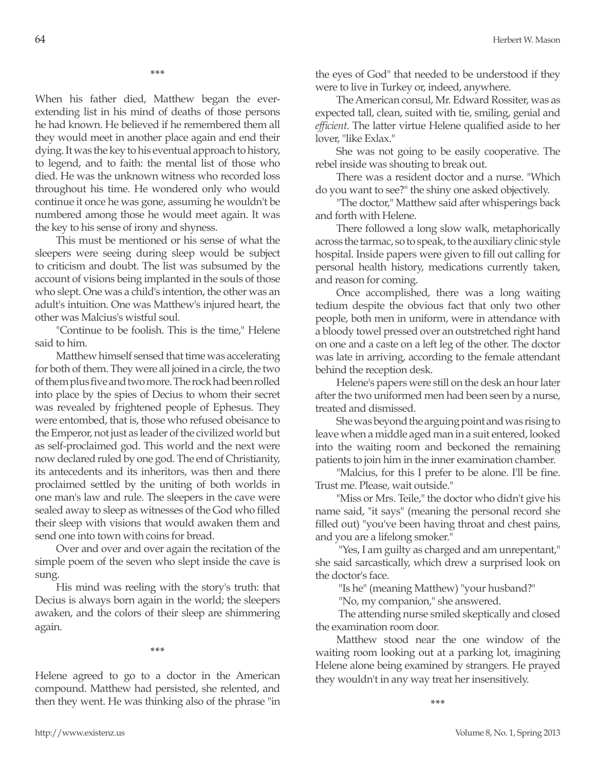\*\*\*

When his father died, Matthew began the ever-extending list in his mind of deaths of those persons he had known. He believed if he remembered them all they would meet in another place again and end their dying. It was the key to his eventual approach to history, to legend, and to faith: the mental list of those who died. He was the unknown witness who recorded loss throughout his time. He wondered only who would continue it once he was gone, assuming he wouldn't be numbered among those he would meet again. It was the key to his sense of irony and shyness.

This must be mentioned or his sense of what the sleepers were seeing during sleep would be subject to criticism and doubt. The list was subsumed by the account of visions being implanted in the souls of those who slept. One was a child's intention, the other was an adult's intuition. One was Matthew's injured heart, the other was Malcius's wistful soul.

"Continue to be foolish. This is the time," Helene said to him.

Matthew himself sensed that time was accelerating for both of them. They were all joined in a circle, the two of them plus five and two more. The rock had been rolled into place by the spies of Decius to whom their secret was revealed by frightened people of Ephesus. They were entombed, that is, those who refused obeisance to the Emperor, not just as leader of the civilized world but as self-proclaimed god. This world and the next were now declared ruled by one god. The end of Christianity, its antecedents and its inheritors, was then and there proclaimed settled by the uniting of both worlds in one man's law and rule. The sleepers in the cave were sealed away to sleep as witnesses of the God who filled their sleep with visions that would awaken them and send one into town with coins for bread.

Over and over and over again the recitation of the simple poem of the seven who slept inside the cave is sung.

His mind was reeling with the story's truth: that Decius is always born again in the world; the sleepers awaken, and the colors of their sleep are shimmering again.

\*\*\*

Helene agreed to go to a doctor in the American compound. Matthew had persisted, she relented, and then they went. He was thinking also of the phrase "in the eyes of God" that needed to be understood if they were to live in Turkey or, indeed, anywhere.

The American consul, Mr. Edward Rossiter, was as expected tall, clean, suited with tie, smiling, genial and *efficient*. The latter virtue Helene qualified aside to her lover, "like Exlax."

She was not going to be easily cooperative. The rebel inside was shouting to break out.

There was a resident doctor and a nurse. "Which do you want to see?" the shiny one asked objectively.

"The doctor," Matthew said after whisperings back and forth with Helene.

There followed a long slow walk, metaphorically across the tarmac, so to speak, to the auxiliary clinic style hospital. Inside papers were given to fill out calling for personal health history, medications currently taken, and reason for coming.

Once accomplished, there was a long waiting tedium despite the obvious fact that only two other people, both men in uniform, were in attendance with a bloody towel pressed over an outstretched right hand on one and a caste on a left leg of the other. The doctor was late in arriving, according to the female attendant behind the reception desk.

Helene's papers were still on the desk an hour later after the two uniformed men had been seen by a nurse, treated and dismissed.

She was beyond the arguing point and was rising to leave when a middle aged man in a suit entered, looked into the waiting room and beckoned the remaining patients to join him in the inner examination chamber.

"Malcius, for this I prefer to be alone. I'll be fine. Trust me. Please, wait outside."

"Miss or Mrs. Teile," the doctor who didn't give his name said, "it says" (meaning the personal record she filled out) "you've been having throat and chest pains, and you are a lifelong smoker."

"Yes, I am guilty as charged and am unrepentant," she said sarcastically, which drew a surprised look on the doctor's face.

"Is he" (meaning Matthew) "your husband?"

"No, my companion," she answered.

The attending nurse smiled skeptically and closed the examination room door.

Matthew stood near the one window of the waiting room looking out at a parking lot, imagining Helene alone being examined by strangers. He prayed they wouldn't in any way treat her insensitively.

\*\*\*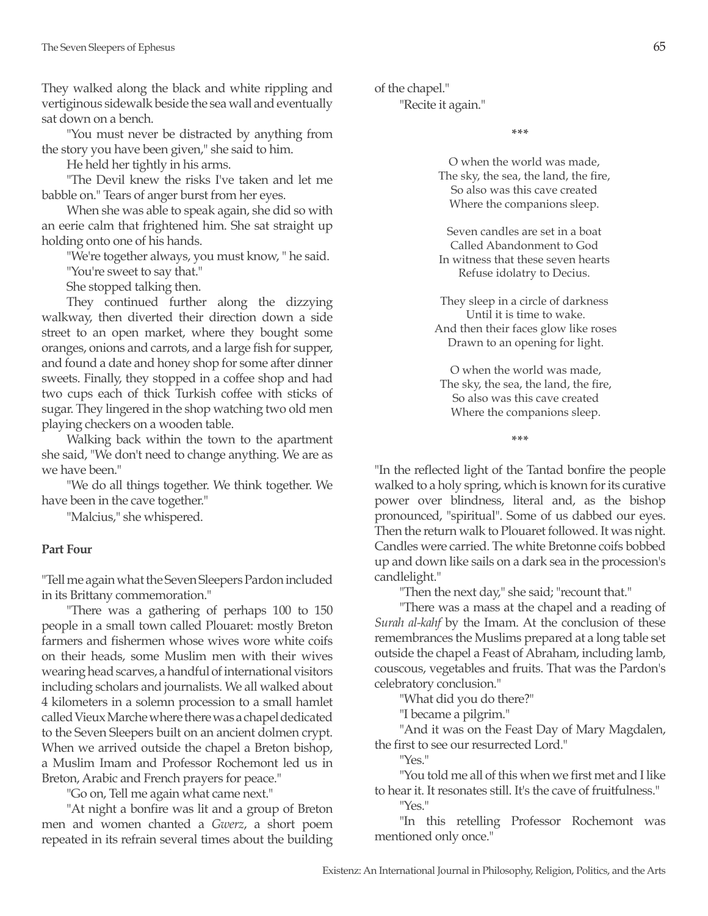They walked along the black and white rippling and vertiginous sidewalk beside the sea wall and eventually sat down on a bench.

"You must never be distracted by anything from the story you have been given," she said to him.

He held her tightly in his arms.

"The Devil knew the risks I've taken and let me babble on." Tears of anger burst from her eyes.

When she was able to speak again, she did so with an eerie calm that frightened him. She sat straight up holding onto one of his hands.

"We're together always, you must know, " he said.

"You're sweet to say that."

She stopped talking then.

They continued further along the dizzying walkway, then diverted their direction down a side street to an open market, where they bought some oranges, onions and carrots, and a large fish for supper, and found a date and honey shop for some after dinner sweets. Finally, they stopped in a coffee shop and had two cups each of thick Turkish coffee with sticks of sugar. They lingered in the shop watching two old men playing checkers on a wooden table.

Walking back within the town to the apartment she said, "We don't need to change anything. We are as we have been."

"We do all things together. We think together. We have been in the cave together."

"Malcius," she whispered.

**Part Four**

"Tell me again what the Seven Sleepers Pardon included in its Brittany commemoration."

"There was a gathering of perhaps 100 to 150 people in a small town called Plouaret: mostly Breton farmers and fishermen whose wives wore white coifs on their heads, some Muslim men with their wives wearing head scarves, a handful of international visitors including scholars and journalists. We all walked about 4 kilometers in a solemn procession to a small hamlet called Vieux Marche where there was a chapel dedicated to the Seven Sleepers built on an ancient dolmen crypt. When we arrived outside the chapel a Breton bishop, a Muslim Imam and Professor Rochemont led us in Breton, Arabic and French prayers for peace."

"Go on, Tell me again what came next."

"At night a bonfire was lit and a group of Breton men and women chanted a *Gwerz*, a short poem repeated in its refrain several times about the building of the chapel."

"Recite it again."

\*\*\*

O when the world was made,
The sky, the sea, the land, the fire,
So also was this cave created
Where the companions sleep.

Seven candles are set in a boat
Called Abandonment to God
In witness that these seven hearts
Refuse idolatry to Decius.

They sleep in a circle of darkness
Until it is time to wake.
And then their faces glow like roses
Drawn to an opening for light.

O when the world was made,
The sky, the sea, the land, the fire,
So also was this cave created
Where the companions sleep.

\*\*\*

"In the reflected light of the Tantad bonfire the people walked to a holy spring, which is known for its curative power over blindness, literal and, as the bishop pronounced, "spiritual". Some of us dabbed our eyes. Then the return walk to Plouaret followed. It was night. Candles were carried. The white Bretonne coifs bobbed up and down like sails on a dark sea in the procession's candlelight."

"Then the next day," she said; "recount that."

"There was a mass at the chapel and a reading of *Surah al-kahf* by the Imam. At the conclusion of these remembrances the Muslims prepared at a long table set outside the chapel a Feast of Abraham, including lamb, couscous, vegetables and fruits. That was the Pardon's celebratory conclusion."

"What did you do there?"

"I became a pilgrim."

"And it was on the Feast Day of Mary Magdalen, the first to see our resurrected Lord."

"Yes."

"You told me all of this when we first met and I like to hear it. It resonates still. It's the cave of fruitfulness."

"Yes."

"In this retelling Professor Rochemont was mentioned only once."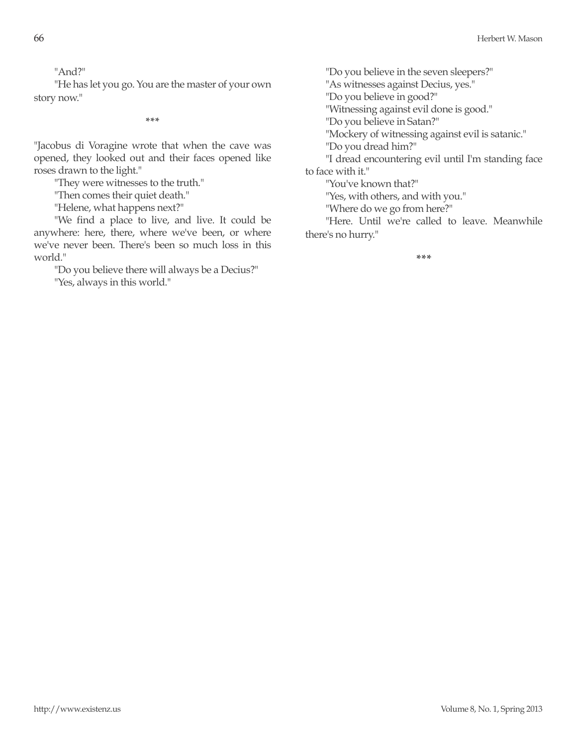"And?"

"He has let you go. You are the master of your own story now."

\*\*\*

"Jacobus di Voragine wrote that when the cave was opened, they looked out and their faces opened like roses drawn to the light."

"They were witnesses to the truth."

"Then comes their quiet death."

"Helene, what happens next?"

"We find a place to live, and live. It could be anywhere: here, there, where we've been, or where we've never been. There's been so much loss in this world."

"Do you believe there will always be a Decius?"

"Yes, always in this world."

"Do you believe in the seven sleepers?"

"As witnesses against Decius, yes."

"Do you believe in good?"

"Witnessing against evil done is good."

"Do you believe in Satan?"

"Mockery of witnessing against evil is satanic."

"Do you dread him?"

"I dread encountering evil until I'm standing face to face with it."

"You've known that?"

"Yes, with others, and with you."

"Where do we go from here?"

"Here. Until we're called to leave. Meanwhile there's no hurry."

\*\*\*